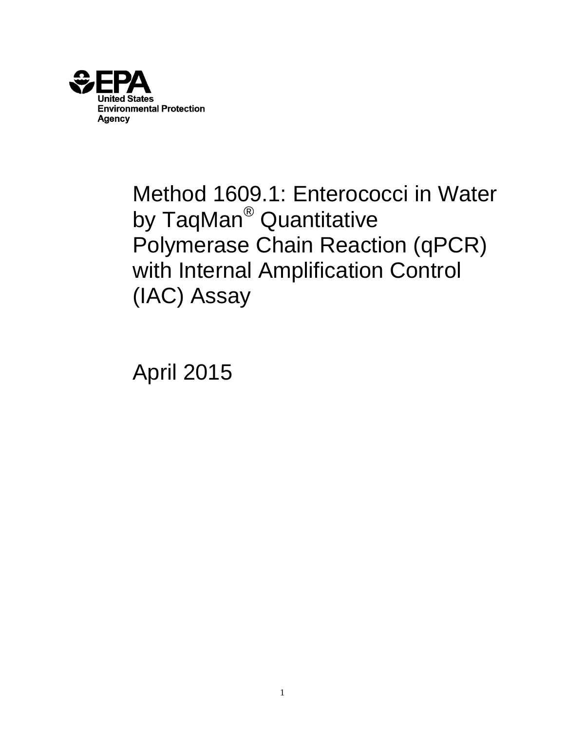EPA
United States
Environmental Protection
Agency

# Method 1609.1: Enterococci in Water by TaqMan® Quantitative Polymerase Chain Reaction (qPCR) with Internal Amplification Control (IAC) Assay

April 2015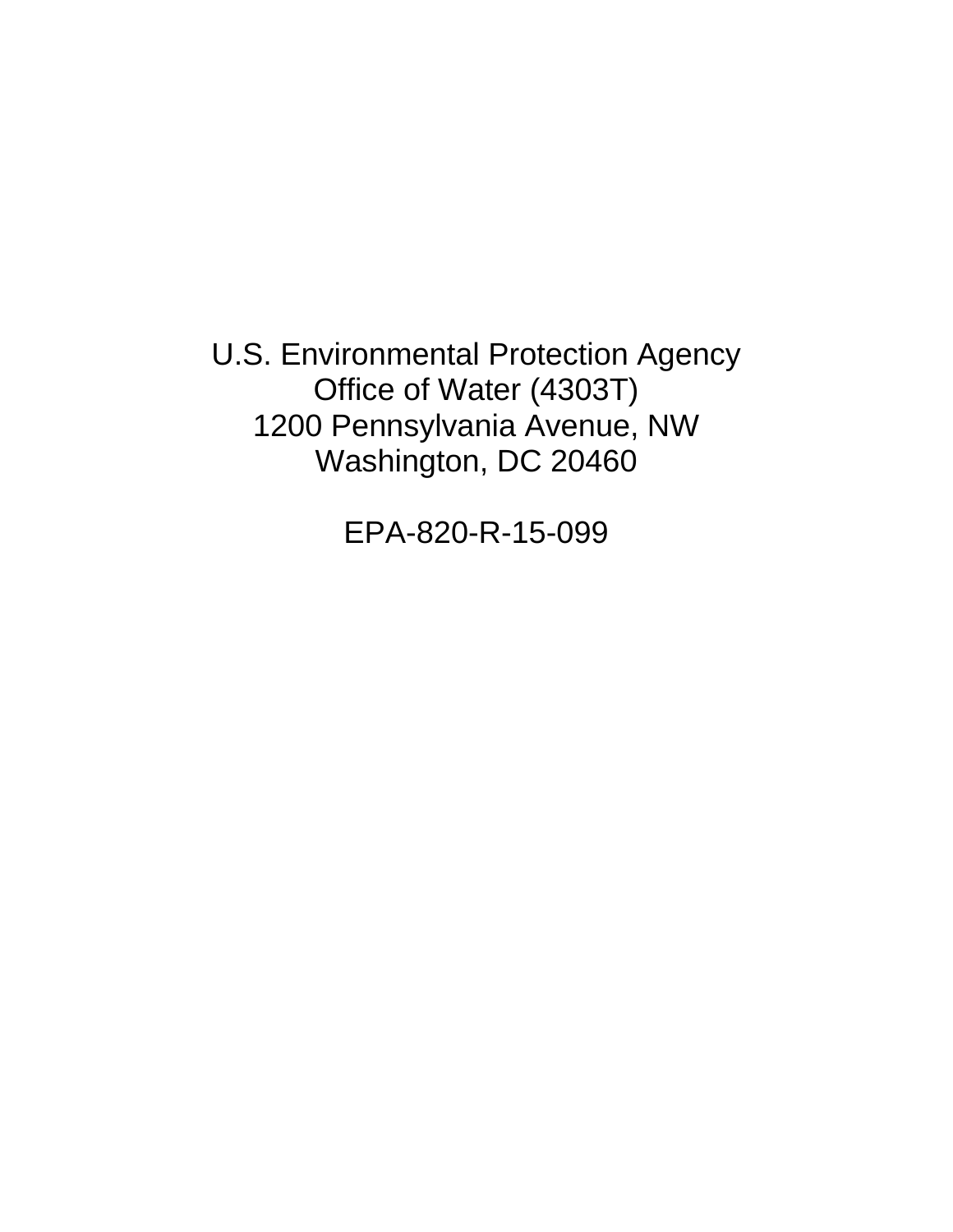U.S. Environmental Protection Agency
Office of Water (4303T)
1200 Pennsylvania Avenue, NW
Washington, DC 20460

EPA-820-R-15-099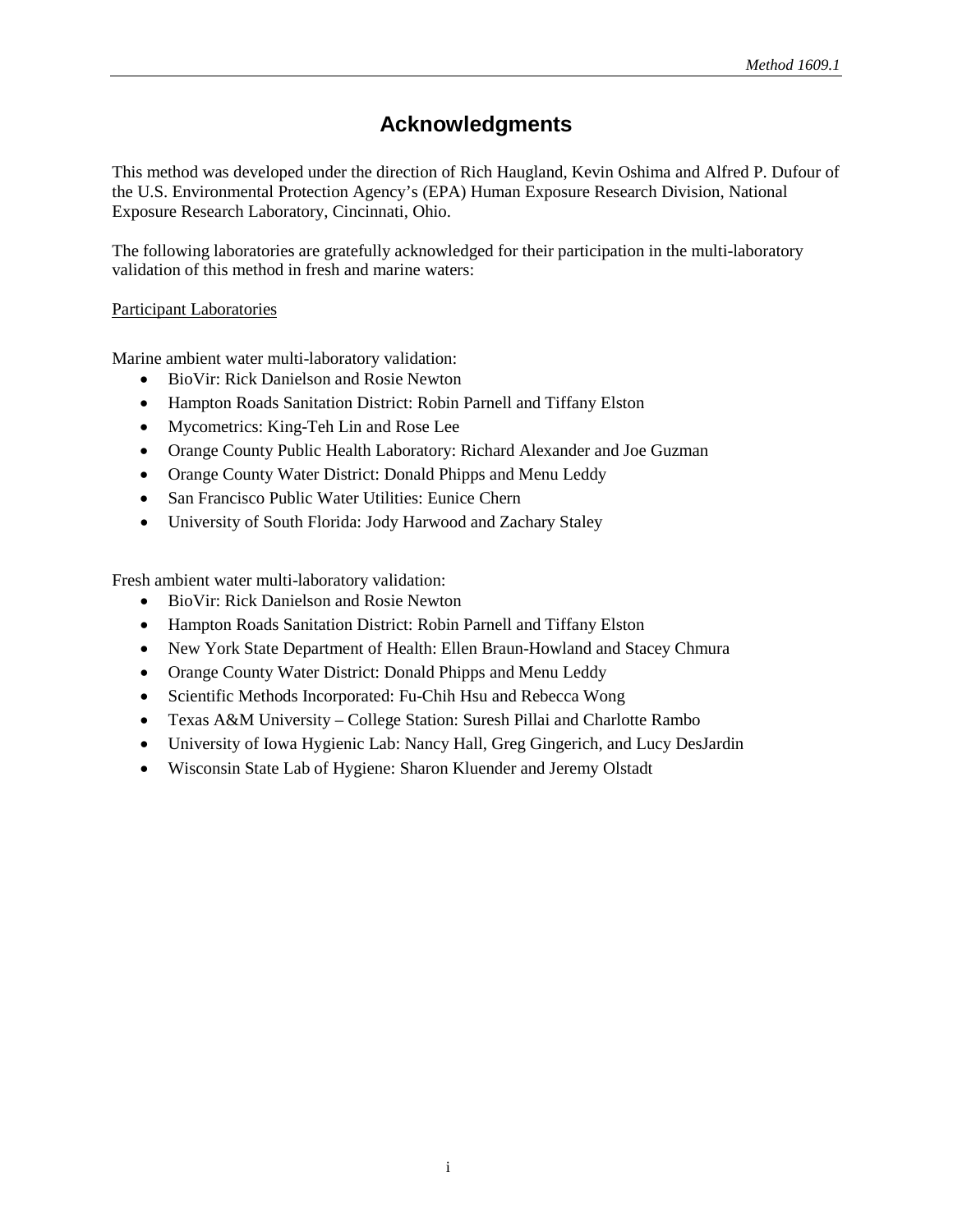# Acknowledgments

This method was developed under the direction of Rich Haugland, Kevin Oshima and Alfred P. Dufour of the U.S. Environmental Protection Agency's (EPA) Human Exposure Research Division, National Exposure Research Laboratory, Cincinnati, Ohio.

The following laboratories are gratefully acknowledged for their participation in the multi-laboratory validation of this method in fresh and marine waters:

<u>Participant Laboratories</u>

Marine ambient water multi-laboratory validation:

- BioVir: Rick Danielson and Rosie Newton
- Hampton Roads Sanitation District: Robin Parnell and Tiffany Elston
- Mycometrics: King-Teh Lin and Rose Lee
- Orange County Public Health Laboratory: Richard Alexander and Joe Guzman
- Orange County Water District: Donald Phipps and Menu Leddy
- San Francisco Public Water Utilities: Eunice Chern
- University of South Florida: Jody Harwood and Zachary Staley

Fresh ambient water multi-laboratory validation:

- BioVir: Rick Danielson and Rosie Newton
- Hampton Roads Sanitation District: Robin Parnell and Tiffany Elston
- New York State Department of Health: Ellen Braun-Howland and Stacey Chmura
- Orange County Water District: Donald Phipps and Menu Leddy
- Scientific Methods Incorporated: Fu-Chih Hsu and Rebecca Wong
- Texas A&M University – College Station: Suresh Pillai and Charlotte Rambo
- University of Iowa Hygienic Lab: Nancy Hall, Greg Gingerich, and Lucy DesJardin
- Wisconsin State Lab of Hygiene: Sharon Kluender and Jeremy Olstadt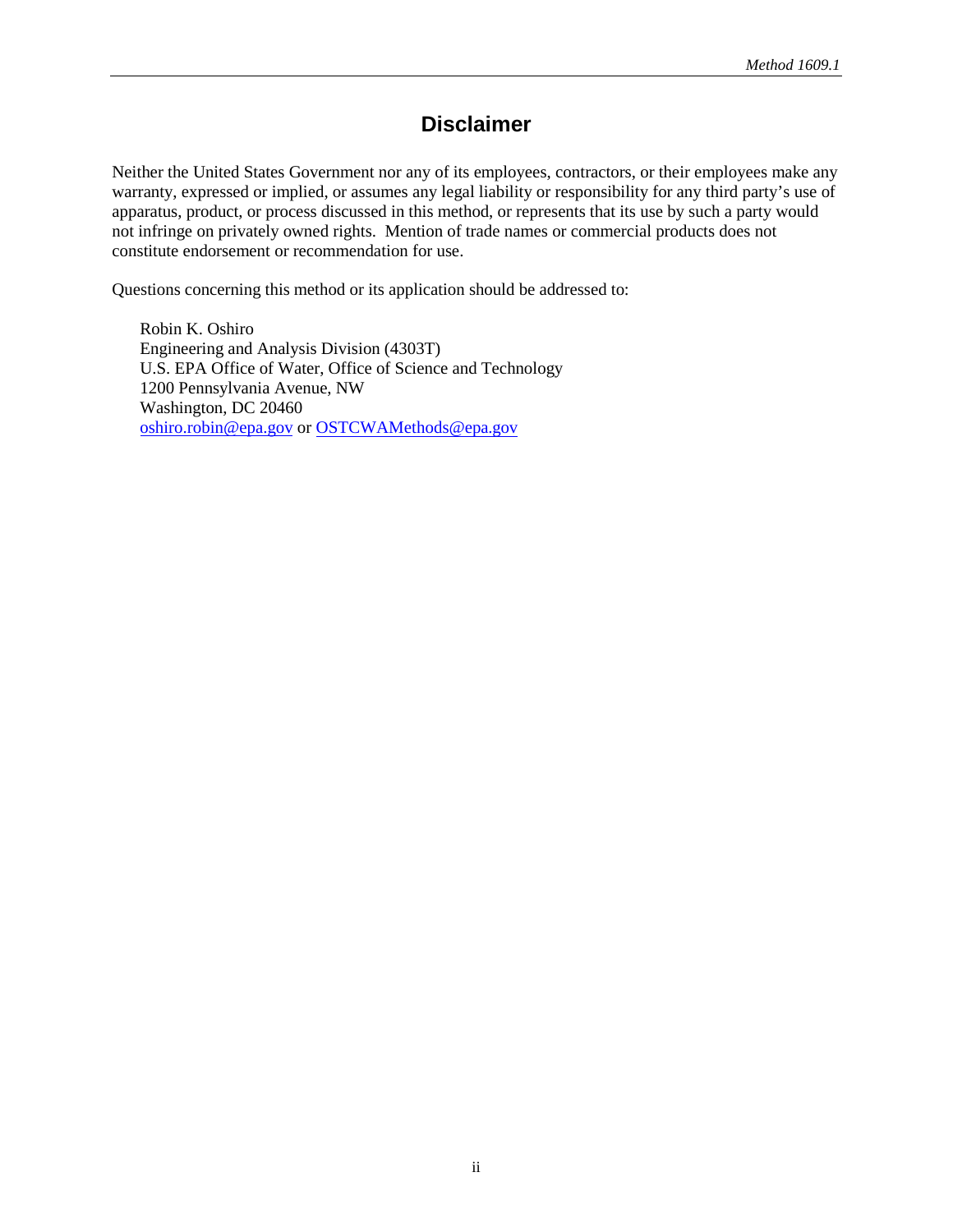# Disclaimer

Neither the United States Government nor any of its employees, contractors, or their employees make any warranty, expressed or implied, or assumes any legal liability or responsibility for any third party's use of apparatus, product, or process discussed in this method, or represents that its use by such a party would not infringe on privately owned rights. Mention of trade names or commercial products does not constitute endorsement or recommendation for use.

Questions concerning this method or its application should be addressed to:

Robin K. Oshiro
Engineering and Analysis Division (4303T)
U.S. EPA Office of Water, Office of Science and Technology
1200 Pennsylvania Avenue, NW
Washington, DC 20460
oshiro.robin@epa.gov or OSTCWAMethods@epa.gov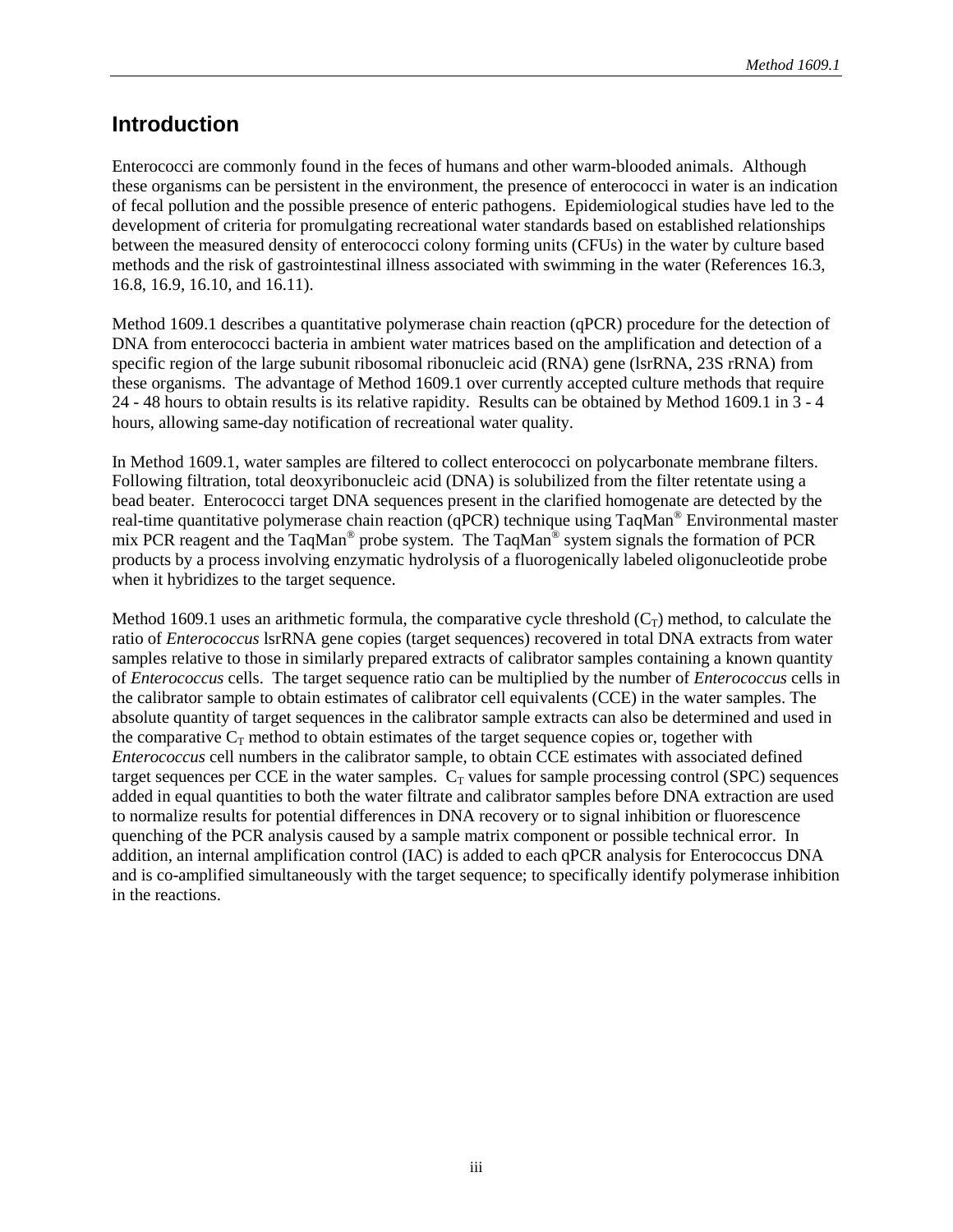## Introduction

Enterococci are commonly found in the feces of humans and other warm-blooded animals. Although these organisms can be persistent in the environment, the presence of enterococci in water is an indication of fecal pollution and the possible presence of enteric pathogens. Epidemiological studies have led to the development of criteria for promulgating recreational water standards based on established relationships between the measured density of enterococci colony forming units (CFUs) in the water by culture based methods and the risk of gastrointestinal illness associated with swimming in the water (References 16.3, 16.8, 16.9, 16.10, and 16.11).

Method 1609.1 describes a quantitative polymerase chain reaction (qPCR) procedure for the detection of DNA from enterococci bacteria in ambient water matrices based on the amplification and detection of a specific region of the large subunit ribosomal ribonucleic acid (RNA) gene (lsrRNA, 23S rRNA) from these organisms. The advantage of Method 1609.1 over currently accepted culture methods that require 24 - 48 hours to obtain results is its relative rapidity. Results can be obtained by Method 1609.1 in 3 - 4 hours, allowing same-day notification of recreational water quality.

In Method 1609.1, water samples are filtered to collect enterococci on polycarbonate membrane filters. Following filtration, total deoxyribonucleic acid (DNA) is solubilized from the filter retentate using a bead beater. Enterococci target DNA sequences present in the clarified homogenate are detected by the real-time quantitative polymerase chain reaction (qPCR) technique using TaqMan® Environmental master mix PCR reagent and the TaqMan® probe system. The TaqMan® system signals the formation of PCR products by a process involving enzymatic hydrolysis of a fluorogenically labeled oligonucleotide probe when it hybridizes to the target sequence.

Method 1609.1 uses an arithmetic formula, the comparative cycle threshold ($C_T$) method, to calculate the ratio of *Enterococcus* lsrRNA gene copies (target sequences) recovered in total DNA extracts from water samples relative to those in similarly prepared extracts of calibrator samples containing a known quantity of *Enterococcus* cells. The target sequence ratio can be multiplied by the number of *Enterococcus* cells in the calibrator sample to obtain estimates of calibrator cell equivalents (CCE) in the water samples. The absolute quantity of target sequences in the calibrator sample extracts can also be determined and used in the comparative $C_T$ method to obtain estimates of the target sequence copies or, together with *Enterococcus* cell numbers in the calibrator sample, to obtain CCE estimates with associated defined target sequences per CCE in the water samples. $C_T$ values for sample processing control (SPC) sequences added in equal quantities to both the water filtrate and calibrator samples before DNA extraction are used to normalize results for potential differences in DNA recovery or to signal inhibition or fluorescence quenching of the PCR analysis caused by a sample matrix component or possible technical error. In addition, an internal amplification control (IAC) is added to each qPCR analysis for Enterococcus DNA and is co-amplified simultaneously with the target sequence; to specifically identify polymerase inhibition in the reactions.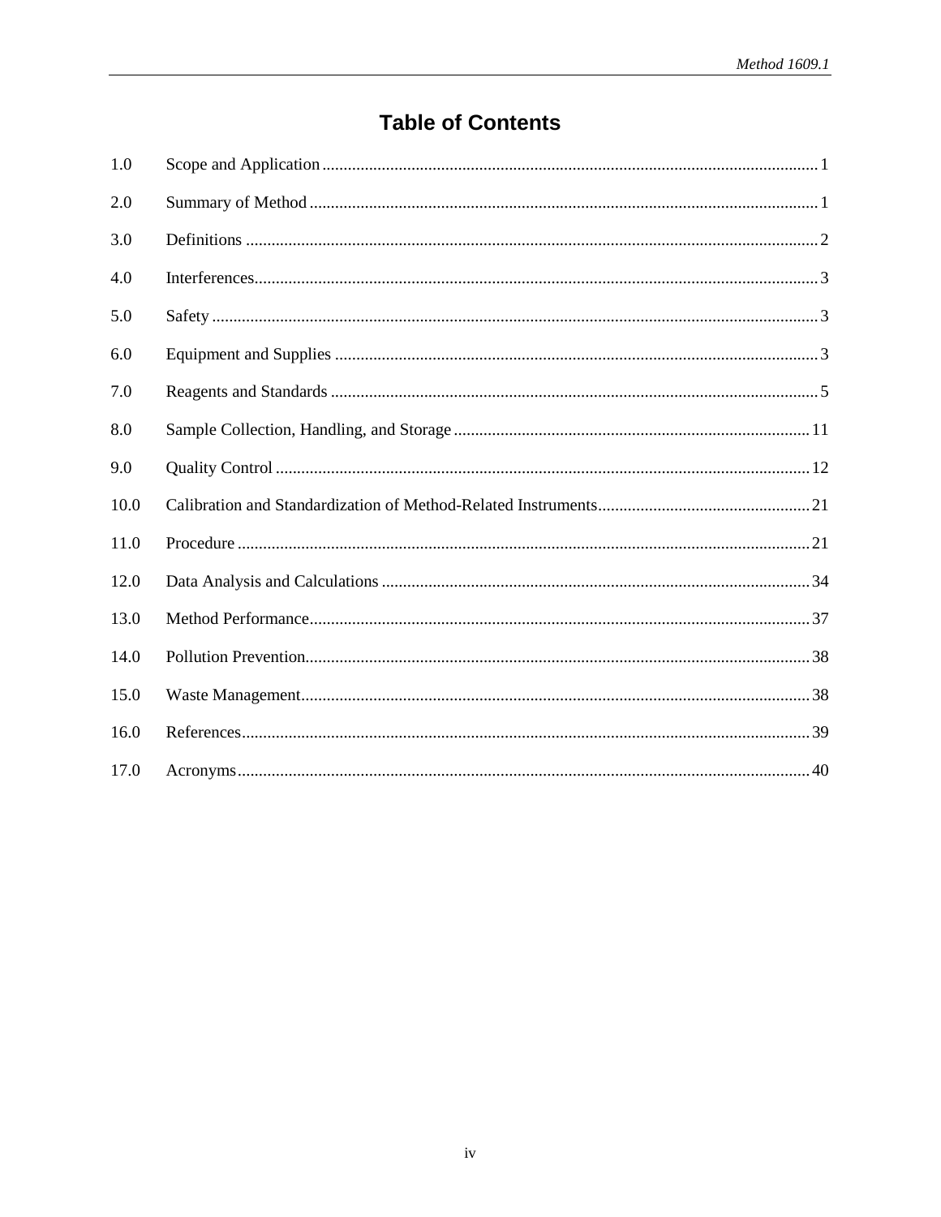# Table of Contents

| | | |
|---|---|---|
| 1.0 | Scope and Application | 1 |
| 2.0 | Summary of Method | 1 |
| 3.0 | Definitions | 2 |
| 4.0 | Interferences | 3 |
| 5.0 | Safety | 3 |
| 6.0 | Equipment and Supplies | 3 |
| 7.0 | Reagents and Standards | 5 |
| 8.0 | Sample Collection, Handling, and Storage | 11 |
| 9.0 | Quality Control | 12 |
| 10.0 | Calibration and Standardization of Method-Related Instruments | 21 |
| 11.0 | Procedure | 21 |
| 12.0 | Data Analysis and Calculations | 34 |
| 13.0 | Method Performance | 37 |
| 14.0 | Pollution Prevention | 38 |
| 15.0 | Waste Management | 38 |
| 16.0 | References | 39 |
| 17.0 | Acronyms | 40 |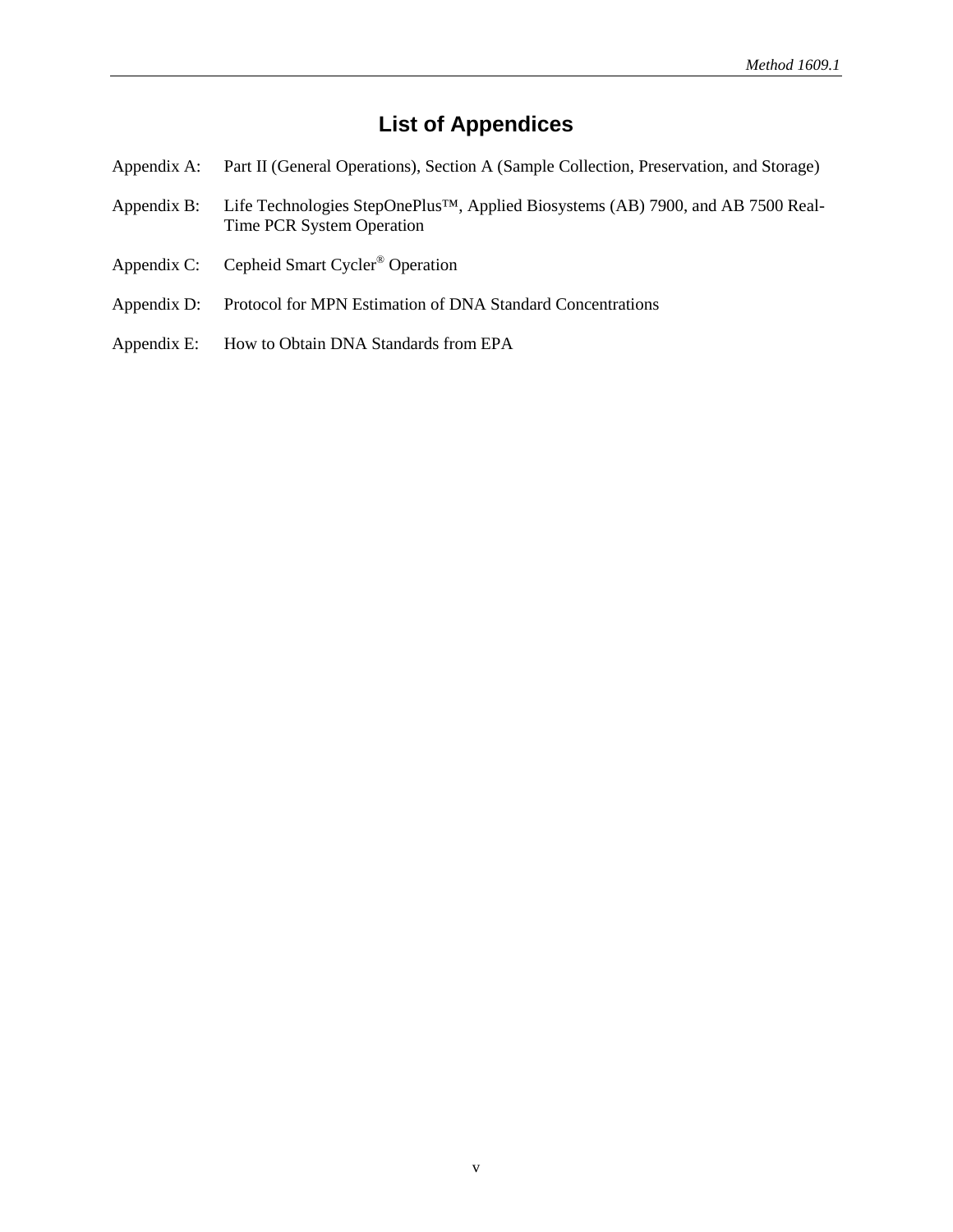# List of Appendices

Appendix A: Part II (General Operations), Section A (Sample Collection, Preservation, and Storage)

Appendix B: Life Technologies StepOnePlus™, Applied Biosystems (AB) 7900, and AB 7500 Real-Time PCR System Operation

Appendix C: Cepheid Smart Cycler® Operation

Appendix D: Protocol for MPN Estimation of DNA Standard Concentrations

Appendix E: How to Obtain DNA Standards from EPA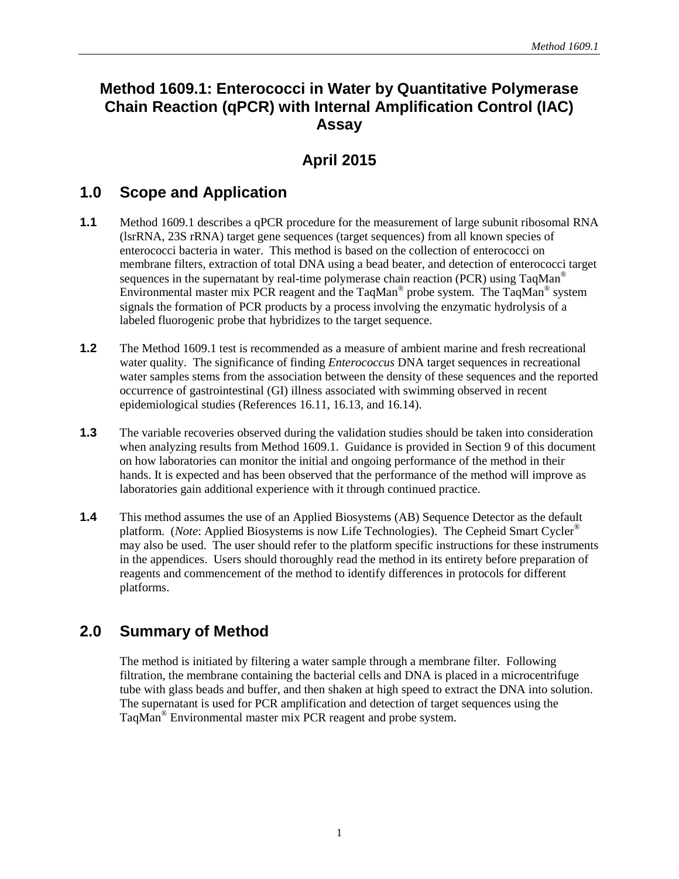# Method 1609.1: Enterococci in Water by Quantitative Polymerase Chain Reaction (qPCR) with Internal Amplification Control (IAC) Assay

## April 2015

## 1.0 Scope and Application

**1.1** Method 1609.1 describes a qPCR procedure for the measurement of large subunit ribosomal RNA (lsrRNA, 23S rRNA) target gene sequences (target sequences) from all known species of enterococci bacteria in water. This method is based on the collection of enterococci on membrane filters, extraction of total DNA using a bead beater, and detection of enterococci target sequences in the supernatant by real-time polymerase chain reaction (PCR) using TaqMan® Environmental master mix PCR reagent and the TaqMan® probe system. The TaqMan® system signals the formation of PCR products by a process involving the enzymatic hydrolysis of a labeled fluorogenic probe that hybridizes to the target sequence.

**1.2** The Method 1609.1 test is recommended as a measure of ambient marine and fresh recreational water quality. The significance of finding *Enterococcus* DNA target sequences in recreational water samples stems from the association between the density of these sequences and the reported occurrence of gastrointestinal (GI) illness associated with swimming observed in recent epidemiological studies (References 16.11, 16.13, and 16.14).

**1.3** The variable recoveries observed during the validation studies should be taken into consideration when analyzing results from Method 1609.1. Guidance is provided in Section 9 of this document on how laboratories can monitor the initial and ongoing performance of the method in their hands. It is expected and has been observed that the performance of the method will improve as laboratories gain additional experience with it through continued practice.

**1.4** This method assumes the use of an Applied Biosystems (AB) Sequence Detector as the default platform. (*Note*: Applied Biosystems is now Life Technologies). The Cepheid Smart Cycler® may also be used. The user should refer to the platform specific instructions for these instruments in the appendices. Users should thoroughly read the method in its entirety before preparation of reagents and commencement of the method to identify differences in protocols for different platforms.

## 2.0 Summary of Method

The method is initiated by filtering a water sample through a membrane filter. Following filtration, the membrane containing the bacterial cells and DNA is placed in a microcentrifuge tube with glass beads and buffer, and then shaken at high speed to extract the DNA into solution. The supernatant is used for PCR amplification and detection of target sequences using the TaqMan® Environmental master mix PCR reagent and probe system.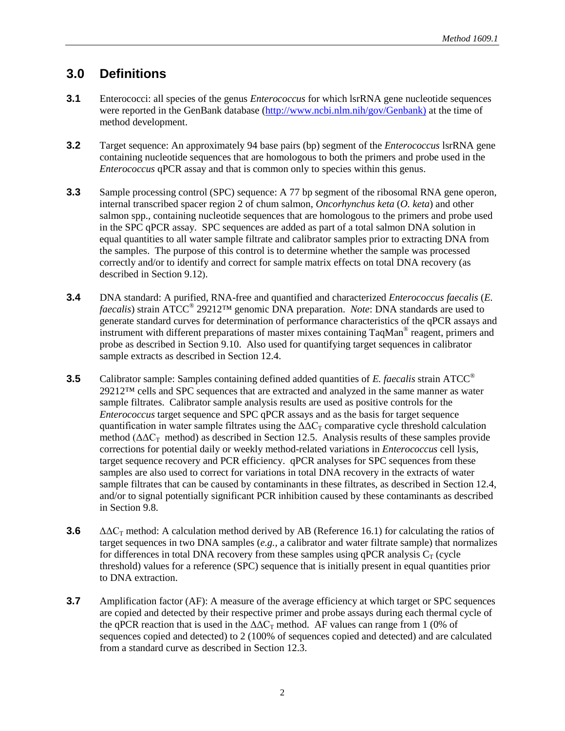## 3.0 Definitions

**3.1** Enterococci: all species of the genus *Enterococcus* for which lsrRNA gene nucleotide sequences were reported in the GenBank database (http://www.ncbi.nlm.nih/gov/Genbank) at the time of method development.

**3.2** Target sequence: An approximately 94 base pairs (bp) segment of the *Enterococcus* lsrRNA gene containing nucleotide sequences that are homologous to both the primers and probe used in the *Enterococcus* qPCR assay and that is common only to species within this genus.

**3.3** Sample processing control (SPC) sequence: A 77 bp segment of the ribosomal RNA gene operon, internal transcribed spacer region 2 of chum salmon, *Oncorhynchus keta* (*O. keta*) and other salmon spp., containing nucleotide sequences that are homologous to the primers and probe used in the SPC qPCR assay. SPC sequences are added as part of a total salmon DNA solution in equal quantities to all water sample filtrate and calibrator samples prior to extracting DNA from the samples. The purpose of this control is to determine whether the sample was processed correctly and/or to identify and correct for sample matrix effects on total DNA recovery (as described in Section 9.12).

**3.4** DNA standard: A purified, RNA-free and quantified and characterized *Enterococcus faecalis* (*E. faecalis*) strain ATCC® 29212™ genomic DNA preparation. *Note*: DNA standards are used to generate standard curves for determination of performance characteristics of the qPCR assays and instrument with different preparations of master mixes containing TaqMan® reagent, primers and probe as described in Section 9.10. Also used for quantifying target sequences in calibrator sample extracts as described in Section 12.4.

**3.5** Calibrator sample: Samples containing defined added quantities of *E. faecalis* strain ATCC® 29212™ cells and SPC sequences that are extracted and analyzed in the same manner as water sample filtrates. Calibrator sample analysis results are used as positive controls for the *Enterococcus* target sequence and SPC qPCR assays and as the basis for target sequence quantification in water sample filtrates using the $\Delta\Delta C_T$ comparative cycle threshold calculation method ($\Delta\Delta C_T$ method) as described in Section 12.5. Analysis results of these samples provide corrections for potential daily or weekly method-related variations in *Enterococcus* cell lysis, target sequence recovery and PCR efficiency. qPCR analyses for SPC sequences from these samples are also used to correct for variations in total DNA recovery in the extracts of water sample filtrates that can be caused by contaminants in these filtrates, as described in Section 12.4, and/or to signal potentially significant PCR inhibition caused by these contaminants as described in Section 9.8.

**3.6** $\Delta\Delta C_T$ method: A calculation method derived by AB (Reference 16.1) for calculating the ratios of target sequences in two DNA samples (*e.g.*, a calibrator and water filtrate sample) that normalizes for differences in total DNA recovery from these samples using qPCR analysis $C_T$ (cycle threshold) values for a reference (SPC) sequence that is initially present in equal quantities prior to DNA extraction.

**3.7** Amplification factor (AF): A measure of the average efficiency at which target or SPC sequences are copied and detected by their respective primer and probe assays during each thermal cycle of the qPCR reaction that is used in the $\Delta\Delta C_T$ method. AF values can range from 1 (0% of sequences copied and detected) to 2 (100% of sequences copied and detected) and are calculated from a standard curve as described in Section 12.3.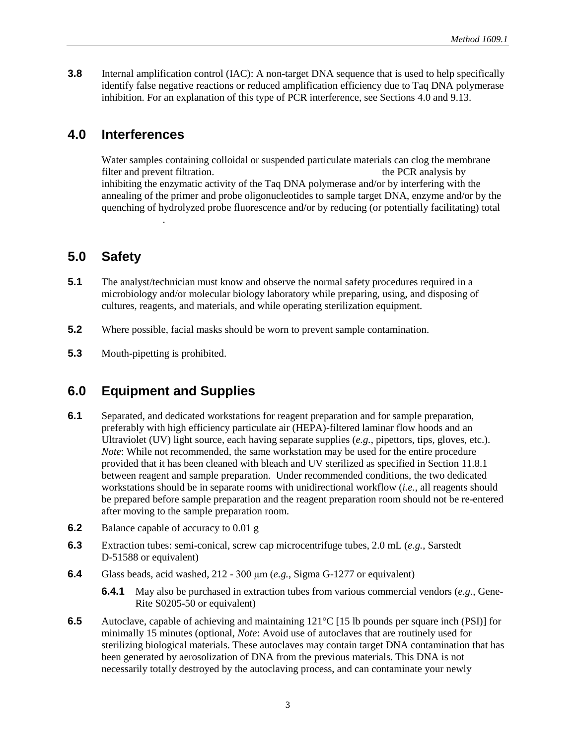**3.8** Internal amplification control (IAC): A non-target DNA sequence that is used to help specifically identify false negative reactions or reduced amplification efficiency due to Taq DNA polymerase inhibition. For an explanation of this type of PCR interference, see Sections 4.0 and 9.13.

## 4.0 Interferences

Water samples containing colloidal or suspended particulate materials can clog the membrane filter and prevent filtration. the PCR analysis by inhibiting the enzymatic activity of the Taq DNA polymerase and/or by interfering with the annealing of the primer and probe oligonucleotides to sample target DNA, enzyme and/or by the quenching of hydrolyzed probe fluorescence and/or by reducing (or potentially facilitating) total .

## 5.0 Safety

**5.1** The analyst/technician must know and observe the normal safety procedures required in a microbiology and/or molecular biology laboratory while preparing, using, and disposing of cultures, reagents, and materials, and while operating sterilization equipment.

**5.2** Where possible, facial masks should be worn to prevent sample contamination.

**5.3** Mouth-pipetting is prohibited.

## 6.0 Equipment and Supplies

**6.1** Separated, and dedicated workstations for reagent preparation and for sample preparation, preferably with high efficiency particulate air (HEPA)-filtered laminar flow hoods and an Ultraviolet (UV) light source, each having separate supplies (*e.g.*, pipettors, tips, gloves, etc.). *Note*: While not recommended, the same workstation may be used for the entire procedure provided that it has been cleaned with bleach and UV sterilized as specified in Section 11.8.1 between reagent and sample preparation. Under recommended conditions, the two dedicated workstations should be in separate rooms with unidirectional workflow (*i.e.*, all reagents should be prepared before sample preparation and the reagent preparation room should not be re-entered after moving to the sample preparation room.

**6.2** Balance capable of accuracy to 0.01 g

**6.3** Extraction tubes: semi-conical, screw cap microcentrifuge tubes, 2.0 mL (*e.g.*, Sarstedt D-51588 or equivalent)

**6.4** Glass beads, acid washed, 212 - 300 μm (*e.g.*, Sigma G-1277 or equivalent)

- **6.4.1** May also be purchased in extraction tubes from various commercial vendors (*e.g.*, Gene-Rite S0205-50 or equivalent)

**6.5** Autoclave, capable of achieving and maintaining 121°C [15 lb pounds per square inch (PSI)] for minimally 15 minutes (optional, *Note*: Avoid use of autoclaves that are routinely used for sterilizing biological materials. These autoclaves may contain target DNA contamination that has been generated by aerosolization of DNA from the previous materials. This DNA is not necessarily totally destroyed by the autoclaving process, and can contaminate your newly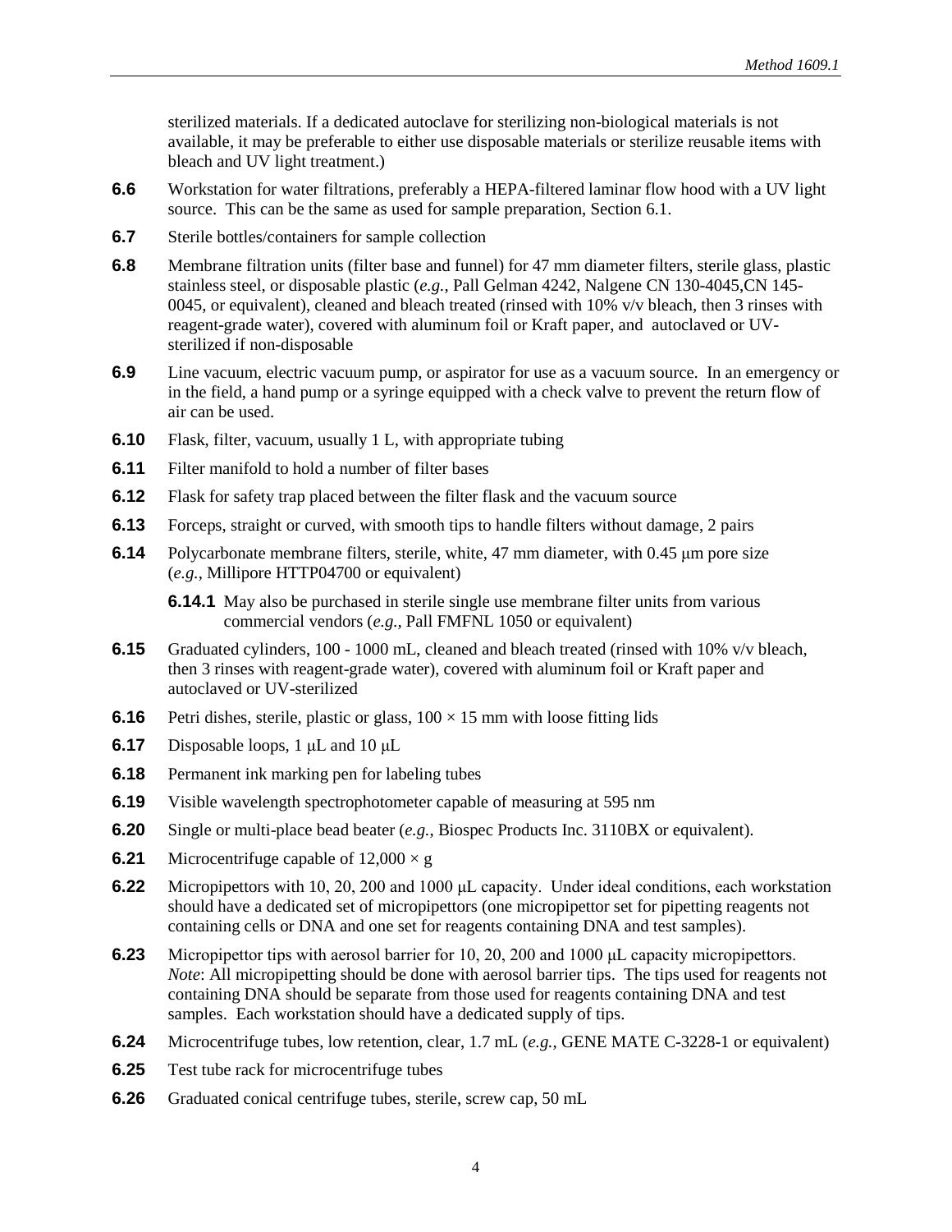sterilized materials. If a dedicated autoclave for sterilizing non-biological materials is not available, it may be preferable to either use disposable materials or sterilize reusable items with bleach and UV light treatment.)

**6.6** Workstation for water filtrations, preferably a HEPA-filtered laminar flow hood with a UV light source. This can be the same as used for sample preparation, Section 6.1.

**6.7** Sterile bottles/containers for sample collection

**6.8** Membrane filtration units (filter base and funnel) for 47 mm diameter filters, sterile glass, plastic stainless steel, or disposable plastic (*e.g.*, Pall Gelman 4242, Nalgene CN 130-4045,CN 145-0045, or equivalent), cleaned and bleach treated (rinsed with 10% v/v bleach, then 3 rinses with reagent-grade water), covered with aluminum foil or Kraft paper, and autoclaved or UV-sterilized if non-disposable

**6.9** Line vacuum, electric vacuum pump, or aspirator for use as a vacuum source. In an emergency or in the field, a hand pump or a syringe equipped with a check valve to prevent the return flow of air can be used.

**6.10** Flask, filter, vacuum, usually 1 L, with appropriate tubing

**6.11** Filter manifold to hold a number of filter bases

**6.12** Flask for safety trap placed between the filter flask and the vacuum source

**6.13** Forceps, straight or curved, with smooth tips to handle filters without damage, 2 pairs

**6.14** Polycarbonate membrane filters, sterile, white, 47 mm diameter, with 0.45 μm pore size (*e.g.*, Millipore HTTP04700 or equivalent)

**6.14.1** May also be purchased in sterile single use membrane filter units from various commercial vendors (*e.g.*, Pall FMFNL 1050 or equivalent)

**6.15** Graduated cylinders, 100 - 1000 mL, cleaned and bleach treated (rinsed with 10% v/v bleach, then 3 rinses with reagent-grade water), covered with aluminum foil or Kraft paper and autoclaved or UV-sterilized

**6.16** Petri dishes, sterile, plastic or glass, $100 \times 15$ mm with loose fitting lids

**6.17** Disposable loops, 1 μL and 10 μL

**6.18** Permanent ink marking pen for labeling tubes

**6.19** Visible wavelength spectrophotometer capable of measuring at 595 nm

**6.20** Single or multi-place bead beater (*e.g.*, Biospec Products Inc. 3110BX or equivalent).

**6.21** Microcentrifuge capable of $12{,}000 \times g$

**6.22** Micropipettors with 10, 20, 200 and 1000 μL capacity. Under ideal conditions, each workstation should have a dedicated set of micropipettors (one micropipettor set for pipetting reagents not containing cells or DNA and one set for reagents containing DNA and test samples).

**6.23** Micropipettor tips with aerosol barrier for 10, 20, 200 and 1000 μL capacity micropipettors. *Note*: All micropipetting should be done with aerosol barrier tips. The tips used for reagents not containing DNA should be separate from those used for reagents containing DNA and test samples. Each workstation should have a dedicated supply of tips.

**6.24** Microcentrifuge tubes, low retention, clear, 1.7 mL (*e.g.*, GENE MATE C-3228-1 or equivalent)

**6.25** Test tube rack for microcentrifuge tubes

**6.26** Graduated conical centrifuge tubes, sterile, screw cap, 50 mL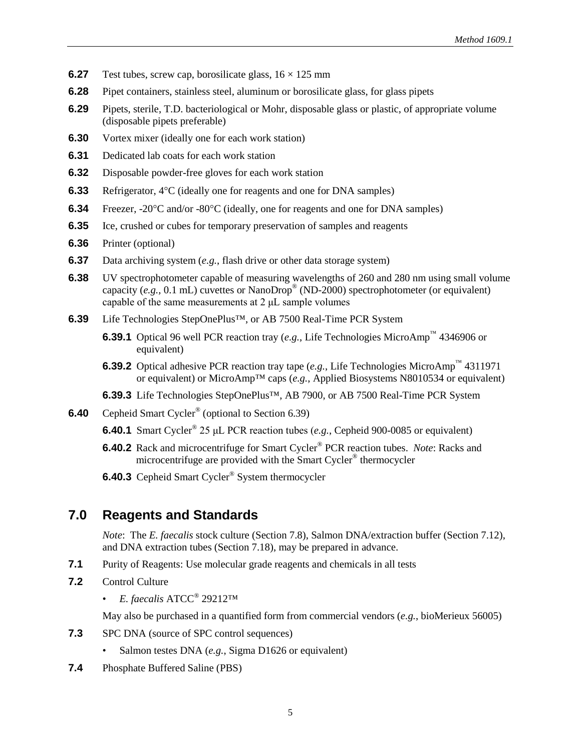**6.27** Test tubes, screw cap, borosilicate glass, 16 × 125 mm

**6.28** Pipet containers, stainless steel, aluminum or borosilicate glass, for glass pipets

**6.29** Pipets, sterile, T.D. bacteriological or Mohr, disposable glass or plastic, of appropriate volume (disposable pipets preferable)

**6.30** Vortex mixer (ideally one for each work station)

**6.31** Dedicated lab coats for each work station

**6.32** Disposable powder-free gloves for each work station

**6.33** Refrigerator, 4°C (ideally one for reagents and one for DNA samples)

**6.34** Freezer, -20°C and/or -80°C (ideally, one for reagents and one for DNA samples)

**6.35** Ice, crushed or cubes for temporary preservation of samples and reagents

**6.36** Printer (optional)

**6.37** Data archiving system (*e.g.*, flash drive or other data storage system)

**6.38** UV spectrophotometer capable of measuring wavelengths of 260 and 280 nm using small volume capacity (*e.g.,* 0.1 mL) cuvettes or NanoDrop® (ND-2000) spectrophotometer (or equivalent) capable of the same measurements at 2 µL sample volumes

**6.39** Life Technologies StepOnePlus™, or AB 7500 Real-Time PCR System

- **6.39.1** Optical 96 well PCR reaction tray (*e.g.*, Life Technologies MicroAmp™ 4346906 or equivalent)
- **6.39.2** Optical adhesive PCR reaction tray tape (*e.g.*, Life Technologies MicroAmp™ 4311971 or equivalent) or MicroAmp™ caps (*e.g.*, Applied Biosystems N8010534 or equivalent)
- **6.39.3** Life Technologies StepOnePlus™, AB 7900, or AB 7500 Real-Time PCR System

**6.40** Cepheid Smart Cycler® (optional to Section 6.39)

- **6.40.1** Smart Cycler® 25 µL PCR reaction tubes (*e.g.*, Cepheid 900-0085 or equivalent)
- **6.40.2** Rack and microcentrifuge for Smart Cycler® PCR reaction tubes. *Note*: Racks and microcentrifuge are provided with the Smart Cycler® thermocycler
- **6.40.3** Cepheid Smart Cycler® System thermocycler

## 7.0 Reagents and Standards

*Note*: The *E. faecalis* stock culture (Section 7.8), Salmon DNA/extraction buffer (Section 7.12), and DNA extraction tubes (Section 7.18), may be prepared in advance.

**7.1** Purity of Reagents: Use molecular grade reagents and chemicals in all tests

**7.2** Control Culture

- *E. faecalis* ATCC® 29212™

May also be purchased in a quantified form from commercial vendors (*e.g.*, bioMerieux 56005)

**7.3** SPC DNA (source of SPC control sequences)

- Salmon testes DNA (*e.g.*, Sigma D1626 or equivalent)

**7.4** Phosphate Buffered Saline (PBS)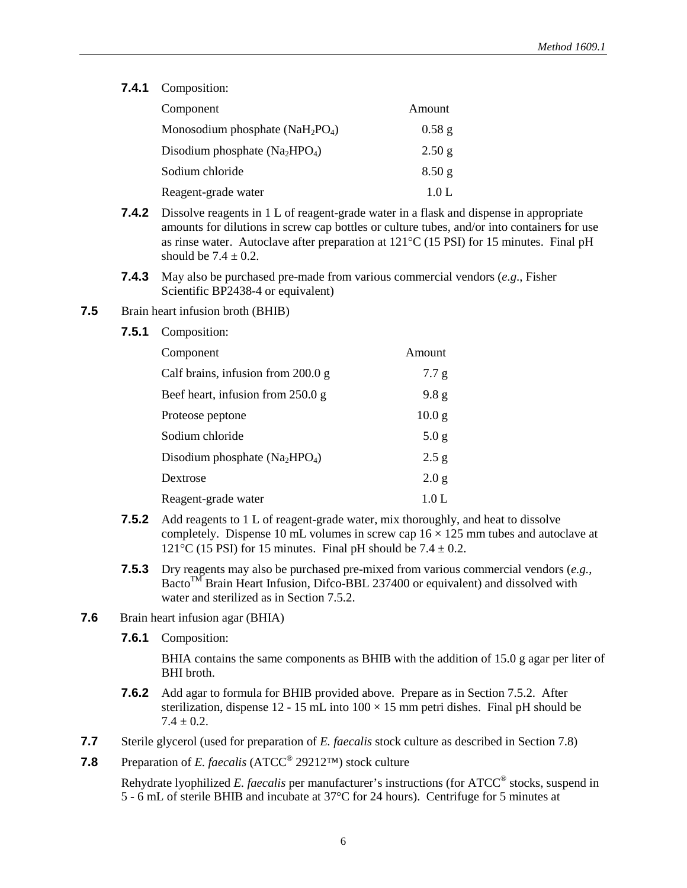**7.4.1** Composition:

| Component | Amount |
| --- | --- |
| Monosodium phosphate ($NaH_2PO_4$) | 0.58 g |
| Disodium phosphate ($Na_2HPO_4$) | 2.50 g |
| Sodium chloride | 8.50 g |
| Reagent-grade water | 1.0 L |

**7.4.2** Dissolve reagents in 1 L of reagent-grade water in a flask and dispense in appropriate amounts for dilutions in screw cap bottles or culture tubes, and/or into containers for use as rinse water. Autoclave after preparation at 121°C (15 PSI) for 15 minutes. Final pH should be 7.4 ± 0.2.

**7.4.3** May also be purchased pre-made from various commercial vendors (*e.g*., Fisher Scientific BP2438-4 or equivalent)

**7.5** Brain heart infusion broth (BHIB)

**7.5.1** Composition:

| Component | Amount |
| --- | --- |
| Calf brains, infusion from 200.0 g | 7.7 g |
| Beef heart, infusion from 250.0 g | 9.8 g |
| Proteose peptone | 10.0 g |
| Sodium chloride | 5.0 g |
| Disodium phosphate ($Na_2HPO_4$) | 2.5 g |
| Dextrose | 2.0 g |
| Reagent-grade water | 1.0 L |

**7.5.2** Add reagents to 1 L of reagent-grade water, mix thoroughly, and heat to dissolve completely. Dispense 10 mL volumes in screw cap 16 × 125 mm tubes and autoclave at 121°C (15 PSI) for 15 minutes. Final pH should be 7.4 ± 0.2.

**7.5.3** Dry reagents may also be purchased pre-mixed from various commercial vendors (*e.g.*, Bacto™ Brain Heart Infusion, Difco-BBL 237400 or equivalent) and dissolved with water and sterilized as in Section 7.5.2.

**7.6** Brain heart infusion agar (BHIA)

**7.6.1** Composition:

BHIA contains the same components as BHIB with the addition of 15.0 g agar per liter of BHI broth.

**7.6.2** Add agar to formula for BHIB provided above. Prepare as in Section 7.5.2. After sterilization, dispense 12 - 15 mL into 100 × 15 mm petri dishes. Final pH should be 7.4 ± 0.2.

**7.7** Sterile glycerol (used for preparation of *E. faecalis* stock culture as described in Section 7.8)

**7.8** Preparation of *E. faecalis* (ATCC® 29212™) stock culture

Rehydrate lyophilized *E. faecalis* per manufacturer's instructions (for ATCC® stocks, suspend in 5 - 6 mL of sterile BHIB and incubate at 37°C for 24 hours). Centrifuge for 5 minutes at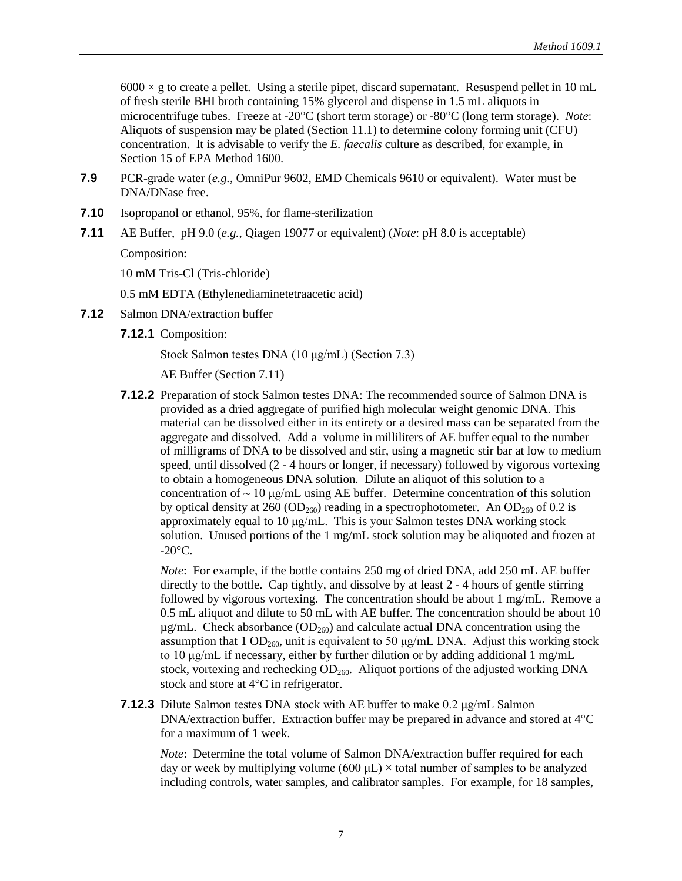6000 × g to create a pellet. Using a sterile pipet, discard supernatant. Resuspend pellet in 10 mL of fresh sterile BHI broth containing 15% glycerol and dispense in 1.5 mL aliquots in microcentrifuge tubes. Freeze at -20°C (short term storage) or -80°C (long term storage). *Note*: Aliquots of suspension may be plated (Section 11.1) to determine colony forming unit (CFU) concentration. It is advisable to verify the *E. faecalis* culture as described, for example, in Section 15 of EPA Method 1600.

**7.9** PCR-grade water (*e.g.*, OmniPur 9602, EMD Chemicals 9610 or equivalent). Water must be DNA/DNase free.

**7.10** Isopropanol or ethanol, 95%, for flame-sterilization

**7.11** AE Buffer, pH 9.0 (*e.g.*, Qiagen 19077 or equivalent) (*Note*: pH 8.0 is acceptable)

Composition:

10 mM Tris-Cl (Tris-chloride)

0.5 mM EDTA (Ethylenediaminetetraacetic acid)

**7.12** Salmon DNA/extraction buffer

**7.12.1** Composition:

Stock Salmon testes DNA (10 μg/mL) (Section 7.3)

AE Buffer (Section 7.11)

**7.12.2** Preparation of stock Salmon testes DNA: The recommended source of Salmon DNA is provided as a dried aggregate of purified high molecular weight genomic DNA. This material can be dissolved either in its entirety or a desired mass can be separated from the aggregate and dissolved. Add a volume in milliliters of AE buffer equal to the number of milligrams of DNA to be dissolved and stir, using a magnetic stir bar at low to medium speed, until dissolved (2 - 4 hours or longer, if necessary) followed by vigorous vortexing to obtain a homogeneous DNA solution. Dilute an aliquot of this solution to a concentration of ~ 10 μg/mL using AE buffer. Determine concentration of this solution by optical density at 260 ($OD_{260}$) reading in a spectrophotometer. An $OD_{260}$ of 0.2 is approximately equal to 10 μg/mL. This is your Salmon testes DNA working stock solution. Unused portions of the 1 mg/mL stock solution may be aliquoted and frozen at -20°C.

*Note*: For example, if the bottle contains 250 mg of dried DNA, add 250 mL AE buffer directly to the bottle. Cap tightly, and dissolve by at least 2 - 4 hours of gentle stirring followed by vigorous vortexing. The concentration should be about 1 mg/mL. Remove a 0.5 mL aliquot and dilute to 50 mL with AE buffer. The concentration should be about 10 µg/mL. Check absorbance ($OD_{260}$) and calculate actual DNA concentration using the assumption that 1 $OD_{260}$, unit is equivalent to 50 μg/mL DNA. Adjust this working stock to 10 μg/mL if necessary, either by further dilution or by adding additional 1 mg/mL stock, vortexing and rechecking $OD_{260}$. Aliquot portions of the adjusted working DNA stock and store at 4°C in refrigerator.

**7.12.3** Dilute Salmon testes DNA stock with AE buffer to make 0.2 μg/mL Salmon DNA/extraction buffer. Extraction buffer may be prepared in advance and stored at 4°C for a maximum of 1 week.

*Note*: Determine the total volume of Salmon DNA/extraction buffer required for each day or week by multiplying volume (600 μL) × total number of samples to be analyzed including controls, water samples, and calibrator samples. For example, for 18 samples,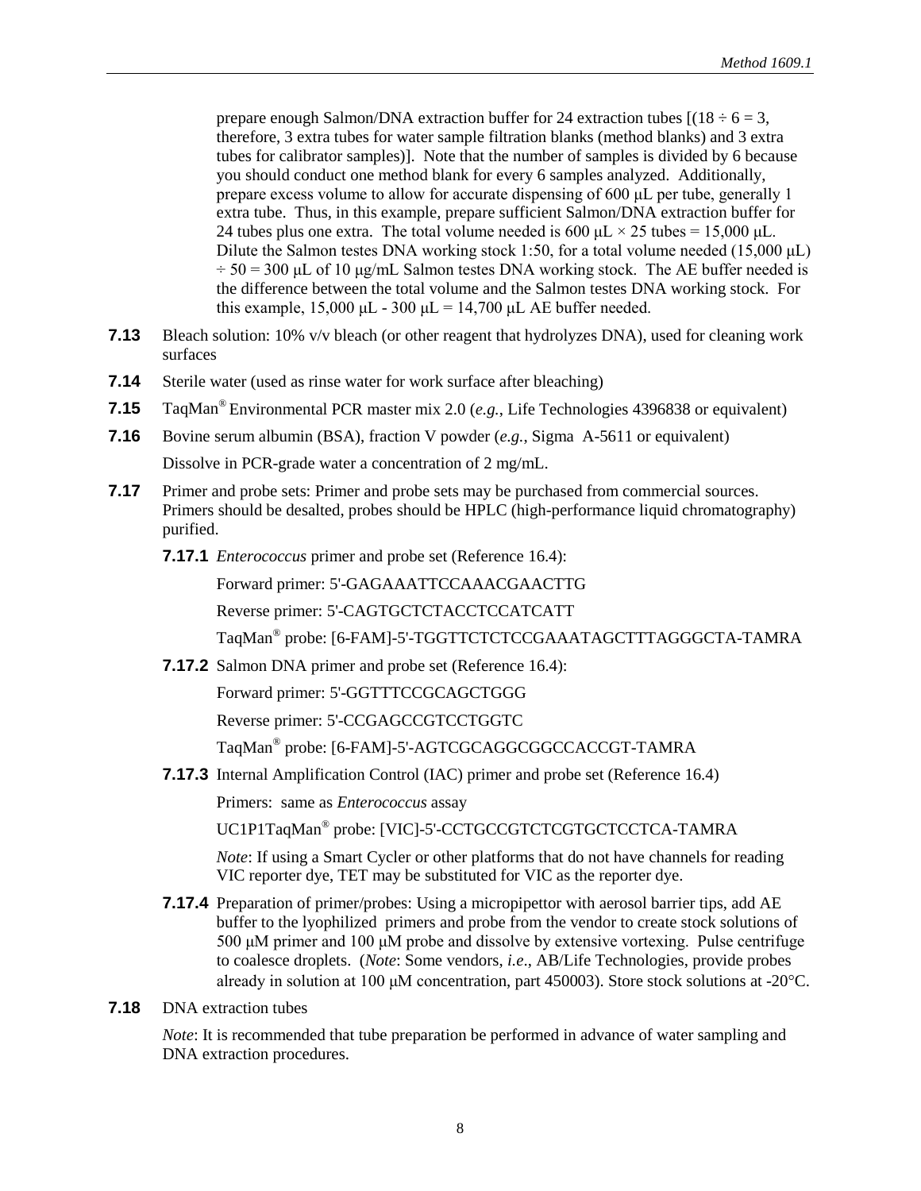prepare enough Salmon/DNA extraction buffer for 24 extraction tubes [(18 ÷ 6 = 3, therefore, 3 extra tubes for water sample filtration blanks (method blanks) and 3 extra tubes for calibrator samples)]. Note that the number of samples is divided by 6 because you should conduct one method blank for every 6 samples analyzed. Additionally, prepare excess volume to allow for accurate dispensing of 600 μL per tube, generally 1 extra tube. Thus, in this example, prepare sufficient Salmon/DNA extraction buffer for 24 tubes plus one extra. The total volume needed is 600 μL × 25 tubes = 15,000 μL. Dilute the Salmon testes DNA working stock 1:50, for a total volume needed (15,000 μL) ÷ 50 = 300 μL of 10 μg/mL Salmon testes DNA working stock. The AE buffer needed is the difference between the total volume and the Salmon testes DNA working stock. For this example, 15,000 μL - 300 μL = 14,700 μL AE buffer needed.

**7.13** Bleach solution: 10% v/v bleach (or other reagent that hydrolyzes DNA), used for cleaning work surfaces

**7.14** Sterile water (used as rinse water for work surface after bleaching)

**7.15** TaqMan® Environmental PCR master mix 2.0 (*e.g.*, Life Technologies 4396838 or equivalent)

**7.16** Bovine serum albumin (BSA), fraction V powder (*e.g.*, Sigma A-5611 or equivalent)

Dissolve in PCR-grade water a concentration of 2 mg/mL.

**7.17** Primer and probe sets: Primer and probe sets may be purchased from commercial sources. Primers should be desalted, probes should be HPLC (high-performance liquid chromatography) purified.

**7.17.1** *Enterococcus* primer and probe set (Reference 16.4):

Forward primer: 5'-GAGAAATTCCAAACGAACTTG

Reverse primer: 5'-CAGTGCTCTACCTCCATCATT

TaqMan® probe: [6-FAM]-5'-TGGTTCTCTCCGAAATAGCTTTAGGGCTA-TAMRA

**7.17.2** Salmon DNA primer and probe set (Reference 16.4):

Forward primer: 5'-GGTTTCCGCAGCTGGG

Reverse primer: 5'-CCGAGCCGTCCTGGTC

TaqMan® probe: [6-FAM]-5'-AGTCGCAGGCGGCCACCGT-TAMRA

**7.17.3** Internal Amplification Control (IAC) primer and probe set (Reference 16.4)

Primers: same as *Enterococcus* assay

UC1P1TaqMan® probe: [VIC]-5'-CCTGCCGTCTCGTGCTCCTCA-TAMRA

*Note*: If using a Smart Cycler or other platforms that do not have channels for reading VIC reporter dye, TET may be substituted for VIC as the reporter dye.

**7.17.4** Preparation of primer/probes: Using a micropipettor with aerosol barrier tips, add AE buffer to the lyophilized primers and probe from the vendor to create stock solutions of 500 μM primer and 100 μM probe and dissolve by extensive vortexing. Pulse centrifuge to coalesce droplets. (*Note*: Some vendors, *i.e.*, AB/Life Technologies, provide probes already in solution at 100 μM concentration, part 450003). Store stock solutions at -20°C.

**7.18** DNA extraction tubes

*Note*: It is recommended that tube preparation be performed in advance of water sampling and DNA extraction procedures.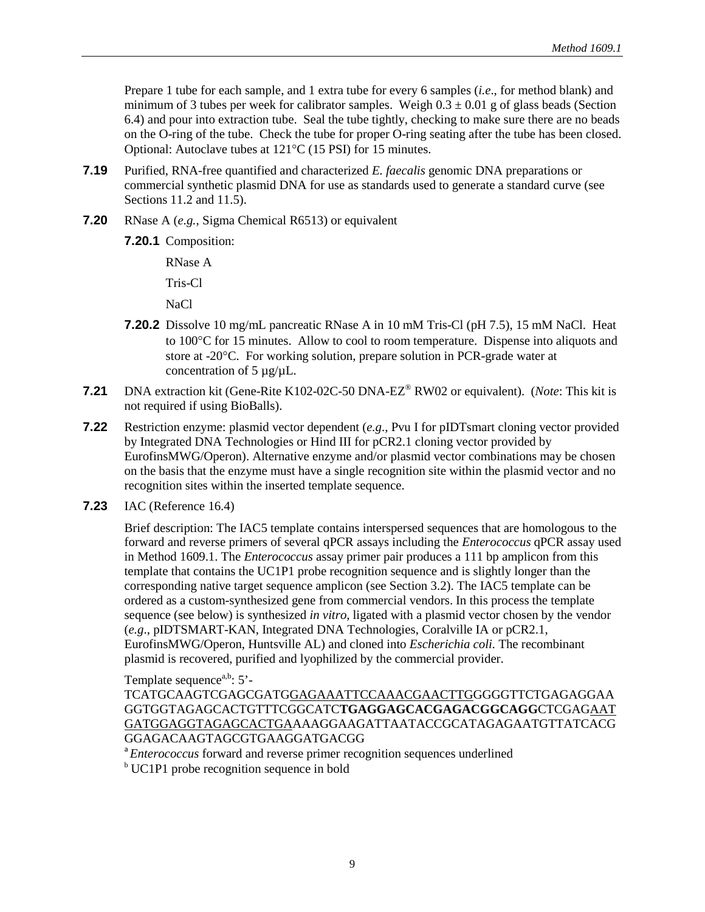Prepare 1 tube for each sample, and 1 extra tube for every 6 samples (*i.e*., for method blank) and minimum of 3 tubes per week for calibrator samples. Weigh 0.3 ± 0.01 g of glass beads (Section 6.4) and pour into extraction tube. Seal the tube tightly, checking to make sure there are no beads on the O-ring of the tube. Check the tube for proper O-ring seating after the tube has been closed. Optional: Autoclave tubes at 121°C (15 PSI) for 15 minutes.

**7.19** Purified, RNA-free quantified and characterized *E. faecalis* genomic DNA preparations or commercial synthetic plasmid DNA for use as standards used to generate a standard curve (see Sections 11.2 and 11.5).

**7.20** RNase A (*e.g.*, Sigma Chemical R6513) or equivalent

**7.20.1** Composition:

RNase A

Tris-Cl

NaCl

**7.20.2** Dissolve 10 mg/mL pancreatic RNase A in 10 mM Tris-Cl (pH 7.5), 15 mM NaCl. Heat to 100°C for 15 minutes. Allow to cool to room temperature. Dispense into aliquots and store at -20°C. For working solution, prepare solution in PCR-grade water at concentration of 5 µg/µL.

**7.21** DNA extraction kit (Gene-Rite K102-02C-50 DNA-EZ® RW02 or equivalent). (*Note*: This kit is not required if using BioBalls).

**7.22** Restriction enzyme: plasmid vector dependent (*e.g*., Pvu I for pIDTsmart cloning vector provided by Integrated DNA Technologies or Hind III for pCR2.1 cloning vector provided by EurofinsMWG/Operon). Alternative enzyme and/or plasmid vector combinations may be chosen on the basis that the enzyme must have a single recognition site within the plasmid vector and no recognition sites within the inserted template sequence.

**7.23** IAC (Reference 16.4)

Brief description: The IAC5 template contains interspersed sequences that are homologous to the forward and reverse primers of several qPCR assays including the *Enterococcus* qPCR assay used in Method 1609.1. The *Enterococcus* assay primer pair produces a 111 bp amplicon from this template that contains the UC1P1 probe recognition sequence and is slightly longer than the corresponding native target sequence amplicon (see Section 3.2). The IAC5 template can be ordered as a custom-synthesized gene from commercial vendors. In this process the template sequence (see below) is synthesized *in vitro*, ligated with a plasmid vector chosen by the vendor (*e.g*., pIDTSMART-KAN, Integrated DNA Technologies, Coralville IA or pCR2.1, EurofinsMWG/Operon, Huntsville AL) and cloned into *Escherichia coli*. The recombinant plasmid is recovered, purified and lyophilized by the commercial provider.

Template sequence[a,b]: 5'-
TCATGCAAGTCGAGCGATG<u>GAGAAATTCCAAACGAACTTG</u>GGGGTTCTGAGAGGAAGGTGGTAGAGCACTGTTTCGGCATC**TGAGGAGCACGAGACGGCAGG**CTCGAG<u>AATGATGGAGGTAGAGCACTGA</u>AAAGGAAGATTAATACCGCATAGAGAATGTTATCACGGGAGACAAGTAGCGTGAAGGATGACGG

[a] *Enterococcus* forward and reverse primer recognition sequences underlined

[b] UC1P1 probe recognition sequence in bold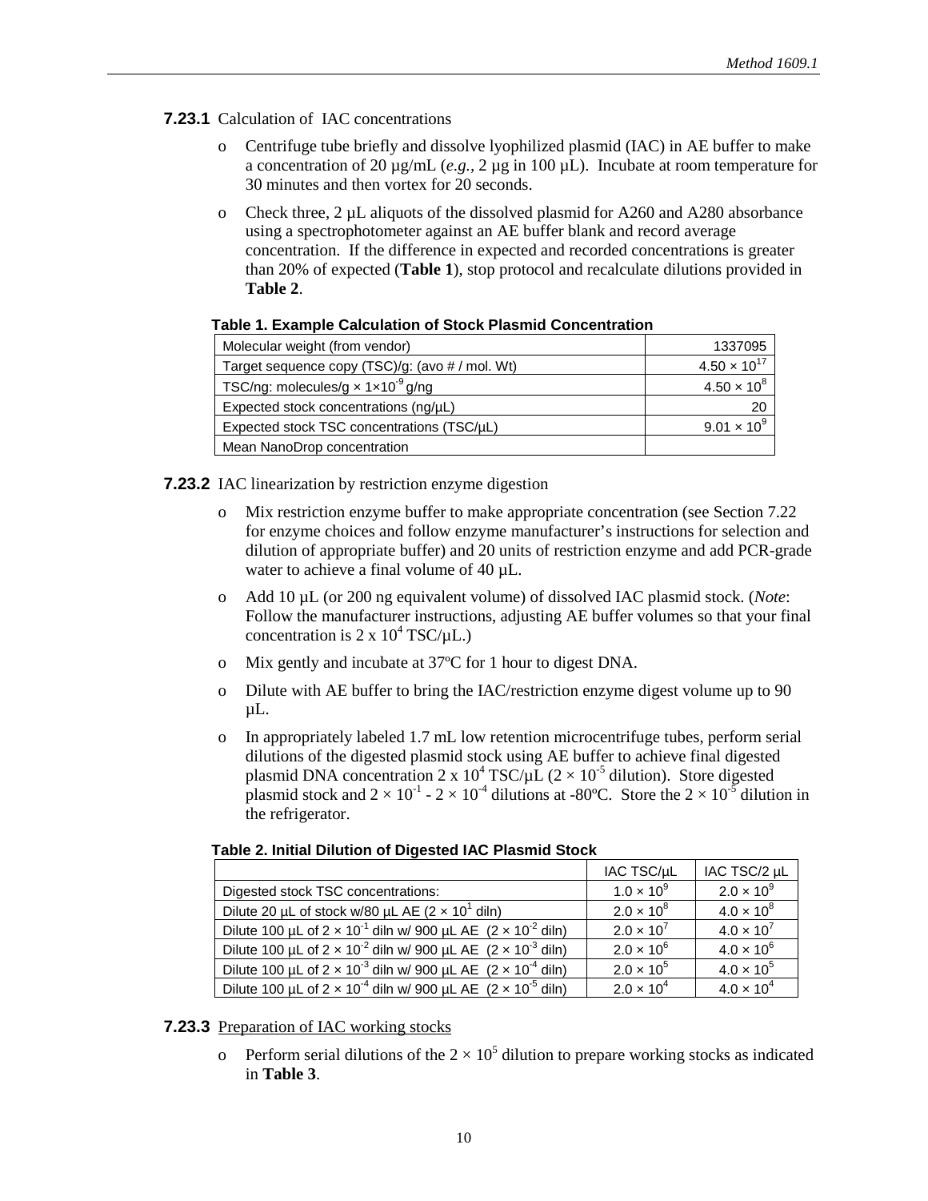**7.23.1** Calculation of IAC concentrations

- Centrifuge tube briefly and dissolve lyophilized plasmid (IAC) in AE buffer to make a concentration of 20 µg/mL (*e.g.*, 2 µg in 100 µL). Incubate at room temperature for 30 minutes and then vortex for 20 seconds.
- Check three, 2 µL aliquots of the dissolved plasmid for A260 and A280 absorbance using a spectrophotometer against an AE buffer blank and record average concentration. If the difference in expected and recorded concentrations is greater than 20% of expected (**Table 1**), stop protocol and recalculate dilutions provided in **Table 2**.

**Table 1. Example Calculation of Stock Plasmid Concentration**

| | |
|---|---:|
| Molecular weight (from vendor) | 1337095 |
| Target sequence copy (TSC)/g: (avo # / mol. Wt) | $4.50 \times 10^{17}$ |
| TSC/ng: molecules/g × $1\times10^{-9}$ g/ng | $4.50 \times 10^{8}$ |
| Expected stock concentrations (ng/µL) | 20 |
| Expected stock TSC concentrations (TSC/µL) | $9.01 \times 10^{9}$ |
| Mean NanoDrop concentration | |

**7.23.2** IAC linearization by restriction enzyme digestion

- Mix restriction enzyme buffer to make appropriate concentration (see Section 7.22 for enzyme choices and follow enzyme manufacturer's instructions for selection and dilution of appropriate buffer) and 20 units of restriction enzyme and add PCR-grade water to achieve a final volume of 40 µL.
- Add 10 µL (or 200 ng equivalent volume) of dissolved IAC plasmid stock. (*Note*: Follow the manufacturer instructions, adjusting AE buffer volumes so that your final concentration is $2 \times 10^4$ TSC/µL.)
- Mix gently and incubate at 37ºC for 1 hour to digest DNA.
- Dilute with AE buffer to bring the IAC/restriction enzyme digest volume up to 90 µL.
- In appropriately labeled 1.7 mL low retention microcentrifuge tubes, perform serial dilutions of the digested plasmid stock using AE buffer to achieve final digested plasmid DNA concentration $2 \times 10^4$ TSC/µL ($2 \times 10^{-5}$ dilution). Store digested plasmid stock and $2 \times 10^{-1}$ - $2 \times 10^{-4}$ dilutions at -80ºC. Store the $2 \times 10^{-5}$ dilution in the refrigerator.

**Table 2. Initial Dilution of Digested IAC Plasmid Stock**

| | IAC TSC/µL | IAC TSC/2 µL |
|---|---|---|
| Digested stock TSC concentrations: | $1.0 \times 10^{9}$ | $2.0 \times 10^{9}$ |
| Dilute 20 µL of stock w/80 µL AE ($2 \times 10^{1}$ diln) | $2.0 \times 10^{8}$ | $4.0 \times 10^{8}$ |
| Dilute 100 µL of $2 \times 10^{-1}$ diln w/ 900 µL AE ($2 \times 10^{-2}$ diln) | $2.0 \times 10^{7}$ | $4.0 \times 10^{7}$ |
| Dilute 100 µL of $2 \times 10^{-2}$ diln w/ 900 µL AE ($2 \times 10^{-3}$ diln) | $2.0 \times 10^{6}$ | $4.0 \times 10^{6}$ |
| Dilute 100 µL of $2 \times 10^{-3}$ diln w/ 900 µL AE ($2 \times 10^{-4}$ diln) | $2.0 \times 10^{5}$ | $4.0 \times 10^{5}$ |
| Dilute 100 µL of $2 \times 10^{-4}$ diln w/ 900 µL AE ($2 \times 10^{-5}$ diln) | $2.0 \times 10^{4}$ | $4.0 \times 10^{4}$ |

**7.23.3** Preparation of IAC working stocks

- Perform serial dilutions of the $2 \times 10^5$ dilution to prepare working stocks as indicated in **Table 3**.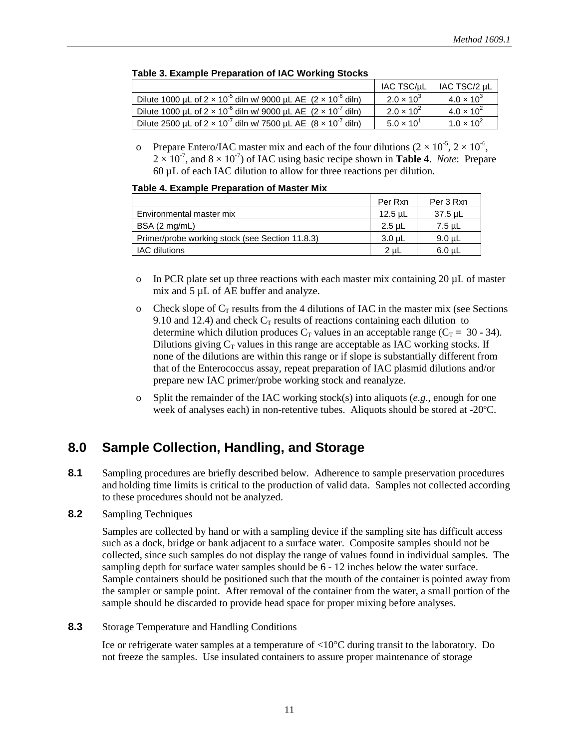**Table 3. Example Preparation of IAC Working Stocks**

| | IAC TSC/µL | IAC TSC/2 µL |
|---|---|---|
| Dilute 1000 µL of $2 \times 10^{-5}$ diln w/ 9000 µL AE ($2 \times 10^{-6}$ diln) | $2.0 \times 10^{3}$ | $4.0 \times 10^{3}$ |
| Dilute 1000 µL of $2 \times 10^{-6}$ diln w/ 9000 µL AE ($2 \times 10^{-7}$ diln) | $2.0 \times 10^{2}$ | $4.0 \times 10^{2}$ |
| Dilute 2500 µL of $2 \times 10^{-7}$ diln w/ 7500 µL AE ($8 \times 10^{-7}$ diln) | $5.0 \times 10^{1}$ | $1.0 \times 10^{2}$ |

- Prepare Entero/IAC master mix and each of the four dilutions ($2 \times 10^{-5}$, $2 \times 10^{-6}$, $2 \times 10^{-7}$, and $8 \times 10^{-7}$) of IAC using basic recipe shown in **Table 4**. *Note*: Prepare 60 µL of each IAC dilution to allow for three reactions per dilution.

**Table 4. Example Preparation of Master Mix**

| | Per Rxn | Per 3 Rxn |
|---|---|---|
| Environmental master mix | 12.5 µL | 37.5 µL |
| BSA (2 mg/mL) | 2.5 µL | 7.5 µL |
| Primer/probe working stock (see Section 11.8.3) | 3.0 µL | 9.0 µL |
| IAC dilutions | 2 µL | 6.0 µL |

- In PCR plate set up three reactions with each master mix containing 20 µL of master mix and 5 µL of AE buffer and analyze.
- Check slope of $C_T$ results from the 4 dilutions of IAC in the master mix (see Sections 9.10 and 12.4) and check $C_T$ results of reactions containing each dilution to determine which dilution produces $C_T$ values in an acceptable range ($C_T$ = 30 - 34). Dilutions giving $C_T$ values in this range are acceptable as IAC working stocks. If none of the dilutions are within this range or if slope is substantially different from that of the Enterococcus assay, repeat preparation of IAC plasmid dilutions and/or prepare new IAC primer/probe working stock and reanalyze.
- Split the remainder of the IAC working stock(s) into aliquots (*e.g*., enough for one week of analyses each) in non-retentive tubes. Aliquots should be stored at -20ºC.

## 8.0 Sample Collection, Handling, and Storage

**8.1** Sampling procedures are briefly described below. Adherence to sample preservation procedures and holding time limits is critical to the production of valid data. Samples not collected according to these procedures should not be analyzed.

**8.2** Sampling Techniques

Samples are collected by hand or with a sampling device if the sampling site has difficult access such as a dock, bridge or bank adjacent to a surface water. Composite samples should not be collected, since such samples do not display the range of values found in individual samples. The sampling depth for surface water samples should be 6 - 12 inches below the water surface. Sample containers should be positioned such that the mouth of the container is pointed away from the sampler or sample point. After removal of the container from the water, a small portion of the sample should be discarded to provide head space for proper mixing before analyses.

**8.3** Storage Temperature and Handling Conditions

Ice or refrigerate water samples at a temperature of <10°C during transit to the laboratory. Do not freeze the samples. Use insulated containers to assure proper maintenance of storage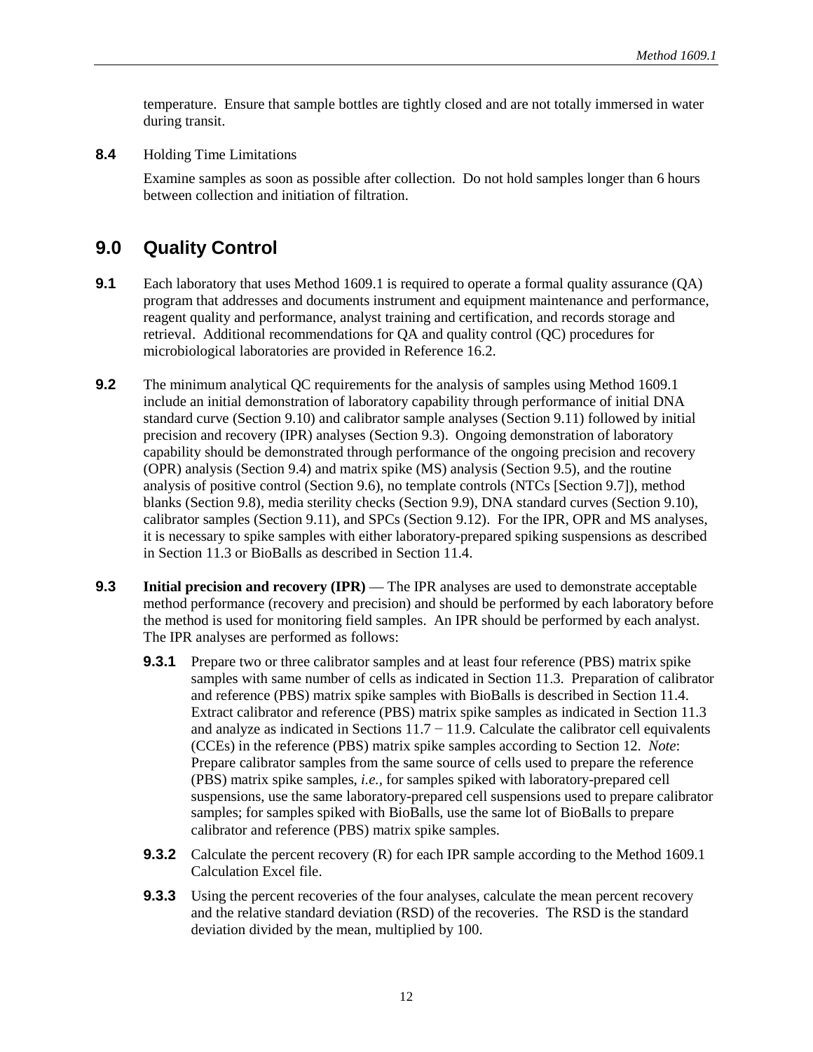temperature. Ensure that sample bottles are tightly closed and are not totally immersed in water during transit.

**8.4** Holding Time Limitations

Examine samples as soon as possible after collection. Do not hold samples longer than 6 hours between collection and initiation of filtration.

## 9.0 Quality Control

**9.1** Each laboratory that uses Method 1609.1 is required to operate a formal quality assurance (QA) program that addresses and documents instrument and equipment maintenance and performance, reagent quality and performance, analyst training and certification, and records storage and retrieval. Additional recommendations for QA and quality control (QC) procedures for microbiological laboratories are provided in Reference 16.2.

**9.2** The minimum analytical QC requirements for the analysis of samples using Method 1609.1 include an initial demonstration of laboratory capability through performance of initial DNA standard curve (Section 9.10) and calibrator sample analyses (Section 9.11) followed by initial precision and recovery (IPR) analyses (Section 9.3). Ongoing demonstration of laboratory capability should be demonstrated through performance of the ongoing precision and recovery (OPR) analysis (Section 9.4) and matrix spike (MS) analysis (Section 9.5), and the routine analysis of positive control (Section 9.6), no template controls (NTCs [Section 9.7]), method blanks (Section 9.8), media sterility checks (Section 9.9), DNA standard curves (Section 9.10), calibrator samples (Section 9.11), and SPCs (Section 9.12). For the IPR, OPR and MS analyses, it is necessary to spike samples with either laboratory-prepared spiking suspensions as described in Section 11.3 or BioBalls as described in Section 11.4.

**9.3** **Initial precision and recovery (IPR)** — The IPR analyses are used to demonstrate acceptable method performance (recovery and precision) and should be performed by each laboratory before the method is used for monitoring field samples. An IPR should be performed by each analyst. The IPR analyses are performed as follows:

**9.3.1** Prepare two or three calibrator samples and at least four reference (PBS) matrix spike samples with same number of cells as indicated in Section 11.3. Preparation of calibrator and reference (PBS) matrix spike samples with BioBalls is described in Section 11.4. Extract calibrator and reference (PBS) matrix spike samples as indicated in Section 11.3 and analyze as indicated in Sections 11.7 − 11.9. Calculate the calibrator cell equivalents (CCEs) in the reference (PBS) matrix spike samples according to Section 12. *Note*: Prepare calibrator samples from the same source of cells used to prepare the reference (PBS) matrix spike samples, *i.e.*, for samples spiked with laboratory-prepared cell suspensions, use the same laboratory-prepared cell suspensions used to prepare calibrator samples; for samples spiked with BioBalls, use the same lot of BioBalls to prepare calibrator and reference (PBS) matrix spike samples.

**9.3.2** Calculate the percent recovery (R) for each IPR sample according to the Method 1609.1 Calculation Excel file.

**9.3.3** Using the percent recoveries of the four analyses, calculate the mean percent recovery and the relative standard deviation (RSD) of the recoveries. The RSD is the standard deviation divided by the mean, multiplied by 100.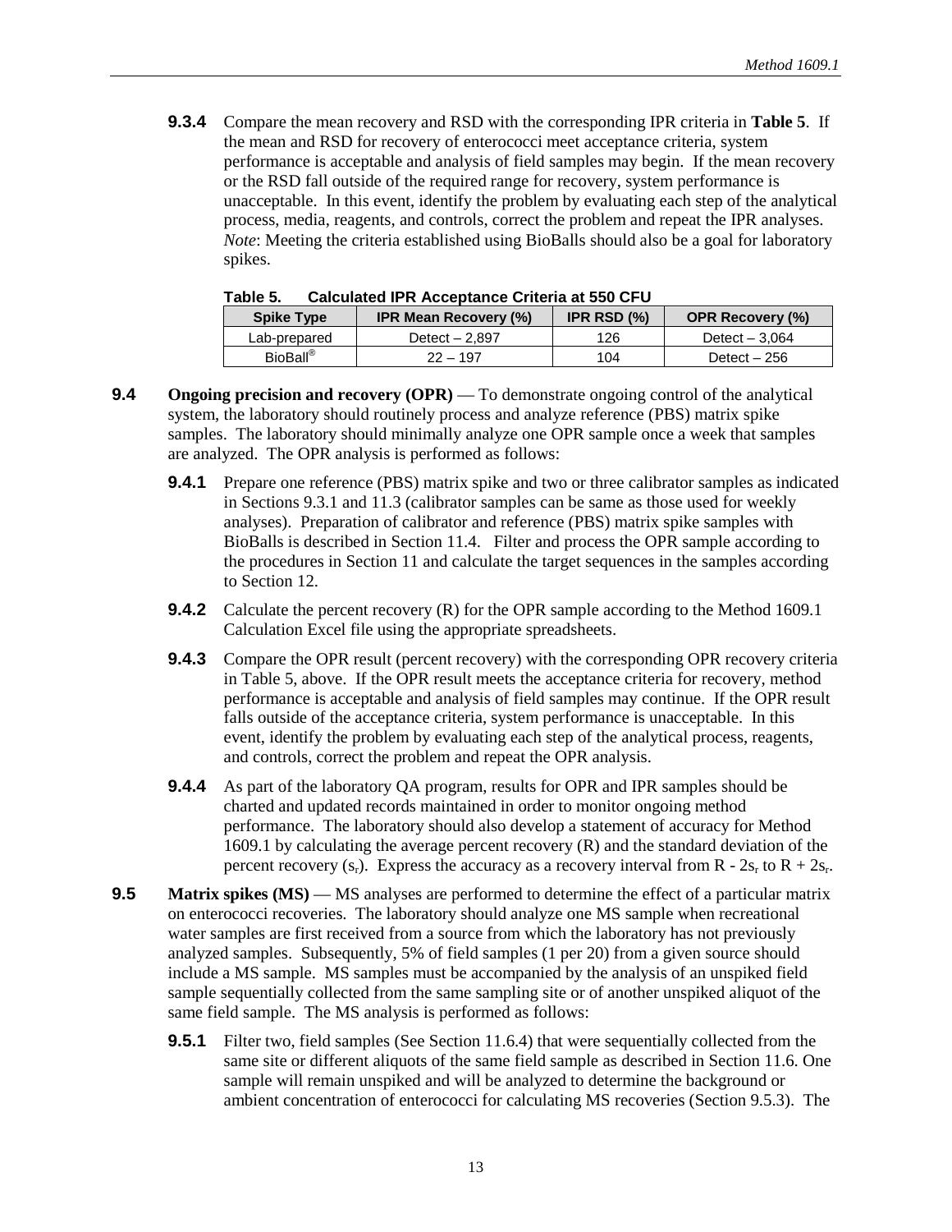**9.3.4** Compare the mean recovery and RSD with the corresponding IPR criteria in **Table 5**. If the mean and RSD for recovery of enterococci meet acceptance criteria, system performance is acceptable and analysis of field samples may begin. If the mean recovery or the RSD fall outside of the required range for recovery, system performance is unacceptable. In this event, identify the problem by evaluating each step of the analytical process, media, reagents, and controls, correct the problem and repeat the IPR analyses. *Note*: Meeting the criteria established using BioBalls should also be a goal for laboratory spikes.

**Table 5. Calculated IPR Acceptance Criteria at 550 CFU**

| Spike Type | IPR Mean Recovery (%) | IPR RSD (%) | OPR Recovery (%) |
|---|---|---|---|
| Lab-prepared | Detect – 2,897 | 126 | Detect – 3,064 |
| BioBall® | 22 – 197 | 104 | Detect – 256 |

**9.4** **Ongoing precision and recovery (OPR)** — To demonstrate ongoing control of the analytical system, the laboratory should routinely process and analyze reference (PBS) matrix spike samples. The laboratory should minimally analyze one OPR sample once a week that samples are analyzed. The OPR analysis is performed as follows:

**9.4.1** Prepare one reference (PBS) matrix spike and two or three calibrator samples as indicated in Sections 9.3.1 and 11.3 (calibrator samples can be same as those used for weekly analyses). Preparation of calibrator and reference (PBS) matrix spike samples with BioBalls is described in Section 11.4. Filter and process the OPR sample according to the procedures in Section 11 and calculate the target sequences in the samples according to Section 12.

**9.4.2** Calculate the percent recovery (R) for the OPR sample according to the Method 1609.1 Calculation Excel file using the appropriate spreadsheets.

**9.4.3** Compare the OPR result (percent recovery) with the corresponding OPR recovery criteria in Table 5, above. If the OPR result meets the acceptance criteria for recovery, method performance is acceptable and analysis of field samples may continue. If the OPR result falls outside of the acceptance criteria, system performance is unacceptable. In this event, identify the problem by evaluating each step of the analytical process, reagents, and controls, correct the problem and repeat the OPR analysis.

**9.4.4** As part of the laboratory QA program, results for OPR and IPR samples should be charted and updated records maintained in order to monitor ongoing method performance. The laboratory should also develop a statement of accuracy for Method 1609.1 by calculating the average percent recovery (R) and the standard deviation of the percent recovery ($s_r$). Express the accuracy as a recovery interval from $R - 2s_r$ to $R + 2s_r$.

**9.5** **Matrix spikes (MS)** — MS analyses are performed to determine the effect of a particular matrix on enterococci recoveries. The laboratory should analyze one MS sample when recreational water samples are first received from a source from which the laboratory has not previously analyzed samples. Subsequently, 5% of field samples (1 per 20) from a given source should include a MS sample. MS samples must be accompanied by the analysis of an unspiked field sample sequentially collected from the same sampling site or of another unspiked aliquot of the same field sample. The MS analysis is performed as follows:

**9.5.1** Filter two, field samples (See Section 11.6.4) that were sequentially collected from the same site or different aliquots of the same field sample as described in Section 11.6. One sample will remain unspiked and will be analyzed to determine the background or ambient concentration of enterococci for calculating MS recoveries (Section 9.5.3). The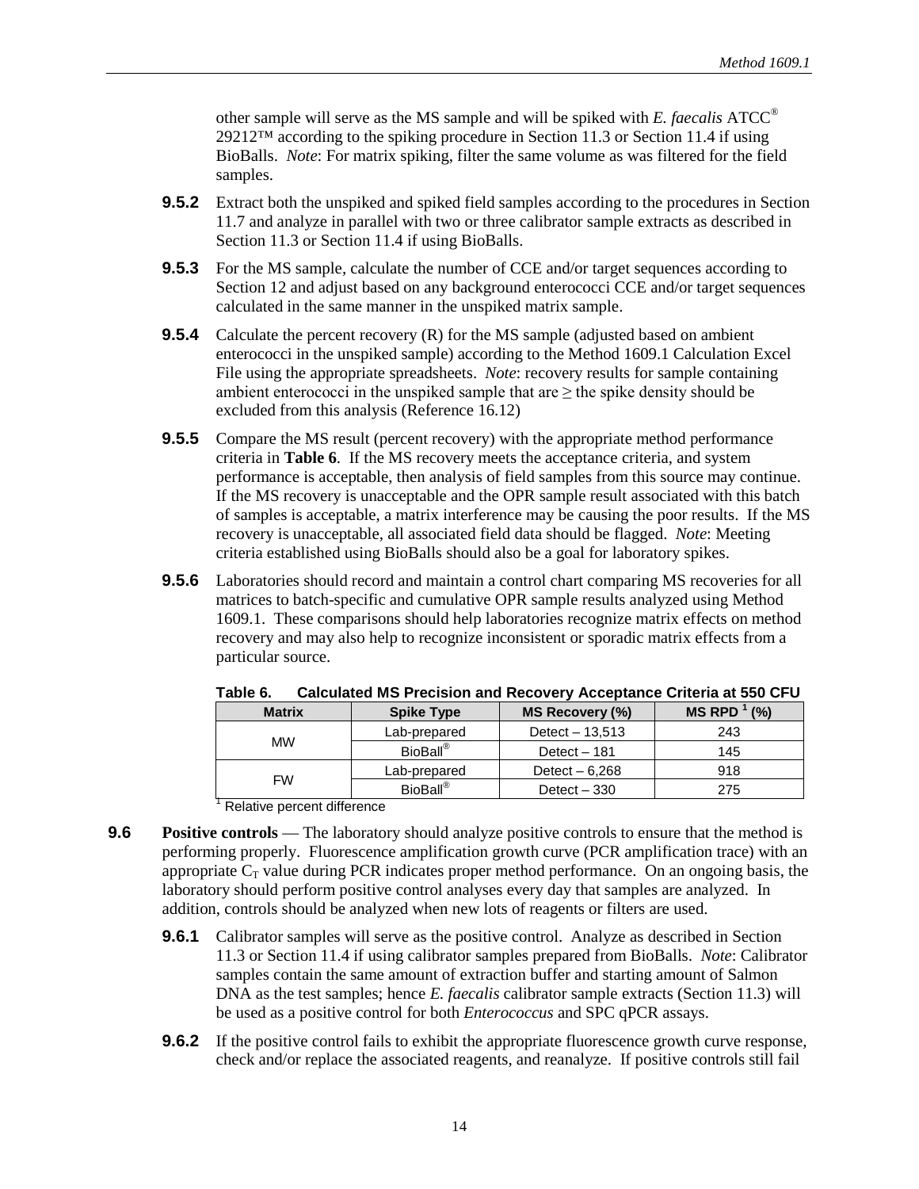other sample will serve as the MS sample and will be spiked with *E. faecalis* ATCC® 29212™ according to the spiking procedure in Section 11.3 or Section 11.4 if using BioBalls. *Note*: For matrix spiking, filter the same volume as was filtered for the field samples.

**9.5.2** Extract both the unspiked and spiked field samples according to the procedures in Section 11.7 and analyze in parallel with two or three calibrator sample extracts as described in Section 11.3 or Section 11.4 if using BioBalls.

**9.5.3** For the MS sample, calculate the number of CCE and/or target sequences according to Section 12 and adjust based on any background enterococci CCE and/or target sequences calculated in the same manner in the unspiked matrix sample.

**9.5.4** Calculate the percent recovery (R) for the MS sample (adjusted based on ambient enterococci in the unspiked sample) according to the Method 1609.1 Calculation Excel File using the appropriate spreadsheets. *Note*: recovery results for sample containing ambient enterococci in the unspiked sample that are ≥ the spike density should be excluded from this analysis (Reference 16.12)

**9.5.5** Compare the MS result (percent recovery) with the appropriate method performance criteria in **Table 6**. If the MS recovery meets the acceptance criteria, and system performance is acceptable, then analysis of field samples from this source may continue. If the MS recovery is unacceptable and the OPR sample result associated with this batch of samples is acceptable, a matrix interference may be causing the poor results. If the MS recovery is unacceptable, all associated field data should be flagged. *Note*: Meeting criteria established using BioBalls should also be a goal for laboratory spikes.

**9.5.6** Laboratories should record and maintain a control chart comparing MS recoveries for all matrices to batch-specific and cumulative OPR sample results analyzed using Method 1609.1. These comparisons should help laboratories recognize matrix effects on method recovery and may also help to recognize inconsistent or sporadic matrix effects from a particular source.

**Table 6. Calculated MS Precision and Recovery Acceptance Criteria at 550 CFU**

| Matrix | Spike Type | MS Recovery (%) | MS RPD [1] (%) |
|---|---|---|---|
| MW | Lab-prepared | Detect – 13,513 | 243 |
| | BioBall® | Detect – 181 | 145 |
| FW | Lab-prepared | Detect – 6,268 | 918 |
| | BioBall® | Detect – 330 | 275 |

[1] Relative percent difference

**9.6 Positive controls** — The laboratory should analyze positive controls to ensure that the method is performing properly. Fluorescence amplification growth curve (PCR amplification trace) with an appropriate $C_T$ value during PCR indicates proper method performance. On an ongoing basis, the laboratory should perform positive control analyses every day that samples are analyzed. In addition, controls should be analyzed when new lots of reagents or filters are used.

**9.6.1** Calibrator samples will serve as the positive control. Analyze as described in Section 11.3 or Section 11.4 if using calibrator samples prepared from BioBalls. *Note*: Calibrator samples contain the same amount of extraction buffer and starting amount of Salmon DNA as the test samples; hence *E. faecalis* calibrator sample extracts (Section 11.3) will be used as a positive control for both *Enterococcus* and SPC qPCR assays.

**9.6.2** If the positive control fails to exhibit the appropriate fluorescence growth curve response, check and/or replace the associated reagents, and reanalyze. If positive controls still fail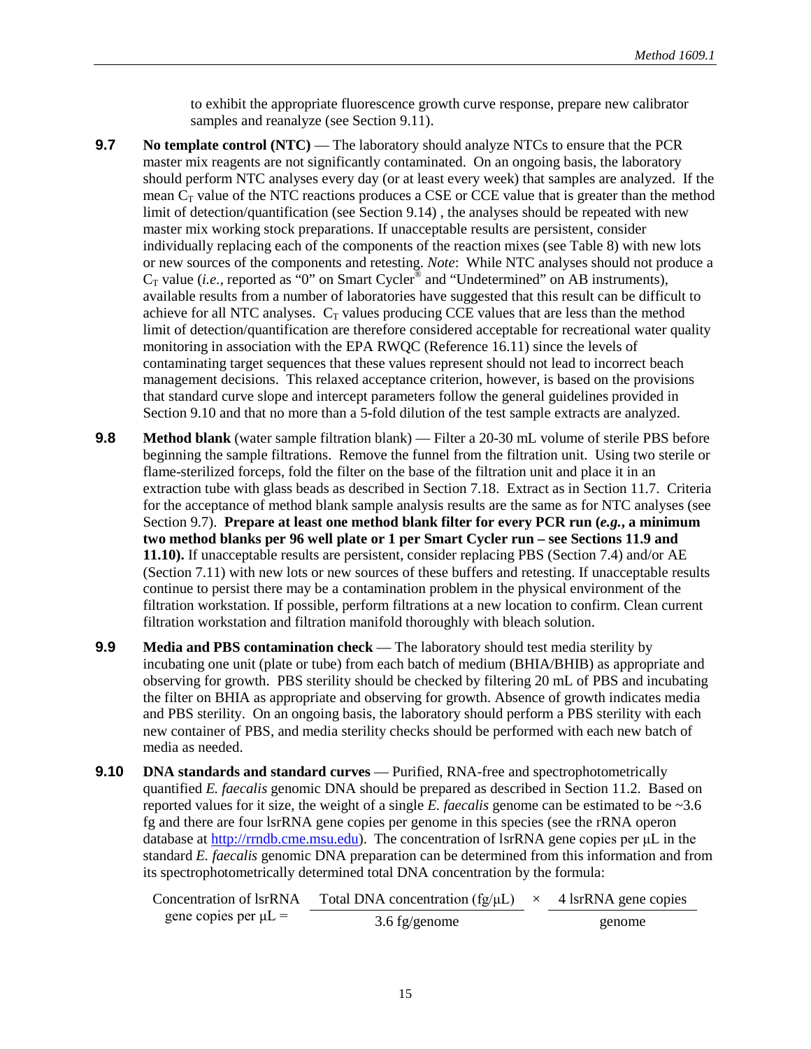to exhibit the appropriate fluorescence growth curve response, prepare new calibrator samples and reanalyze (see Section 9.11).

**9.7** **No template control (NTC)** — The laboratory should analyze NTCs to ensure that the PCR master mix reagents are not significantly contaminated. On an ongoing basis, the laboratory should perform NTC analyses every day (or at least every week) that samples are analyzed. If the mean $C_T$ value of the NTC reactions produces a CSE or CCE value that is greater than the method limit of detection/quantification (see Section 9.14) , the analyses should be repeated with new master mix working stock preparations. If unacceptable results are persistent, consider individually replacing each of the components of the reaction mixes (see Table 8) with new lots or new sources of the components and retesting. *Note*: While NTC analyses should not produce a $C_T$ value (*i.e.*, reported as "0" on Smart Cycler® and "Undetermined" on AB instruments), available results from a number of laboratories have suggested that this result can be difficult to achieve for all NTC analyses. $C_T$ values producing CCE values that are less than the method limit of detection/quantification are therefore considered acceptable for recreational water quality monitoring in association with the EPA RWQC (Reference 16.11) since the levels of contaminating target sequences that these values represent should not lead to incorrect beach management decisions. This relaxed acceptance criterion, however, is based on the provisions that standard curve slope and intercept parameters follow the general guidelines provided in Section 9.10 and that no more than a 5-fold dilution of the test sample extracts are analyzed.

**9.8** **Method blank** (water sample filtration blank) — Filter a 20-30 mL volume of sterile PBS before beginning the sample filtrations. Remove the funnel from the filtration unit. Using two sterile or flame-sterilized forceps, fold the filter on the base of the filtration unit and place it in an extraction tube with glass beads as described in Section 7.18. Extract as in Section 11.7. Criteria for the acceptance of method blank sample analysis results are the same as for NTC analyses (see Section 9.7). **Prepare at least one method blank filter for every PCR run (*e.g.*, a minimum two method blanks per 96 well plate or 1 per Smart Cycler run – see Sections 11.9 and 11.10).** If unacceptable results are persistent, consider replacing PBS (Section 7.4) and/or AE (Section 7.11) with new lots or new sources of these buffers and retesting. If unacceptable results continue to persist there may be a contamination problem in the physical environment of the filtration workstation. If possible, perform filtrations at a new location to confirm. Clean current filtration workstation and filtration manifold thoroughly with bleach solution.

**9.9** **Media and PBS contamination check** — The laboratory should test media sterility by incubating one unit (plate or tube) from each batch of medium (BHIA/BHIB) as appropriate and observing for growth. PBS sterility should be checked by filtering 20 mL of PBS and incubating the filter on BHIA as appropriate and observing for growth. Absence of growth indicates media and PBS sterility. On an ongoing basis, the laboratory should perform a PBS sterility with each new container of PBS, and media sterility checks should be performed with each new batch of media as needed.

**9.10** **DNA standards and standard curves** — Purified, RNA-free and spectrophotometrically quantified *E. faecalis* genomic DNA should be prepared as described in Section 11.2. Based on reported values for it size, the weight of a single *E. faecalis* genome can be estimated to be ~3.6 fg and there are four lsrRNA gene copies per genome in this species (see the rRNA operon database at http://rrndb.cme.msu.edu). The concentration of lsrRNA gene copies per μL in the standard *E. faecalis* genomic DNA preparation can be determined from this information and from its spectrophotometrically determined total DNA concentration by the formula:

$$\text{Concentration of lsrRNA gene copies per } \mu\text{L} = \frac{\text{Total DNA concentration (fg}/\mu\text{L)}}{3.6 \text{ fg/genome}} \times \frac{4 \text{ lsrRNA gene copies}}{\text{genome}}$$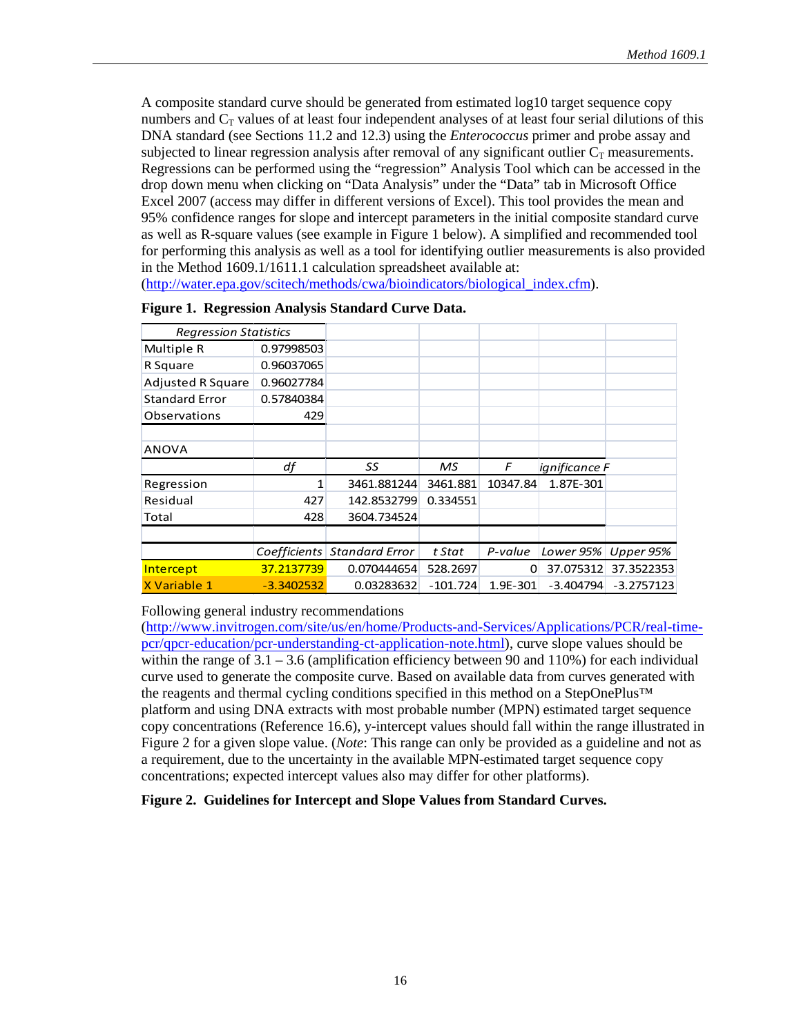A composite standard curve should be generated from estimated log10 target sequence copy numbers and $C_T$ values of at least four independent analyses of at least four serial dilutions of this DNA standard (see Sections 11.2 and 12.3) using the *Enterococcus* primer and probe assay and subjected to linear regression analysis after removal of any significant outlier $C_T$ measurements. Regressions can be performed using the "regression" Analysis Tool which can be accessed in the drop down menu when clicking on "Data Analysis" under the "Data" tab in Microsoft Office Excel 2007 (access may differ in different versions of Excel). This tool provides the mean and 95% confidence ranges for slope and intercept parameters in the initial composite standard curve as well as R-square values (see example in Figure 1 below). A simplified and recommended tool for performing this analysis as well as a tool for identifying outlier measurements is also provided in the Method 1609.1/1611.1 calculation spreadsheet available at: (http://water.epa.gov/scitech/methods/cwa/bioindicators/biological_index.cfm).

**Figure 1. Regression Analysis Standard Curve Data.**

| *Regression Statistics* | | | | | | |
|---|---|---|---|---|---|---|
| Multiple R | 0.97998503 | | | | | |
| R Square | 0.96037065 | | | | | |
| Adjusted R Square | 0.96027784 | | | | | |
| Standard Error | 0.57840384 | | | | | |
| Observations | 429 | | | | | |
| | | | | | | |
| ANOVA | | | | | | |
| | *df* | *SS* | *MS* | *F* | *ignificance F* | |
| Regression | 1 | 3461.881244 | 3461.881 | 10347.84 | 1.87E-301 | |
| Residual | 427 | 142.8532799 | 0.334551 | | | |
| Total | 428 | 3604.734524 | | | | |
| | | | | | | |
| | *Coefficients* | *Standard Error* | *t Stat* | *P-value* | *Lower 95%* | *Upper 95%* |
| Intercept | 37.2137739 | 0.070444654 | 528.2697 | 0 | 37.075312 | 37.3522353 |
| X Variable 1 | -3.3402532 | 0.03283632 | -101.724 | 1.9E-301 | -3.404794 | -3.2757123 |

Following general industry recommendations (http://www.invitrogen.com/site/us/en/home/Products-and-Services/Applications/PCR/real-time-pcr/qpcr-education/pcr-understanding-ct-application-note.html), curve slope values should be within the range of 3.1 – 3.6 (amplification efficiency between 90 and 110%) for each individual curve used to generate the composite curve. Based on available data from curves generated with the reagents and thermal cycling conditions specified in this method on a StepOnePlus™ platform and using DNA extracts with most probable number (MPN) estimated target sequence copy concentrations (Reference 16.6), y-intercept values should fall within the range illustrated in Figure 2 for a given slope value. (*Note*: This range can only be provided as a guideline and not as a requirement, due to the uncertainty in the available MPN-estimated target sequence copy concentrations; expected intercept values also may differ for other platforms).

**Figure 2. Guidelines for Intercept and Slope Values from Standard Curves.**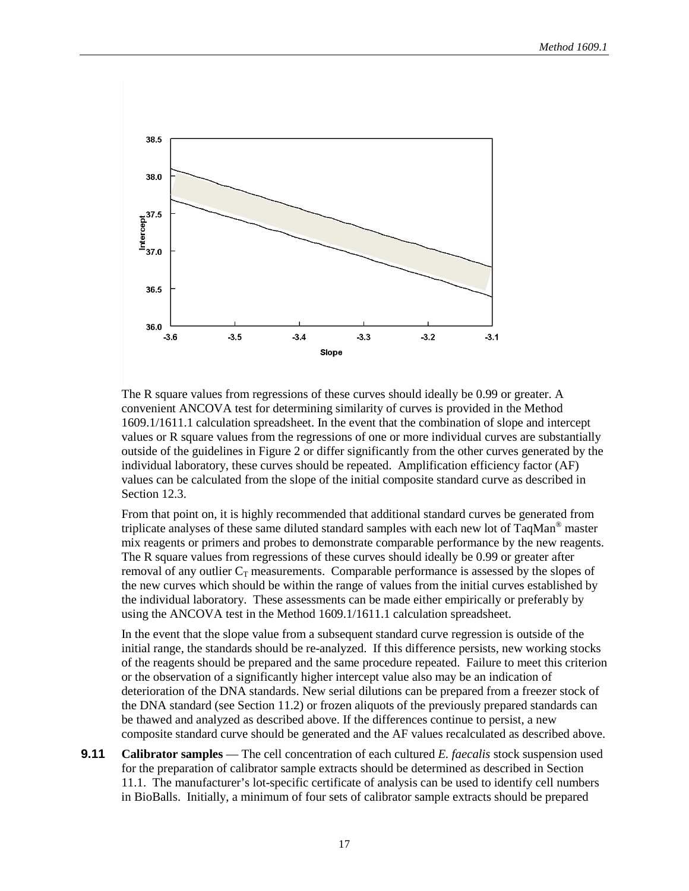The R square values from regressions of these curves should ideally be 0.99 or greater. A convenient ANCOVA test for determining similarity of curves is provided in the Method 1609.1/1611.1 calculation spreadsheet. In the event that the combination of slope and intercept values or R square values from the regressions of one or more individual curves are substantially outside of the guidelines in Figure 2 or differ significantly from the other curves generated by the individual laboratory, these curves should be repeated. Amplification efficiency factor (AF) values can be calculated from the slope of the initial composite standard curve as described in Section 12.3.

From that point on, it is highly recommended that additional standard curves be generated from triplicate analyses of these same diluted standard samples with each new lot of TaqMan® master mix reagents or primers and probes to demonstrate comparable performance by the new reagents. The R square values from regressions of these curves should ideally be 0.99 or greater after removal of any outlier $C_T$ measurements. Comparable performance is assessed by the slopes of the new curves which should be within the range of values from the initial curves established by the individual laboratory. These assessments can be made either empirically or preferably by using the ANCOVA test in the Method 1609.1/1611.1 calculation spreadsheet.

In the event that the slope value from a subsequent standard curve regression is outside of the initial range, the standards should be re-analyzed. If this difference persists, new working stocks of the reagents should be prepared and the same procedure repeated. Failure to meet this criterion or the observation of a significantly higher intercept value also may be an indication of deterioration of the DNA standards. New serial dilutions can be prepared from a freezer stock of the DNA standard (see Section 11.2) or frozen aliquots of the previously prepared standards can be thawed and analyzed as described above. If the differences continue to persist, a new composite standard curve should be generated and the AF values recalculated as described above.

**9.11** **Calibrator samples** — The cell concentration of each cultured *E. faecalis* stock suspension used for the preparation of calibrator sample extracts should be determined as described in Section 11.1. The manufacturer's lot-specific certificate of analysis can be used to identify cell numbers in BioBalls. Initially, a minimum of four sets of calibrator sample extracts should be prepared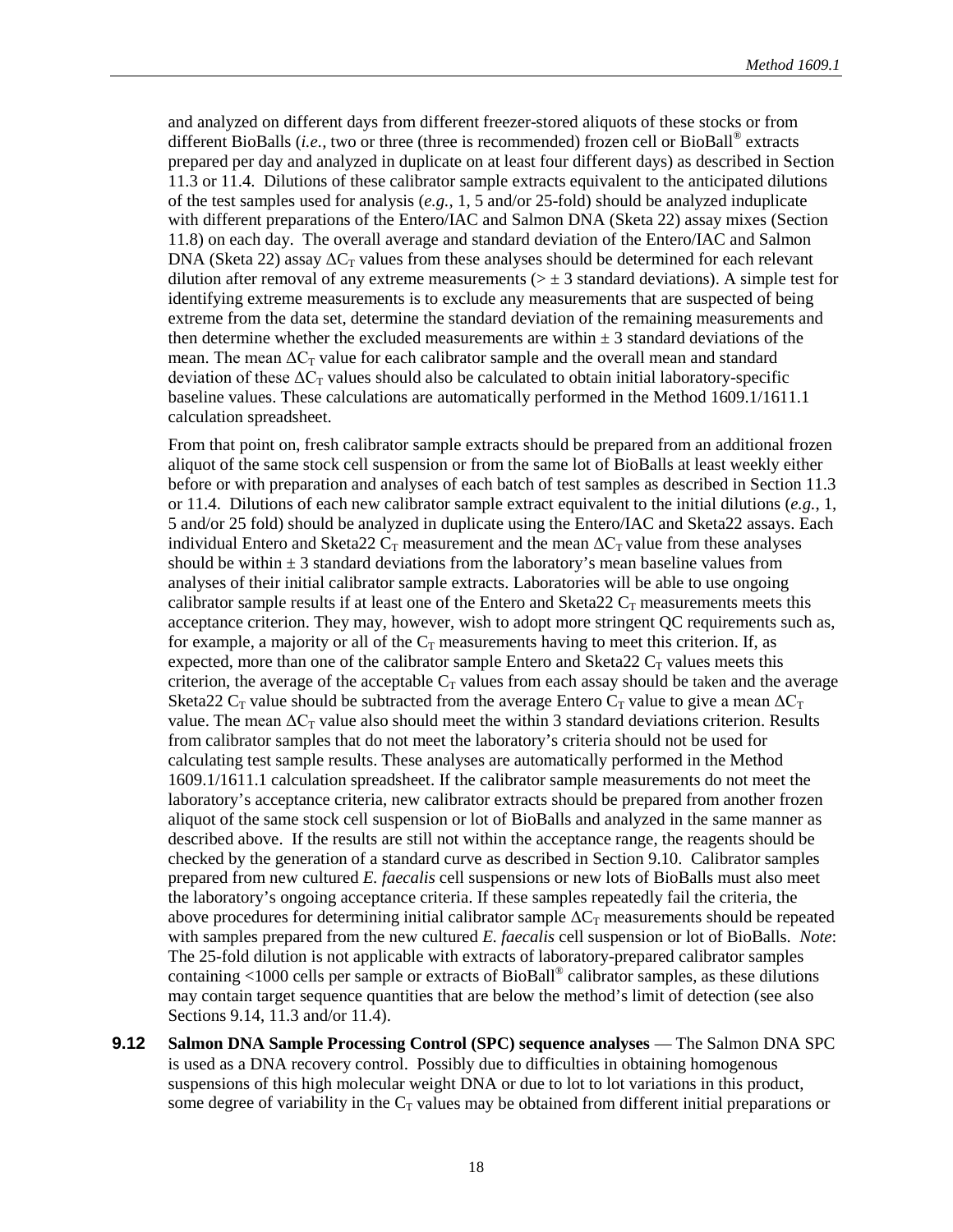and analyzed on different days from different freezer-stored aliquots of these stocks or from different BioBalls (*i.e.*, two or three (three is recommended) frozen cell or BioBall® extracts prepared per day and analyzed in duplicate on at least four different days) as described in Section 11.3 or 11.4. Dilutions of these calibrator sample extracts equivalent to the anticipated dilutions of the test samples used for analysis (*e.g.,* 1, 5 and/or 25-fold) should be analyzed induplicate with different preparations of the Entero/IAC and Salmon DNA (Sketa 22) assay mixes (Section 11.8) on each day. The overall average and standard deviation of the Entero/IAC and Salmon DNA (Sketa 22) assay $\Delta C_T$ values from these analyses should be determined for each relevant dilution after removal of any extreme measurements ($> \pm 3$ standard deviations). A simple test for identifying extreme measurements is to exclude any measurements that are suspected of being extreme from the data set, determine the standard deviation of the remaining measurements and then determine whether the excluded measurements are within $\pm$ 3 standard deviations of the mean. The mean $\Delta C_T$ value for each calibrator sample and the overall mean and standard deviation of these $\Delta C_T$ values should also be calculated to obtain initial laboratory-specific baseline values. These calculations are automatically performed in the Method 1609.1/1611.1 calculation spreadsheet.

From that point on, fresh calibrator sample extracts should be prepared from an additional frozen aliquot of the same stock cell suspension or from the same lot of BioBalls at least weekly either before or with preparation and analyses of each batch of test samples as described in Section 11.3 or 11.4. Dilutions of each new calibrator sample extract equivalent to the initial dilutions (*e.g.*, 1, 5 and/or 25 fold) should be analyzed in duplicate using the Entero/IAC and Sketa22 assays. Each individual Entero and Sketa22 $C_T$ measurement and the mean $\Delta C_T$ value from these analyses should be within $\pm$ 3 standard deviations from the laboratory's mean baseline values from analyses of their initial calibrator sample extracts. Laboratories will be able to use ongoing calibrator sample results if at least one of the Entero and Sketa22 $C_T$ measurements meets this acceptance criterion. They may, however, wish to adopt more stringent QC requirements such as, for example, a majority or all of the $C_T$ measurements having to meet this criterion. If, as expected, more than one of the calibrator sample Entero and Sketa22 $C_T$ values meets this criterion, the average of the acceptable $C_T$ values from each assay should be taken and the average Sketa22 $C_T$ value should be subtracted from the average Entero $C_T$ value to give a mean $\Delta C_T$ value. The mean $\Delta C_T$ value also should meet the within 3 standard deviations criterion. Results from calibrator samples that do not meet the laboratory's criteria should not be used for calculating test sample results. These analyses are automatically performed in the Method 1609.1/1611.1 calculation spreadsheet. If the calibrator sample measurements do not meet the laboratory's acceptance criteria, new calibrator extracts should be prepared from another frozen aliquot of the same stock cell suspension or lot of BioBalls and analyzed in the same manner as described above. If the results are still not within the acceptance range, the reagents should be checked by the generation of a standard curve as described in Section 9.10. Calibrator samples prepared from new cultured *E. faecalis* cell suspensions or new lots of BioBalls must also meet the laboratory's ongoing acceptance criteria. If these samples repeatedly fail the criteria, the above procedures for determining initial calibrator sample $\Delta C_T$ measurements should be repeated with samples prepared from the new cultured *E. faecalis* cell suspension or lot of BioBalls. *Note*: The 25-fold dilution is not applicable with extracts of laboratory-prepared calibrator samples containing <1000 cells per sample or extracts of BioBall® calibrator samples, as these dilutions may contain target sequence quantities that are below the method's limit of detection (see also Sections 9.14, 11.3 and/or 11.4).

**9.12** **Salmon DNA Sample Processing Control (SPC) sequence analyses** — The Salmon DNA SPC is used as a DNA recovery control. Possibly due to difficulties in obtaining homogenous suspensions of this high molecular weight DNA or due to lot to lot variations in this product, some degree of variability in the $C_T$ values may be obtained from different initial preparations or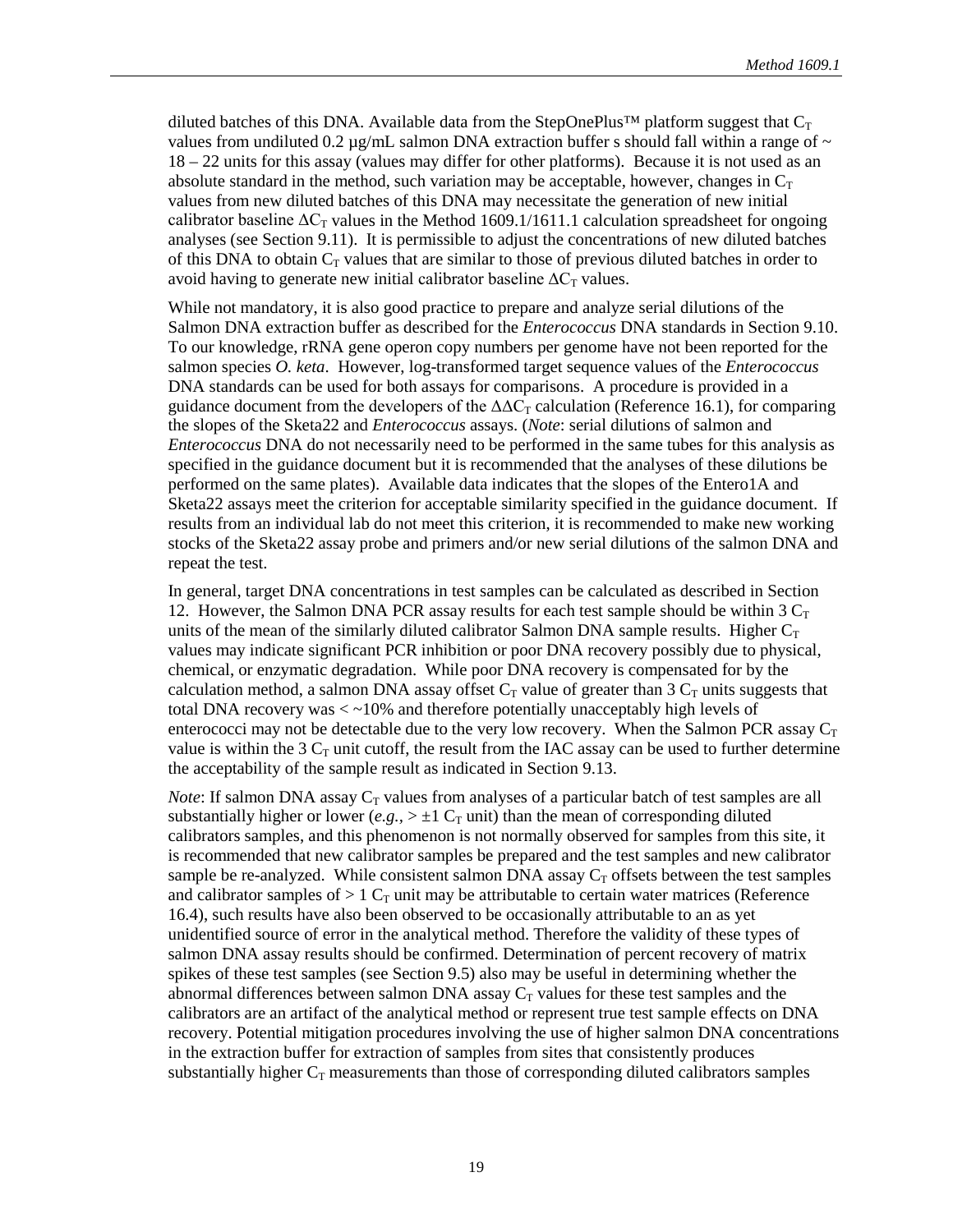diluted batches of this DNA. Available data from the StepOnePlus™ platform suggest that $C_T$ values from undiluted 0.2 µg/mL salmon DNA extraction buffer s should fall within a range of ~ 18 – 22 units for this assay (values may differ for other platforms). Because it is not used as an absolute standard in the method, such variation may be acceptable, however, changes in $C_T$ values from new diluted batches of this DNA may necessitate the generation of new initial calibrator baseline $\Delta C_T$ values in the Method 1609.1/1611.1 calculation spreadsheet for ongoing analyses (see Section 9.11). It is permissible to adjust the concentrations of new diluted batches of this DNA to obtain $C_T$ values that are similar to those of previous diluted batches in order to avoid having to generate new initial calibrator baseline $\Delta C_T$ values.

While not mandatory, it is also good practice to prepare and analyze serial dilutions of the Salmon DNA extraction buffer as described for the *Enterococcus* DNA standards in Section 9.10. To our knowledge, rRNA gene operon copy numbers per genome have not been reported for the salmon species *O. keta*. However, log-transformed target sequence values of the *Enterococcus* DNA standards can be used for both assays for comparisons. A procedure is provided in a guidance document from the developers of the $\Delta\Delta C_T$ calculation (Reference 16.1), for comparing the slopes of the Sketa22 and *Enterococcus* assays. (*Note*: serial dilutions of salmon and *Enterococcus* DNA do not necessarily need to be performed in the same tubes for this analysis as specified in the guidance document but it is recommended that the analyses of these dilutions be performed on the same plates). Available data indicates that the slopes of the Entero1A and Sketa22 assays meet the criterion for acceptable similarity specified in the guidance document. If results from an individual lab do not meet this criterion, it is recommended to make new working stocks of the Sketa22 assay probe and primers and/or new serial dilutions of the salmon DNA and repeat the test.

In general, target DNA concentrations in test samples can be calculated as described in Section 12. However, the Salmon DNA PCR assay results for each test sample should be within 3 $C_T$ units of the mean of the similarly diluted calibrator Salmon DNA sample results. Higher $C_T$ values may indicate significant PCR inhibition or poor DNA recovery possibly due to physical, chemical, or enzymatic degradation. While poor DNA recovery is compensated for by the calculation method, a salmon DNA assay offset $C_T$ value of greater than 3 $C_T$ units suggests that total DNA recovery was < ~10% and therefore potentially unacceptably high levels of enterococci may not be detectable due to the very low recovery. When the Salmon PCR assay $C_T$ value is within the 3 $C_T$ unit cutoff, the result from the IAC assay can be used to further determine the acceptability of the sample result as indicated in Section 9.13.

*Note*: If salmon DNA assay $C_T$ values from analyses of a particular batch of test samples are all substantially higher or lower (*e.g.*, > ±1 $C_T$ unit) than the mean of corresponding diluted calibrators samples, and this phenomenon is not normally observed for samples from this site, it is recommended that new calibrator samples be prepared and the test samples and new calibrator sample be re-analyzed. While consistent salmon DNA assay $C_T$ offsets between the test samples and calibrator samples of > 1 $C_T$ unit may be attributable to certain water matrices (Reference 16.4), such results have also been observed to be occasionally attributable to an as yet unidentified source of error in the analytical method. Therefore the validity of these types of salmon DNA assay results should be confirmed. Determination of percent recovery of matrix spikes of these test samples (see Section 9.5) also may be useful in determining whether the abnormal differences between salmon DNA assay $C_T$ values for these test samples and the calibrators are an artifact of the analytical method or represent true test sample effects on DNA recovery. Potential mitigation procedures involving the use of higher salmon DNA concentrations in the extraction buffer for extraction of samples from sites that consistently produces substantially higher $C_T$ measurements than those of corresponding diluted calibrators samples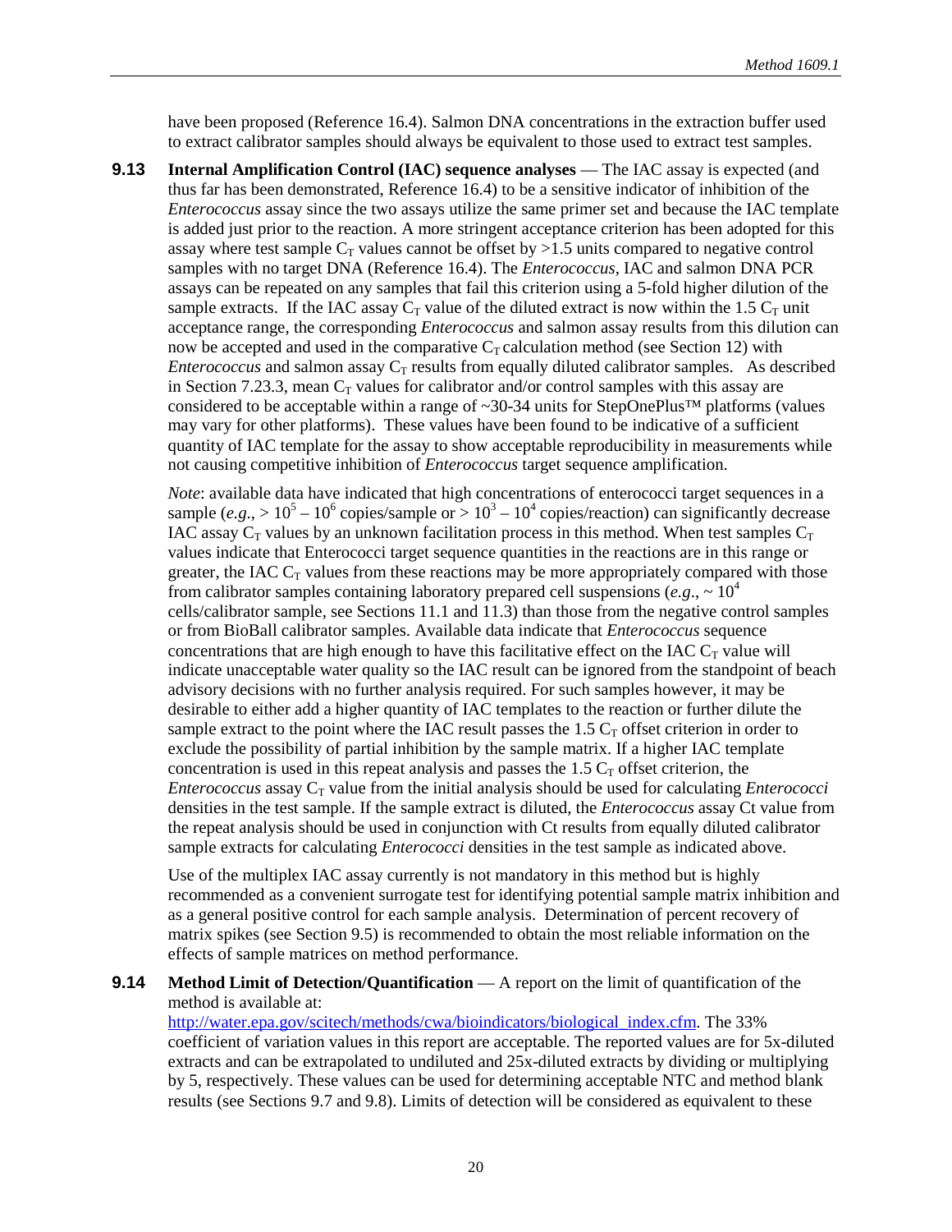have been proposed (Reference 16.4). Salmon DNA concentrations in the extraction buffer used to extract calibrator samples should always be equivalent to those used to extract test samples.

**9.13 Internal Amplification Control (IAC) sequence analyses** — The IAC assay is expected (and thus far has been demonstrated, Reference 16.4) to be a sensitive indicator of inhibition of the *Enterococcus* assay since the two assays utilize the same primer set and because the IAC template is added just prior to the reaction. A more stringent acceptance criterion has been adopted for this assay where test sample $C_T$ values cannot be offset by >1.5 units compared to negative control samples with no target DNA (Reference 16.4). The *Enterococcus*, IAC and salmon DNA PCR assays can be repeated on any samples that fail this criterion using a 5-fold higher dilution of the sample extracts. If the IAC assay $C_T$ value of the diluted extract is now within the 1.5 $C_T$ unit acceptance range, the corresponding *Enterococcus* and salmon assay results from this dilution can now be accepted and used in the comparative $C_T$ calculation method (see Section 12) with *Enterococcus* and salmon assay $C_T$ results from equally diluted calibrator samples. As described in Section 7.23.3, mean $C_T$ values for calibrator and/or control samples with this assay are considered to be acceptable within a range of ~30-34 units for StepOnePlus™ platforms (values may vary for other platforms). These values have been found to be indicative of a sufficient quantity of IAC template for the assay to show acceptable reproducibility in measurements while not causing competitive inhibition of *Enterococcus* target sequence amplification.

*Note*: available data have indicated that high concentrations of enterococci target sequences in a sample (*e.g.*, > $10^5$ – $10^6$ copies/sample or > $10^3$ – $10^4$ copies/reaction) can significantly decrease IAC assay $C_T$ values by an unknown facilitation process in this method. When test samples $C_T$ values indicate that Enterococci target sequence quantities in the reactions are in this range or greater, the IAC $C_T$ values from these reactions may be more appropriately compared with those from calibrator samples containing laboratory prepared cell suspensions (*e.g.*, ~ $10^4$ cells/calibrator sample, see Sections 11.1 and 11.3) than those from the negative control samples or from BioBall calibrator samples. Available data indicate that *Enterococcus* sequence concentrations that are high enough to have this facilitative effect on the IAC $C_T$ value will indicate unacceptable water quality so the IAC result can be ignored from the standpoint of beach advisory decisions with no further analysis required. For such samples however, it may be desirable to either add a higher quantity of IAC templates to the reaction or further dilute the sample extract to the point where the IAC result passes the 1.5 $C_T$ offset criterion in order to exclude the possibility of partial inhibition by the sample matrix. If a higher IAC template concentration is used in this repeat analysis and passes the 1.5 $C_T$ offset criterion, the *Enterococcus* assay $C_T$ value from the initial analysis should be used for calculating *Enterococci* densities in the test sample. If the sample extract is diluted, the *Enterococcus* assay Ct value from the repeat analysis should be used in conjunction with Ct results from equally diluted calibrator sample extracts for calculating *Enterococci* densities in the test sample as indicated above.

Use of the multiplex IAC assay currently is not mandatory in this method but is highly recommended as a convenient surrogate test for identifying potential sample matrix inhibition and as a general positive control for each sample analysis. Determination of percent recovery of matrix spikes (see Section 9.5) is recommended to obtain the most reliable information on the effects of sample matrices on method performance.

**9.14 Method Limit of Detection/Quantification** — A report on the limit of quantification of the method is available at: http://water.epa.gov/scitech/methods/cwa/bioindicators/biological_index.cfm. The 33% coefficient of variation values in this report are acceptable. The reported values are for 5x-diluted extracts and can be extrapolated to undiluted and 25x-diluted extracts by dividing or multiplying by 5, respectively. These values can be used for determining acceptable NTC and method blank results (see Sections 9.7 and 9.8). Limits of detection will be considered as equivalent to these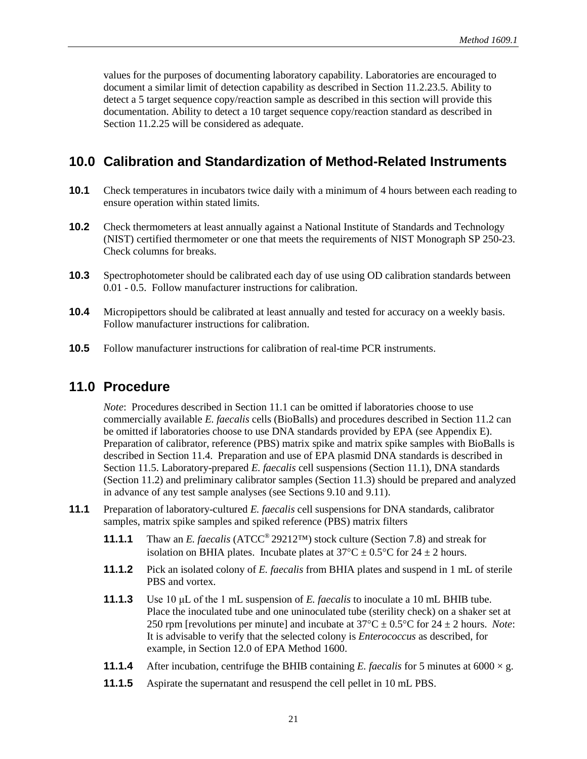values for the purposes of documenting laboratory capability. Laboratories are encouraged to document a similar limit of detection capability as described in Section 11.2.23.5. Ability to detect a 5 target sequence copy/reaction sample as described in this section will provide this documentation. Ability to detect a 10 target sequence copy/reaction standard as described in Section 11.2.25 will be considered as adequate.

## 10.0 Calibration and Standardization of Method-Related Instruments

**10.1** Check temperatures in incubators twice daily with a minimum of 4 hours between each reading to ensure operation within stated limits.

**10.2** Check thermometers at least annually against a National Institute of Standards and Technology (NIST) certified thermometer or one that meets the requirements of NIST Monograph SP 250-23. Check columns for breaks.

**10.3** Spectrophotometer should be calibrated each day of use using OD calibration standards between 0.01 - 0.5. Follow manufacturer instructions for calibration.

**10.4** Micropipettors should be calibrated at least annually and tested for accuracy on a weekly basis. Follow manufacturer instructions for calibration.

**10.5** Follow manufacturer instructions for calibration of real-time PCR instruments.

## 11.0 Procedure

*Note*: Procedures described in Section 11.1 can be omitted if laboratories choose to use commercially available *E. faecalis* cells (BioBalls) and procedures described in Section 11.2 can be omitted if laboratories choose to use DNA standards provided by EPA (see Appendix E). Preparation of calibrator, reference (PBS) matrix spike and matrix spike samples with BioBalls is described in Section 11.4. Preparation and use of EPA plasmid DNA standards is described in Section 11.5. Laboratory-prepared *E. faecalis* cell suspensions (Section 11.1), DNA standards (Section 11.2) and preliminary calibrator samples (Section 11.3) should be prepared and analyzed in advance of any test sample analyses (see Sections 9.10 and 9.11).

**11.1** Preparation of laboratory-cultured *E. faecalis* cell suspensions for DNA standards, calibrator samples, matrix spike samples and spiked reference (PBS) matrix filters

**11.1.1** Thaw an *E. faecalis* (ATCC® 29212™) stock culture (Section 7.8) and streak for isolation on BHIA plates. Incubate plates at 37°C ± 0.5°C for 24 ± 2 hours.

**11.1.2** Pick an isolated colony of *E. faecalis* from BHIA plates and suspend in 1 mL of sterile PBS and vortex.

**11.1.3** Use 10 µL of the 1 mL suspension of *E. faecalis* to inoculate a 10 mL BHIB tube. Place the inoculated tube and one uninoculated tube (sterility check) on a shaker set at 250 rpm [revolutions per minute] and incubate at 37°C ± 0.5°C for 24 ± 2 hours. *Note*: It is advisable to verify that the selected colony is *Enterococcus* as described, for example, in Section 12.0 of EPA Method 1600.

**11.1.4** After incubation, centrifuge the BHIB containing *E. faecalis* for 5 minutes at 6000 × g.

**11.1.5** Aspirate the supernatant and resuspend the cell pellet in 10 mL PBS.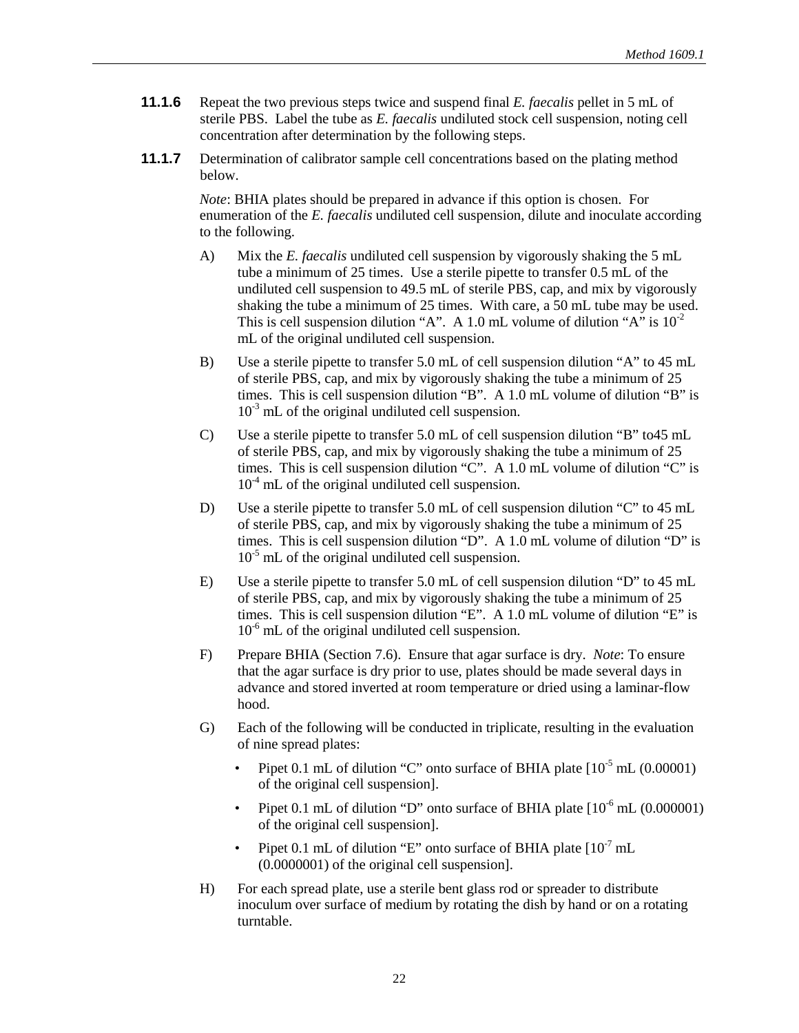**11.1.6** Repeat the two previous steps twice and suspend final *E. faecalis* pellet in 5 mL of sterile PBS. Label the tube as *E. faecalis* undiluted stock cell suspension, noting cell concentration after determination by the following steps.

**11.1.7** Determination of calibrator sample cell concentrations based on the plating method below.

*Note*: BHIA plates should be prepared in advance if this option is chosen. For enumeration of the *E. faecalis* undiluted cell suspension, dilute and inoculate according to the following.

A) Mix the *E. faecalis* undiluted cell suspension by vigorously shaking the 5 mL tube a minimum of 25 times. Use a sterile pipette to transfer 0.5 mL of the undiluted cell suspension to 49.5 mL of sterile PBS, cap, and mix by vigorously shaking the tube a minimum of 25 times. With care, a 50 mL tube may be used. This is cell suspension dilution "A". A 1.0 mL volume of dilution "A" is $10^{-2}$ mL of the original undiluted cell suspension.

B) Use a sterile pipette to transfer 5.0 mL of cell suspension dilution "A" to 45 mL of sterile PBS, cap, and mix by vigorously shaking the tube a minimum of 25 times. This is cell suspension dilution "B". A 1.0 mL volume of dilution "B" is $10^{-3}$ mL of the original undiluted cell suspension.

C) Use a sterile pipette to transfer 5.0 mL of cell suspension dilution "B" to45 mL of sterile PBS, cap, and mix by vigorously shaking the tube a minimum of 25 times. This is cell suspension dilution "C". A 1.0 mL volume of dilution "C" is $10^{-4}$ mL of the original undiluted cell suspension.

D) Use a sterile pipette to transfer 5.0 mL of cell suspension dilution "C" to 45 mL of sterile PBS, cap, and mix by vigorously shaking the tube a minimum of 25 times. This is cell suspension dilution "D". A 1.0 mL volume of dilution "D" is $10^{-5}$ mL of the original undiluted cell suspension.

E) Use a sterile pipette to transfer 5.0 mL of cell suspension dilution "D" to 45 mL of sterile PBS, cap, and mix by vigorously shaking the tube a minimum of 25 times. This is cell suspension dilution "E". A 1.0 mL volume of dilution "E" is $10^{-6}$ mL of the original undiluted cell suspension.

F) Prepare BHIA (Section 7.6). Ensure that agar surface is dry. *Note*: To ensure that the agar surface is dry prior to use, plates should be made several days in advance and stored inverted at room temperature or dried using a laminar-flow hood.

G) Each of the following will be conducted in triplicate, resulting in the evaluation of nine spread plates:

- Pipet 0.1 mL of dilution "C" onto surface of BHIA plate [$10^{-5}$ mL (0.00001) of the original cell suspension].
- Pipet 0.1 mL of dilution "D" onto surface of BHIA plate [$10^{-6}$ mL (0.000001) of the original cell suspension].
- Pipet 0.1 mL of dilution "E" onto surface of BHIA plate [$10^{-7}$ mL (0.0000001) of the original cell suspension].

H) For each spread plate, use a sterile bent glass rod or spreader to distribute inoculum over surface of medium by rotating the dish by hand or on a rotating turntable.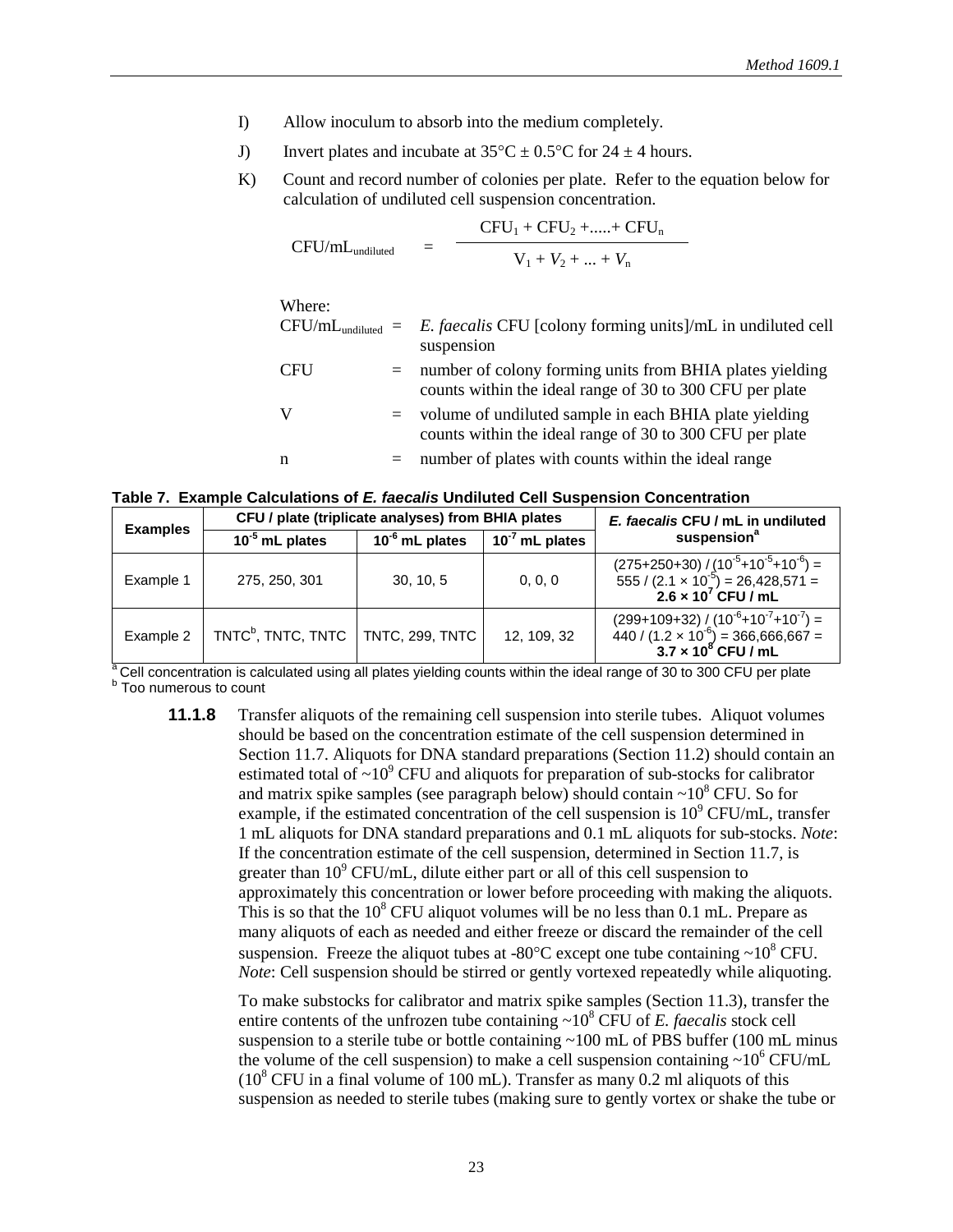I) Allow inoculum to absorb into the medium completely.

J) Invert plates and incubate at 35°C ± 0.5°C for 24 ± 4 hours.

K) Count and record number of colonies per plate. Refer to the equation below for calculation of undiluted cell suspension concentration.

$$CFU/mL_{undiluted} = \frac{CFU_1 + CFU_2 + ..... + CFU_n}{V_1 + V_2 + ... + V_n}$$

Where:

$CFU/mL_{undiluted}$ = *E. faecalis* CFU [colony forming units]/mL in undiluted cell suspension

CFU = number of colony forming units from BHIA plates yielding counts within the ideal range of 30 to 300 CFU per plate

V = volume of undiluted sample in each BHIA plate yielding counts within the ideal range of 30 to 300 CFU per plate

n = number of plates with counts within the ideal range

**Table 7. Example Calculations of *E. faecalis* Undiluted Cell Suspension Concentration**

| Examples | CFU / plate (triplicate analyses) from BHIA plates | | | *E. faecalis* CFU / mL in undiluted suspension[a] |
|---|---|---|---|---|
| | $10^{-5}$ mL plates | $10^{-6}$ mL plates | $10^{-7}$ mL plates | |
| Example 1 | 275, 250, 301 | 30, 10, 5 | 0, 0, 0 | $(275+250+30) / (10^{-5}+10^{-5}+10^{-6})$ = 555 / $(2.1 \times 10^{-5})$ = 26,428,571 = **$2.6 \times 10^{7}$ CFU / mL** |
| Example 2 | TNTC[b], TNTC, TNTC | TNTC, 299, TNTC | 12, 109, 32 | $(299+109+32) / (10^{-6}+10^{-7}+10^{-7})$ = 440 / $(1.2 \times 10^{-6})$ = 366,666,667 = **$3.7 \times 10^{8}$ CFU / mL** |

[a] Cell concentration is calculated using all plates yielding counts within the ideal range of 30 to 300 CFU per plate
[b] Too numerous to count

**11.1.8** Transfer aliquots of the remaining cell suspension into sterile tubes. Aliquot volumes should be based on the concentration estimate of the cell suspension determined in Section 11.7. Aliquots for DNA standard preparations (Section 11.2) should contain an estimated total of ~$10^9$ CFU and aliquots for preparation of sub-stocks for calibrator and matrix spike samples (see paragraph below) should contain ~$10^8$ CFU. So for example, if the estimated concentration of the cell suspension is $10^9$ CFU/mL, transfer 1 mL aliquots for DNA standard preparations and 0.1 mL aliquots for sub-stocks. *Note*: If the concentration estimate of the cell suspension, determined in Section 11.7, is greater than $10^9$ CFU/mL, dilute either part or all of this cell suspension to approximately this concentration or lower before proceeding with making the aliquots. This is so that the $10^8$ CFU aliquot volumes will be no less than 0.1 mL. Prepare as many aliquots of each as needed and either freeze or discard the remainder of the cell suspension. Freeze the aliquot tubes at -80°C except one tube containing ~$10^8$ CFU. *Note*: Cell suspension should be stirred or gently vortexed repeatedly while aliquoting.

To make substocks for calibrator and matrix spike samples (Section 11.3), transfer the entire contents of the unfrozen tube containing ~$10^8$ CFU of *E. faecalis* stock cell suspension to a sterile tube or bottle containing ~100 mL of PBS buffer (100 mL minus the volume of the cell suspension) to make a cell suspension containing ~$10^6$ CFU/mL ($10^8$ CFU in a final volume of 100 mL). Transfer as many 0.2 ml aliquots of this suspension as needed to sterile tubes (making sure to gently vortex or shake the tube or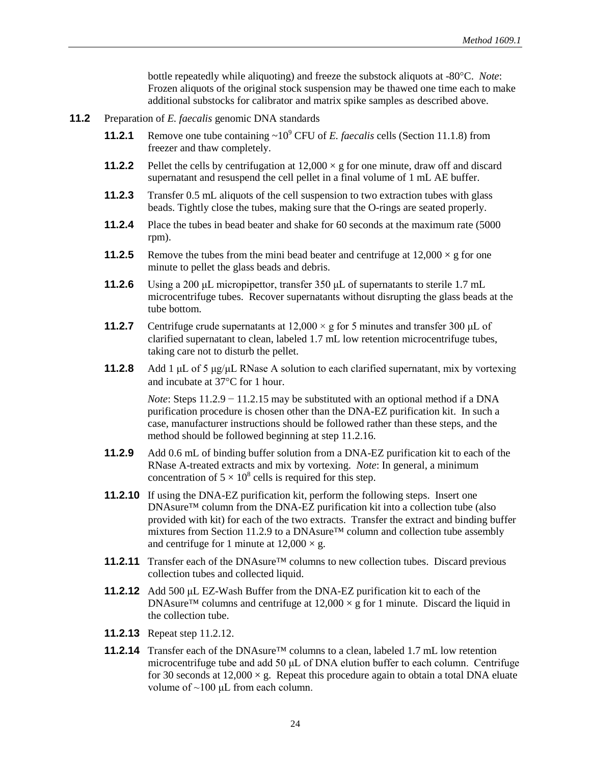bottle repeatedly while aliquoting) and freeze the substock aliquots at -80°C. *Note*: Frozen aliquots of the original stock suspension may be thawed one time each to make additional substocks for calibrator and matrix spike samples as described above.

**11.2** Preparation of *E. faecalis* genomic DNA standards

**11.2.1** Remove one tube containing ~$10^9$ CFU of *E. faecalis* cells (Section 11.1.8) from freezer and thaw completely.

**11.2.2** Pellet the cells by centrifugation at 12,000 × g for one minute, draw off and discard supernatant and resuspend the cell pellet in a final volume of 1 mL AE buffer.

**11.2.3** Transfer 0.5 mL aliquots of the cell suspension to two extraction tubes with glass beads. Tightly close the tubes, making sure that the O-rings are seated properly.

**11.2.4** Place the tubes in bead beater and shake for 60 seconds at the maximum rate (5000 rpm).

**11.2.5** Remove the tubes from the mini bead beater and centrifuge at 12,000 × g for one minute to pellet the glass beads and debris.

**11.2.6** Using a 200 μL micropipettor, transfer 350 μL of supernatants to sterile 1.7 mL microcentrifuge tubes. Recover supernatants without disrupting the glass beads at the tube bottom.

**11.2.7** Centrifuge crude supernatants at 12,000 × g for 5 minutes and transfer 300 μL of clarified supernatant to clean, labeled 1.7 mL low retention microcentrifuge tubes, taking care not to disturb the pellet.

**11.2.8** Add 1 μL of 5 μg/μL RNase A solution to each clarified supernatant, mix by vortexing and incubate at 37°C for 1 hour.

*Note*: Steps 11.2.9 − 11.2.15 may be substituted with an optional method if a DNA purification procedure is chosen other than the DNA-EZ purification kit. In such a case, manufacturer instructions should be followed rather than these steps, and the method should be followed beginning at step 11.2.16.

**11.2.9** Add 0.6 mL of binding buffer solution from a DNA-EZ purification kit to each of the RNase A-treated extracts and mix by vortexing. *Note*: In general, a minimum concentration of $5 \times 10^8$ cells is required for this step.

**11.2.10** If using the DNA-EZ purification kit, perform the following steps. Insert one DNAsure™ column from the DNA-EZ purification kit into a collection tube (also provided with kit) for each of the two extracts. Transfer the extract and binding buffer mixtures from Section 11.2.9 to a DNAsure™ column and collection tube assembly and centrifuge for 1 minute at 12,000 × g.

**11.2.11** Transfer each of the DNAsure™ columns to new collection tubes. Discard previous collection tubes and collected liquid.

**11.2.12** Add 500 μL EZ-Wash Buffer from the DNA-EZ purification kit to each of the DNAsure™ columns and centrifuge at 12,000 × g for 1 minute. Discard the liquid in the collection tube.

**11.2.13** Repeat step 11.2.12.

**11.2.14** Transfer each of the DNAsure™ columns to a clean, labeled 1.7 mL low retention microcentrifuge tube and add 50 μL of DNA elution buffer to each column. Centrifuge for 30 seconds at 12,000 × g. Repeat this procedure again to obtain a total DNA eluate volume of ~100 μL from each column.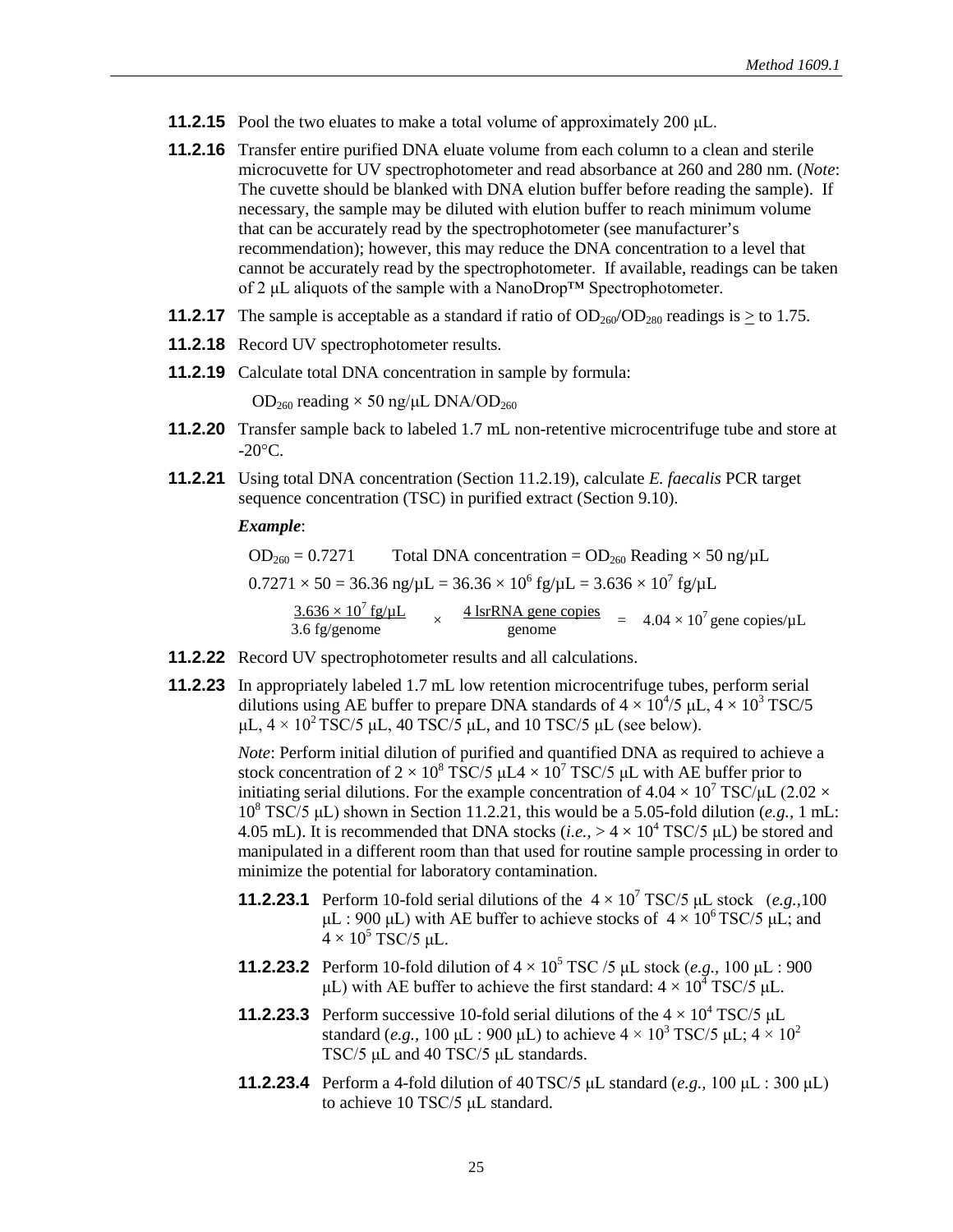**11.2.15** Pool the two eluates to make a total volume of approximately 200 μL.

**11.2.16** Transfer entire purified DNA eluate volume from each column to a clean and sterile microcuvette for UV spectrophotometer and read absorbance at 260 and 280 nm. (*Note*: The cuvette should be blanked with DNA elution buffer before reading the sample). If necessary, the sample may be diluted with elution buffer to reach minimum volume that can be accurately read by the spectrophotometer (see manufacturer's recommendation); however, this may reduce the DNA concentration to a level that cannot be accurately read by the spectrophotometer. If available, readings can be taken of 2 μL aliquots of the sample with a NanoDrop™ Spectrophotometer.

**11.2.17** The sample is acceptable as a standard if ratio of $OD_{260}/OD_{280}$ readings is $\geq$ to 1.75.

**11.2.18** Record UV spectrophotometer results.

**11.2.19** Calculate total DNA concentration in sample by formula:

$OD_{260}$ reading × 50 ng/μL DNA/$OD_{260}$

**11.2.20** Transfer sample back to labeled 1.7 mL non-retentive microcentrifuge tube and store at -20°C.

**11.2.21** Using total DNA concentration (Section 11.2.19), calculate *E. faecalis* PCR target sequence concentration (TSC) in purified extract (Section 9.10).

***Example***:

$OD_{260} = 0.7271$ Total DNA concentration = $OD_{260}$ Reading × 50 ng/μL

$0.7271 \times 50 = 36.36$ ng/μL $= 36.36 \times 10^6$ fg/μL $= 3.636 \times 10^7$ fg/μL

$$\frac{3.636 \times 10^7 \text{ fg/μL}}{3.6 \text{ fg/genome}} \times \frac{4 \text{ lsrRNA gene copies}}{\text{genome}} = 4.04 \times 10^7 \text{ gene copies/μL}$$

**11.2.22** Record UV spectrophotometer results and all calculations.

**11.2.23** In appropriately labeled 1.7 mL low retention microcentrifuge tubes, perform serial dilutions using AE buffer to prepare DNA standards of $4 \times 10^4$/5 μL, $4 \times 10^3$ TSC/5 μL, $4 \times 10^2$ TSC/5 μL, 40 TSC/5 μL, and 10 TSC/5 μL (see below).

*Note*: Perform initial dilution of purified and quantified DNA as required to achieve a stock concentration of $2 \times 10^8$ TSC/5 μL$4 \times 10^7$ TSC/5 μL with AE buffer prior to initiating serial dilutions. For the example concentration of $4.04 \times 10^7$ TSC/μL ($2.02 \times 10^8$ TSC/5 μL) shown in Section 11.2.21, this would be a 5.05-fold dilution (*e.g.*, 1 mL: 4.05 mL). It is recommended that DNA stocks (*i.e.*, > $4 \times 10^4$ TSC/5 μL) be stored and manipulated in a different room than that used for routine sample processing in order to minimize the potential for laboratory contamination.

**11.2.23.1** Perform 10-fold serial dilutions of the $4 \times 10^7$ TSC/5 μL stock (*e.g.*,100 μL : 900 μL) with AE buffer to achieve stocks of $4 \times 10^6$ TSC/5 μL; and $4 \times 10^5$ TSC/5 μL.

**11.2.23.2** Perform 10-fold dilution of $4 \times 10^5$ TSC /5 μL stock (*e.g.*, 100 μL : 900 μL) with AE buffer to achieve the first standard: $4 \times 10^4$ TSC/5 μL.

**11.2.23.3** Perform successive 10-fold serial dilutions of the $4 \times 10^4$ TSC/5 μL standard (*e.g.*, 100 μL : 900 μL) to achieve $4 \times 10^3$ TSC/5 μL; $4 \times 10^2$ TSC/5 μL and 40 TSC/5 μL standards.

**11.2.23.4** Perform a 4-fold dilution of 40 TSC/5 μL standard (*e.g.*, 100 μL : 300 μL) to achieve 10 TSC/5 μL standard.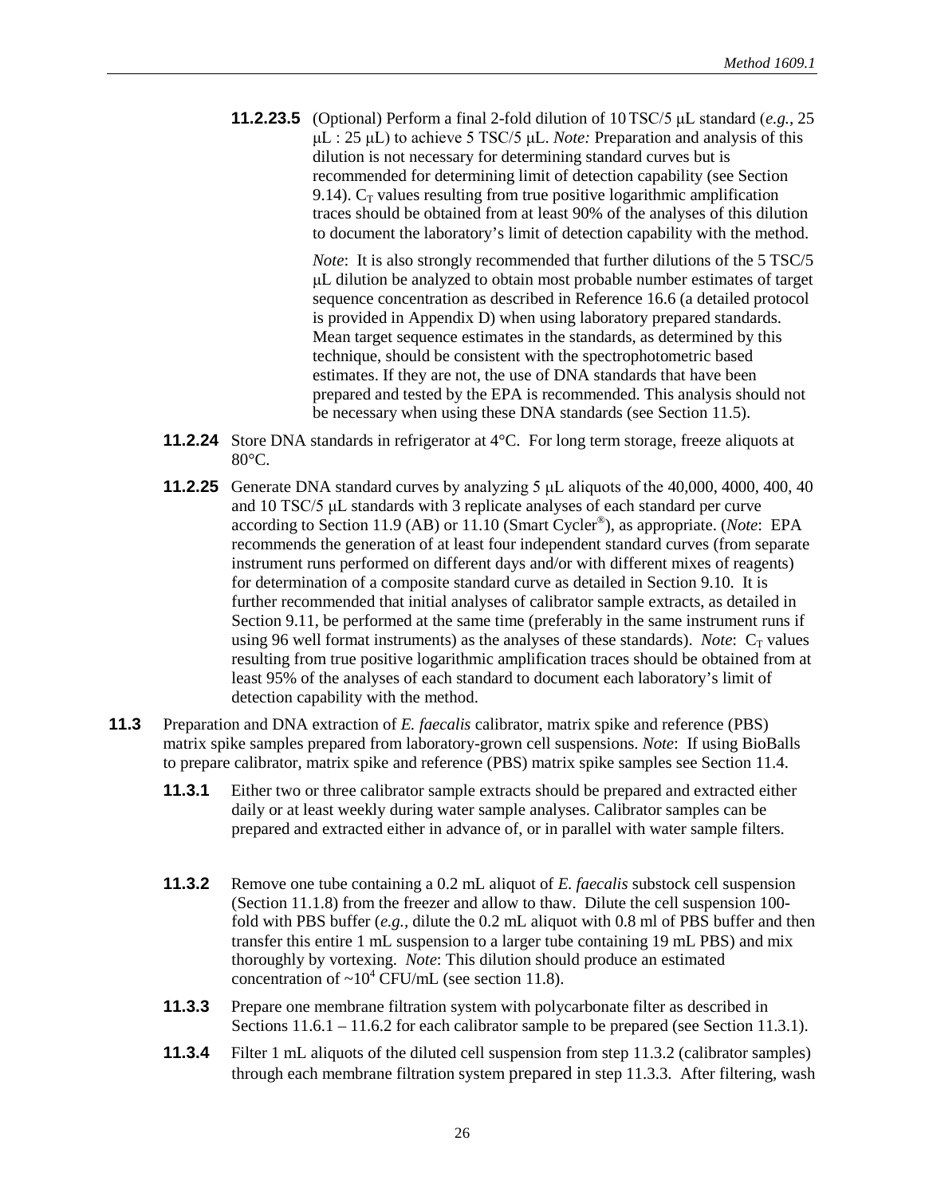**11.2.23.5** (Optional) Perform a final 2-fold dilution of 10 TSC/5 µL standard (*e.g.,* 25 µL : 25 µL) to achieve 5 TSC/5 µL. *Note:* Preparation and analysis of this dilution is not necessary for determining standard curves but is recommended for determining limit of detection capability (see Section 9.14). $C_T$ values resulting from true positive logarithmic amplification traces should be obtained from at least 90% of the analyses of this dilution to document the laboratory's limit of detection capability with the method.

*Note*: It is also strongly recommended that further dilutions of the 5 TSC/5 µL dilution be analyzed to obtain most probable number estimates of target sequence concentration as described in Reference 16.6 (a detailed protocol is provided in Appendix D) when using laboratory prepared standards. Mean target sequence estimates in the standards, as determined by this technique, should be consistent with the spectrophotometric based estimates. If they are not, the use of DNA standards that have been prepared and tested by the EPA is recommended. This analysis should not be necessary when using these DNA standards (see Section 11.5).

**11.2.24** Store DNA standards in refrigerator at 4°C. For long term storage, freeze aliquots at 80°C.

**11.2.25** Generate DNA standard curves by analyzing 5 µL aliquots of the 40,000, 4000, 400, 40 and 10 TSC/5 µL standards with 3 replicate analyses of each standard per curve according to Section 11.9 (AB) or 11.10 (Smart Cycler®), as appropriate. (*Note*: EPA recommends the generation of at least four independent standard curves (from separate instrument runs performed on different days and/or with different mixes of reagents) for determination of a composite standard curve as detailed in Section 9.10. It is further recommended that initial analyses of calibrator sample extracts, as detailed in Section 9.11, be performed at the same time (preferably in the same instrument runs if using 96 well format instruments) as the analyses of these standards). *Note*: $C_T$ values resulting from true positive logarithmic amplification traces should be obtained from at least 95% of the analyses of each standard to document each laboratory's limit of detection capability with the method.

**11.3** Preparation and DNA extraction of *E. faecalis* calibrator, matrix spike and reference (PBS) matrix spike samples prepared from laboratory-grown cell suspensions. *Note*: If using BioBalls to prepare calibrator, matrix spike and reference (PBS) matrix spike samples see Section 11.4.

**11.3.1** Either two or three calibrator sample extracts should be prepared and extracted either daily or at least weekly during water sample analyses. Calibrator samples can be prepared and extracted either in advance of, or in parallel with water sample filters.

**11.3.2** Remove one tube containing a 0.2 mL aliquot of *E. faecalis* substock cell suspension (Section 11.1.8) from the freezer and allow to thaw. Dilute the cell suspension 100-fold with PBS buffer (*e.g.,* dilute the 0.2 mL aliquot with 0.8 ml of PBS buffer and then transfer this entire 1 mL suspension to a larger tube containing 19 mL PBS) and mix thoroughly by vortexing. *Note*: This dilution should produce an estimated concentration of ~$10^4$ CFU/mL (see section 11.8).

**11.3.3** Prepare one membrane filtration system with polycarbonate filter as described in Sections 11.6.1 – 11.6.2 for each calibrator sample to be prepared (see Section 11.3.1).

**11.3.4** Filter 1 mL aliquots of the diluted cell suspension from step 11.3.2 (calibrator samples) through each membrane filtration system prepared in step 11.3.3. After filtering, wash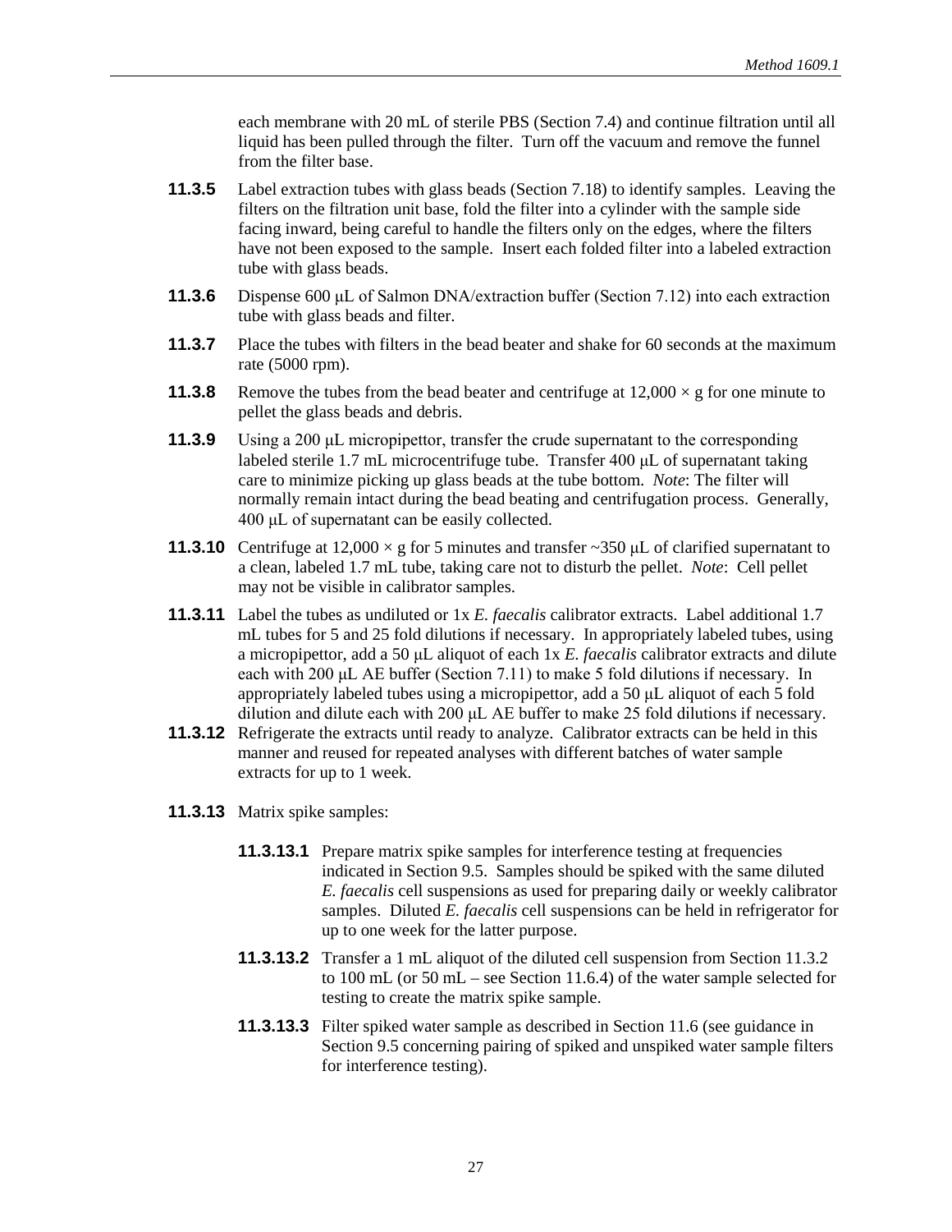each membrane with 20 mL of sterile PBS (Section 7.4) and continue filtration until all liquid has been pulled through the filter. Turn off the vacuum and remove the funnel from the filter base.

**11.3.5** Label extraction tubes with glass beads (Section 7.18) to identify samples. Leaving the filters on the filtration unit base, fold the filter into a cylinder with the sample side facing inward, being careful to handle the filters only on the edges, where the filters have not been exposed to the sample. Insert each folded filter into a labeled extraction tube with glass beads.

**11.3.6** Dispense 600 μL of Salmon DNA/extraction buffer (Section 7.12) into each extraction tube with glass beads and filter.

**11.3.7** Place the tubes with filters in the bead beater and shake for 60 seconds at the maximum rate (5000 rpm).

**11.3.8** Remove the tubes from the bead beater and centrifuge at $12{,}000 \times g$ for one minute to pellet the glass beads and debris.

**11.3.9** Using a 200 μL micropipettor, transfer the crude supernatant to the corresponding labeled sterile 1.7 mL microcentrifuge tube. Transfer 400 μL of supernatant taking care to minimize picking up glass beads at the tube bottom. *Note*: The filter will normally remain intact during the bead beating and centrifugation process. Generally, 400 μL of supernatant can be easily collected.

**11.3.10** Centrifuge at $12{,}000 \times g$ for 5 minutes and transfer ~350 μL of clarified supernatant to a clean, labeled 1.7 mL tube, taking care not to disturb the pellet. *Note*: Cell pellet may not be visible in calibrator samples.

**11.3.11** Label the tubes as undiluted or 1x *E. faecalis* calibrator extracts. Label additional 1.7 mL tubes for 5 and 25 fold dilutions if necessary. In appropriately labeled tubes, using a micropipettor, add a 50 μL aliquot of each 1x *E. faecalis* calibrator extracts and dilute each with 200 μL AE buffer (Section 7.11) to make 5 fold dilutions if necessary. In appropriately labeled tubes using a micropipettor, add a 50 μL aliquot of each 5 fold dilution and dilute each with 200 μL AE buffer to make 25 fold dilutions if necessary.

**11.3.12** Refrigerate the extracts until ready to analyze. Calibrator extracts can be held in this manner and reused for repeated analyses with different batches of water sample extracts for up to 1 week.

**11.3.13** Matrix spike samples:

**11.3.13.1** Prepare matrix spike samples for interference testing at frequencies indicated in Section 9.5. Samples should be spiked with the same diluted *E. faecalis* cell suspensions as used for preparing daily or weekly calibrator samples. Diluted *E. faecalis* cell suspensions can be held in refrigerator for up to one week for the latter purpose.

**11.3.13.2** Transfer a 1 mL aliquot of the diluted cell suspension from Section 11.3.2 to 100 mL (or 50 mL – see Section 11.6.4) of the water sample selected for testing to create the matrix spike sample.

**11.3.13.3** Filter spiked water sample as described in Section 11.6 (see guidance in Section 9.5 concerning pairing of spiked and unspiked water sample filters for interference testing).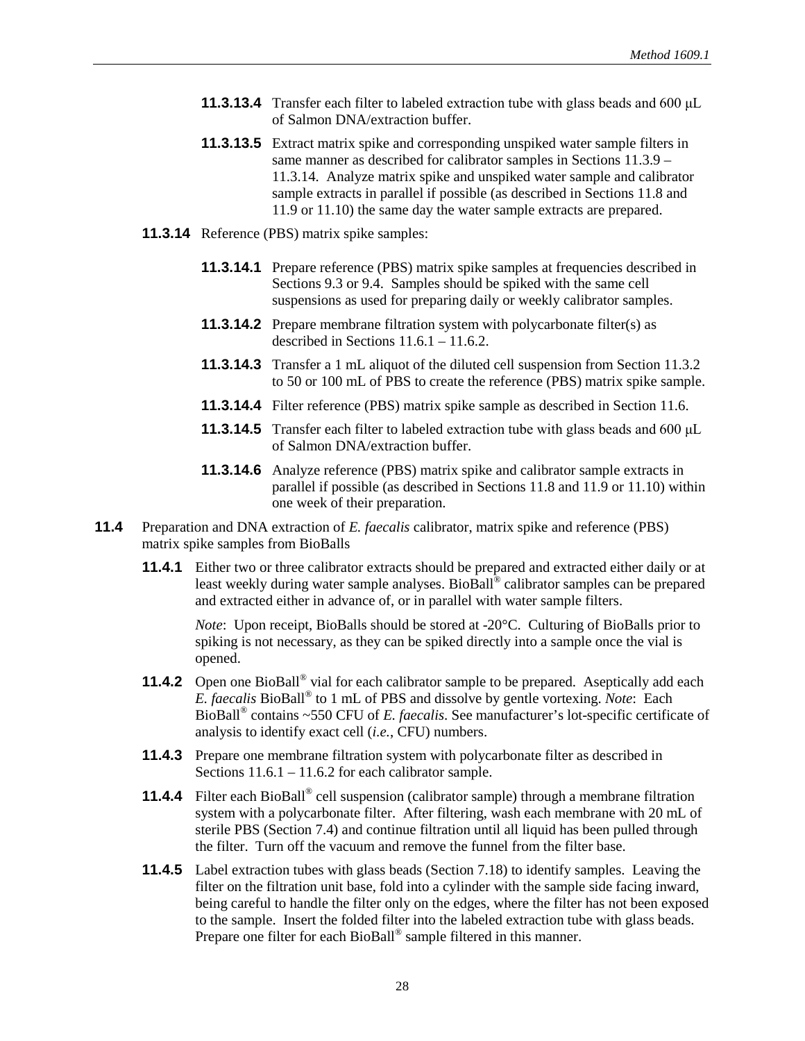**11.3.13.4** Transfer each filter to labeled extraction tube with glass beads and 600 μL of Salmon DNA/extraction buffer.

**11.3.13.5** Extract matrix spike and corresponding unspiked water sample filters in same manner as described for calibrator samples in Sections 11.3.9 – 11.3.14. Analyze matrix spike and unspiked water sample and calibrator sample extracts in parallel if possible (as described in Sections 11.8 and 11.9 or 11.10) the same day the water sample extracts are prepared.

**11.3.14** Reference (PBS) matrix spike samples:

**11.3.14.1** Prepare reference (PBS) matrix spike samples at frequencies described in Sections 9.3 or 9.4. Samples should be spiked with the same cell suspensions as used for preparing daily or weekly calibrator samples.

**11.3.14.2** Prepare membrane filtration system with polycarbonate filter(s) as described in Sections 11.6.1 – 11.6.2.

**11.3.14.3** Transfer a 1 mL aliquot of the diluted cell suspension from Section 11.3.2 to 50 or 100 mL of PBS to create the reference (PBS) matrix spike sample.

**11.3.14.4** Filter reference (PBS) matrix spike sample as described in Section 11.6.

**11.3.14.5** Transfer each filter to labeled extraction tube with glass beads and 600 μL of Salmon DNA/extraction buffer.

**11.3.14.6** Analyze reference (PBS) matrix spike and calibrator sample extracts in parallel if possible (as described in Sections 11.8 and 11.9 or 11.10) within one week of their preparation.

**11.4** Preparation and DNA extraction of *E. faecalis* calibrator, matrix spike and reference (PBS) matrix spike samples from BioBalls

**11.4.1** Either two or three calibrator extracts should be prepared and extracted either daily or at least weekly during water sample analyses. BioBall® calibrator samples can be prepared and extracted either in advance of, or in parallel with water sample filters.

*Note*: Upon receipt, BioBalls should be stored at -20°C. Culturing of BioBalls prior to spiking is not necessary, as they can be spiked directly into a sample once the vial is opened.

**11.4.2** Open one BioBall® vial for each calibrator sample to be prepared. Aseptically add each *E. faecalis* BioBall® to 1 mL of PBS and dissolve by gentle vortexing. *Note*: Each BioBall® contains ~550 CFU of *E. faecalis*. See manufacturer's lot-specific certificate of analysis to identify exact cell (*i.e.*, CFU) numbers.

**11.4.3** Prepare one membrane filtration system with polycarbonate filter as described in Sections 11.6.1 – 11.6.2 for each calibrator sample.

**11.4.4** Filter each BioBall® cell suspension (calibrator sample) through a membrane filtration system with a polycarbonate filter. After filtering, wash each membrane with 20 mL of sterile PBS (Section 7.4) and continue filtration until all liquid has been pulled through the filter. Turn off the vacuum and remove the funnel from the filter base.

**11.4.5** Label extraction tubes with glass beads (Section 7.18) to identify samples. Leaving the filter on the filtration unit base, fold into a cylinder with the sample side facing inward, being careful to handle the filter only on the edges, where the filter has not been exposed to the sample. Insert the folded filter into the labeled extraction tube with glass beads. Prepare one filter for each BioBall® sample filtered in this manner.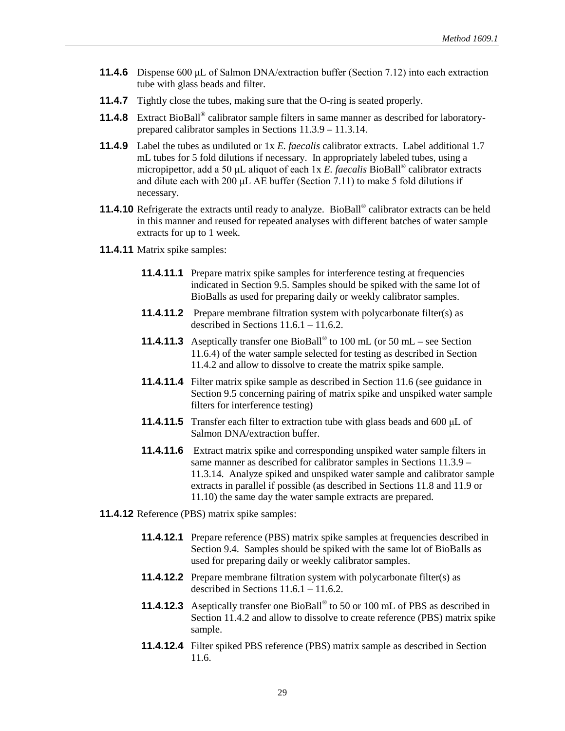**11.4.6** Dispense 600 μL of Salmon DNA/extraction buffer (Section 7.12) into each extraction tube with glass beads and filter.

**11.4.7** Tightly close the tubes, making sure that the O-ring is seated properly.

**11.4.8** Extract BioBall® calibrator sample filters in same manner as described for laboratory-prepared calibrator samples in Sections 11.3.9 – 11.3.14.

**11.4.9** Label the tubes as undiluted or 1x *E. faecalis* calibrator extracts. Label additional 1.7 mL tubes for 5 fold dilutions if necessary. In appropriately labeled tubes, using a micropipettor, add a 50 μL aliquot of each 1x *E. faecalis* BioBall® calibrator extracts and dilute each with 200 μL AE buffer (Section 7.11) to make 5 fold dilutions if necessary.

**11.4.10** Refrigerate the extracts until ready to analyze. BioBall® calibrator extracts can be held in this manner and reused for repeated analyses with different batches of water sample extracts for up to 1 week.

**11.4.11** Matrix spike samples:

- **11.4.11.1** Prepare matrix spike samples for interference testing at frequencies indicated in Section 9.5. Samples should be spiked with the same lot of BioBalls as used for preparing daily or weekly calibrator samples.
- **11.4.11.2** Prepare membrane filtration system with polycarbonate filter(s) as described in Sections 11.6.1 – 11.6.2.
- **11.4.11.3** Aseptically transfer one BioBall® to 100 mL (or 50 mL – see Section 11.6.4) of the water sample selected for testing as described in Section 11.4.2 and allow to dissolve to create the matrix spike sample.
- **11.4.11.4** Filter matrix spike sample as described in Section 11.6 (see guidance in Section 9.5 concerning pairing of matrix spike and unspiked water sample filters for interference testing)
- **11.4.11.5** Transfer each filter to extraction tube with glass beads and 600 μL of Salmon DNA/extraction buffer.
- **11.4.11.6** Extract matrix spike and corresponding unspiked water sample filters in same manner as described for calibrator samples in Sections 11.3.9 – 11.3.14. Analyze spiked and unspiked water sample and calibrator sample extracts in parallel if possible (as described in Sections 11.8 and 11.9 or 11.10) the same day the water sample extracts are prepared.

**11.4.12** Reference (PBS) matrix spike samples:

- **11.4.12.1** Prepare reference (PBS) matrix spike samples at frequencies described in Section 9.4. Samples should be spiked with the same lot of BioBalls as used for preparing daily or weekly calibrator samples.
- **11.4.12.2** Prepare membrane filtration system with polycarbonate filter(s) as described in Sections 11.6.1 – 11.6.2.
- **11.4.12.3** Aseptically transfer one BioBall® to 50 or 100 mL of PBS as described in Section 11.4.2 and allow to dissolve to create reference (PBS) matrix spike sample.
- **11.4.12.4** Filter spiked PBS reference (PBS) matrix sample as described in Section 11.6.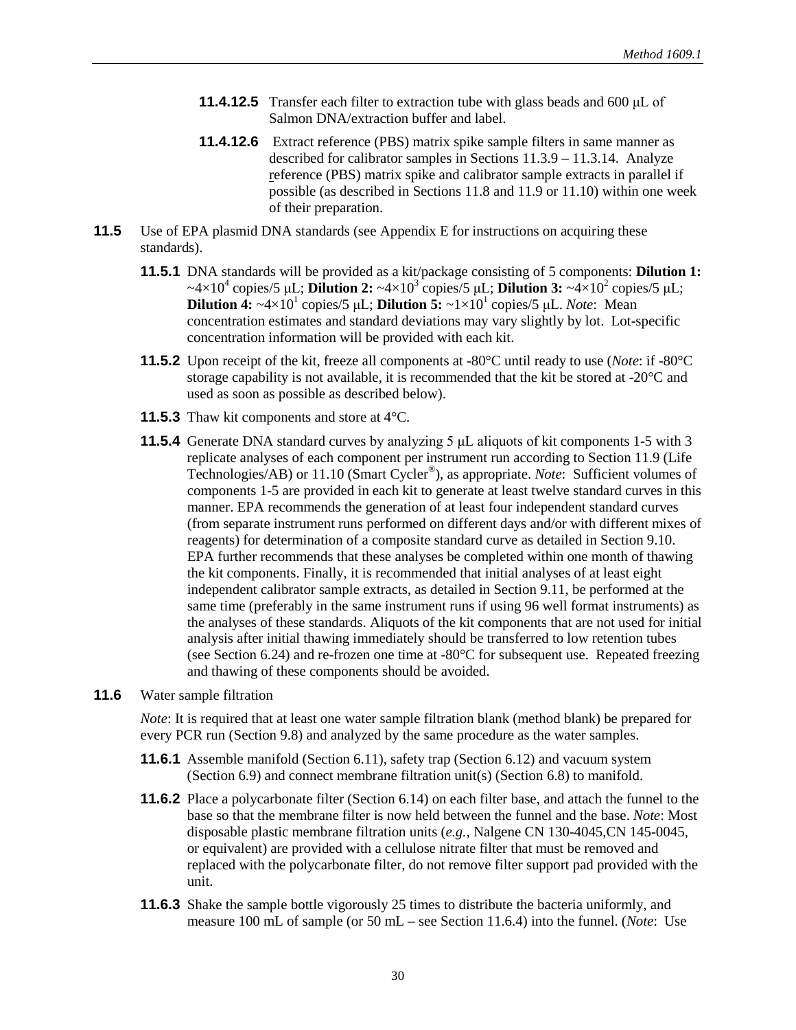**11.4.12.5** Transfer each filter to extraction tube with glass beads and 600 μL of Salmon DNA/extraction buffer and label.

**11.4.12.6** Extract reference (PBS) matrix spike sample filters in same manner as described for calibrator samples in Sections 11.3.9 – 11.3.14. Analyze reference (PBS) matrix spike and calibrator sample extracts in parallel if possible (as described in Sections 11.8 and 11.9 or 11.10) within one week of their preparation.

**11.5** Use of EPA plasmid DNA standards (see Appendix E for instructions on acquiring these standards).

**11.5.1** DNA standards will be provided as a kit/package consisting of 5 components: **Dilution 1:** ~$4\times10^4$ copies/5 μL; **Dilution 2:** ~$4\times10^3$ copies/5 μL; **Dilution 3:** ~$4\times10^2$ copies/5 μL; **Dilution 4:** ~$4\times10^1$ copies/5 μL; **Dilution 5:** ~$1\times10^1$ copies/5 μL. *Note*: Mean concentration estimates and standard deviations may vary slightly by lot. Lot-specific concentration information will be provided with each kit.

**11.5.2** Upon receipt of the kit, freeze all components at -80°C until ready to use (*Note*: if -80°C storage capability is not available, it is recommended that the kit be stored at -20°C and used as soon as possible as described below).

**11.5.3** Thaw kit components and store at 4°C.

**11.5.4** Generate DNA standard curves by analyzing 5 μL aliquots of kit components 1-5 with 3 replicate analyses of each component per instrument run according to Section 11.9 (Life Technologies/AB) or 11.10 (Smart Cycler®), as appropriate. *Note*: Sufficient volumes of components 1-5 are provided in each kit to generate at least twelve standard curves in this manner. EPA recommends the generation of at least four independent standard curves (from separate instrument runs performed on different days and/or with different mixes of reagents) for determination of a composite standard curve as detailed in Section 9.10. EPA further recommends that these analyses be completed within one month of thawing the kit components. Finally, it is recommended that initial analyses of at least eight independent calibrator sample extracts, as detailed in Section 9.11, be performed at the same time (preferably in the same instrument runs if using 96 well format instruments) as the analyses of these standards. Aliquots of the kit components that are not used for initial analysis after initial thawing immediately should be transferred to low retention tubes (see Section 6.24) and re-frozen one time at -80°C for subsequent use. Repeated freezing and thawing of these components should be avoided.

**11.6** Water sample filtration

*Note*: It is required that at least one water sample filtration blank (method blank) be prepared for every PCR run (Section 9.8) and analyzed by the same procedure as the water samples.

**11.6.1** Assemble manifold (Section 6.11), safety trap (Section 6.12) and vacuum system (Section 6.9) and connect membrane filtration unit(s) (Section 6.8) to manifold.

**11.6.2** Place a polycarbonate filter (Section 6.14) on each filter base, and attach the funnel to the base so that the membrane filter is now held between the funnel and the base. *Note*: Most disposable plastic membrane filtration units (*e.g.*, Nalgene CN 130-4045,CN 145-0045, or equivalent) are provided with a cellulose nitrate filter that must be removed and replaced with the polycarbonate filter, do not remove filter support pad provided with the unit.

**11.6.3** Shake the sample bottle vigorously 25 times to distribute the bacteria uniformly, and measure 100 mL of sample (or 50 mL – see Section 11.6.4) into the funnel. (*Note*: Use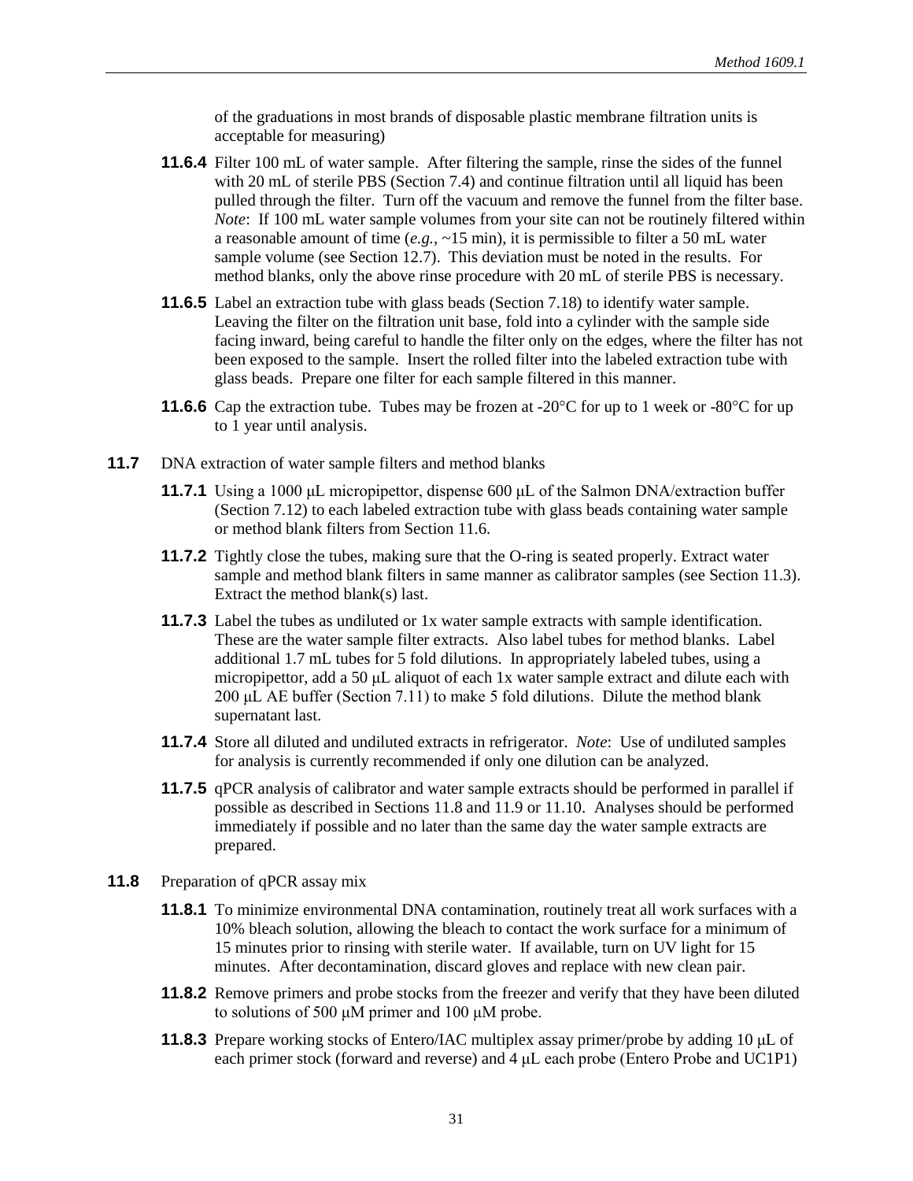of the graduations in most brands of disposable plastic membrane filtration units is acceptable for measuring)

**11.6.4** Filter 100 mL of water sample. After filtering the sample, rinse the sides of the funnel with 20 mL of sterile PBS (Section 7.4) and continue filtration until all liquid has been pulled through the filter. Turn off the vacuum and remove the funnel from the filter base. *Note*: If 100 mL water sample volumes from your site can not be routinely filtered within a reasonable amount of time (*e.g.,* ~15 min), it is permissible to filter a 50 mL water sample volume (see Section 12.7). This deviation must be noted in the results. For method blanks, only the above rinse procedure with 20 mL of sterile PBS is necessary.

**11.6.5** Label an extraction tube with glass beads (Section 7.18) to identify water sample. Leaving the filter on the filtration unit base, fold into a cylinder with the sample side facing inward, being careful to handle the filter only on the edges, where the filter has not been exposed to the sample. Insert the rolled filter into the labeled extraction tube with glass beads. Prepare one filter for each sample filtered in this manner.

**11.6.6** Cap the extraction tube. Tubes may be frozen at -20°C for up to 1 week or -80°C for up to 1 year until analysis.

**11.7** DNA extraction of water sample filters and method blanks

**11.7.1** Using a 1000 μL micropipettor, dispense 600 μL of the Salmon DNA/extraction buffer (Section 7.12) to each labeled extraction tube with glass beads containing water sample or method blank filters from Section 11.6.

**11.7.2** Tightly close the tubes, making sure that the O-ring is seated properly. Extract water sample and method blank filters in same manner as calibrator samples (see Section 11.3). Extract the method blank(s) last.

**11.7.3** Label the tubes as undiluted or 1x water sample extracts with sample identification. These are the water sample filter extracts. Also label tubes for method blanks. Label additional 1.7 mL tubes for 5 fold dilutions. In appropriately labeled tubes, using a micropipettor, add a 50 μL aliquot of each 1x water sample extract and dilute each with 200 μL AE buffer (Section 7.11) to make 5 fold dilutions. Dilute the method blank supernatant last.

**11.7.4** Store all diluted and undiluted extracts in refrigerator. *Note*: Use of undiluted samples for analysis is currently recommended if only one dilution can be analyzed.

**11.7.5** qPCR analysis of calibrator and water sample extracts should be performed in parallel if possible as described in Sections 11.8 and 11.9 or 11.10. Analyses should be performed immediately if possible and no later than the same day the water sample extracts are prepared.

**11.8** Preparation of qPCR assay mix

**11.8.1** To minimize environmental DNA contamination, routinely treat all work surfaces with a 10% bleach solution, allowing the bleach to contact the work surface for a minimum of 15 minutes prior to rinsing with sterile water. If available, turn on UV light for 15 minutes. After decontamination, discard gloves and replace with new clean pair.

**11.8.2** Remove primers and probe stocks from the freezer and verify that they have been diluted to solutions of 500 μM primer and 100 μM probe.

**11.8.3** Prepare working stocks of Entero/IAC multiplex assay primer/probe by adding 10 μL of each primer stock (forward and reverse) and 4 μL each probe (Entero Probe and UC1P1)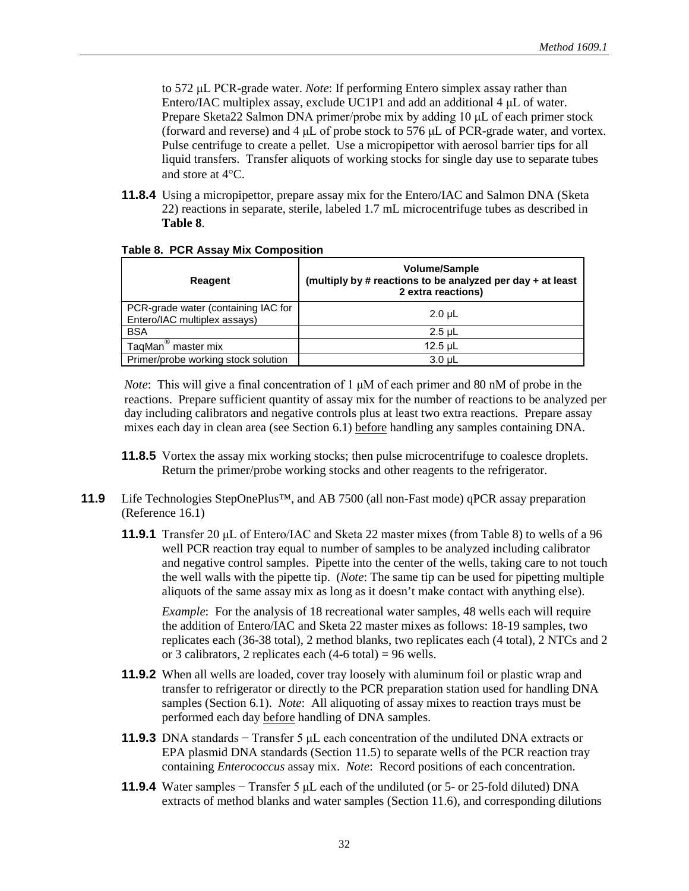to 572 μL PCR-grade water. *Note*: If performing Entero simplex assay rather than Entero/IAC multiplex assay, exclude UC1P1 and add an additional 4 μL of water. Prepare Sketa22 Salmon DNA primer/probe mix by adding 10 μL of each primer stock (forward and reverse) and 4 μL of probe stock to 576 μL of PCR-grade water, and vortex. Pulse centrifuge to create a pellet. Use a micropipettor with aerosol barrier tips for all liquid transfers. Transfer aliquots of working stocks for single day use to separate tubes and store at 4°C.

**11.8.4** Using a micropipettor, prepare assay mix for the Entero/IAC and Salmon DNA (Sketa 22) reactions in separate, sterile, labeled 1.7 mL microcentrifuge tubes as described in **Table 8**.

**Table 8. PCR Assay Mix Composition**

| Reagent | Volume/Sample (multiply by # reactions to be analyzed per day + at least 2 extra reactions) |
|---|---|
| PCR-grade water (containing IAC for Entero/IAC multiplex assays) | 2.0 μL |
| BSA | 2.5 μL |
| TaqMan® master mix | 12.5 μL |
| Primer/probe working stock solution | 3.0 μL |

*Note*: This will give a final concentration of 1 μM of each primer and 80 nM of probe in the reactions. Prepare sufficient quantity of assay mix for the number of reactions to be analyzed per day including calibrators and negative controls plus at least two extra reactions. Prepare assay mixes each day in clean area (see Section 6.1) before handling any samples containing DNA.

**11.8.5** Vortex the assay mix working stocks; then pulse microcentrifuge to coalesce droplets. Return the primer/probe working stocks and other reagents to the refrigerator.

**11.9** Life Technologies StepOnePlus™, and AB 7500 (all non-Fast mode) qPCR assay preparation (Reference 16.1)

**11.9.1** Transfer 20 μL of Entero/IAC and Sketa 22 master mixes (from Table 8) to wells of a 96 well PCR reaction tray equal to number of samples to be analyzed including calibrator and negative control samples. Pipette into the center of the wells, taking care to not touch the well walls with the pipette tip. (*Note*: The same tip can be used for pipetting multiple aliquots of the same assay mix as long as it doesn't make contact with anything else).

*Example*: For the analysis of 18 recreational water samples, 48 wells each will require the addition of Entero/IAC and Sketa 22 master mixes as follows: 18-19 samples, two replicates each (36-38 total), 2 method blanks, two replicates each (4 total), 2 NTCs and 2 or 3 calibrators, 2 replicates each (4-6 total) = 96 wells.

**11.9.2** When all wells are loaded, cover tray loosely with aluminum foil or plastic wrap and transfer to refrigerator or directly to the PCR preparation station used for handling DNA samples (Section 6.1). *Note*: All aliquoting of assay mixes to reaction trays must be performed each day before handling of DNA samples.

**11.9.3** DNA standards − Transfer 5 μL each concentration of the undiluted DNA extracts or EPA plasmid DNA standards (Section 11.5) to separate wells of the PCR reaction tray containing *Enterococcus* assay mix. *Note*: Record positions of each concentration.

**11.9.4** Water samples − Transfer 5 μL each of the undiluted (or 5- or 25-fold diluted) DNA extracts of method blanks and water samples (Section 11.6), and corresponding dilutions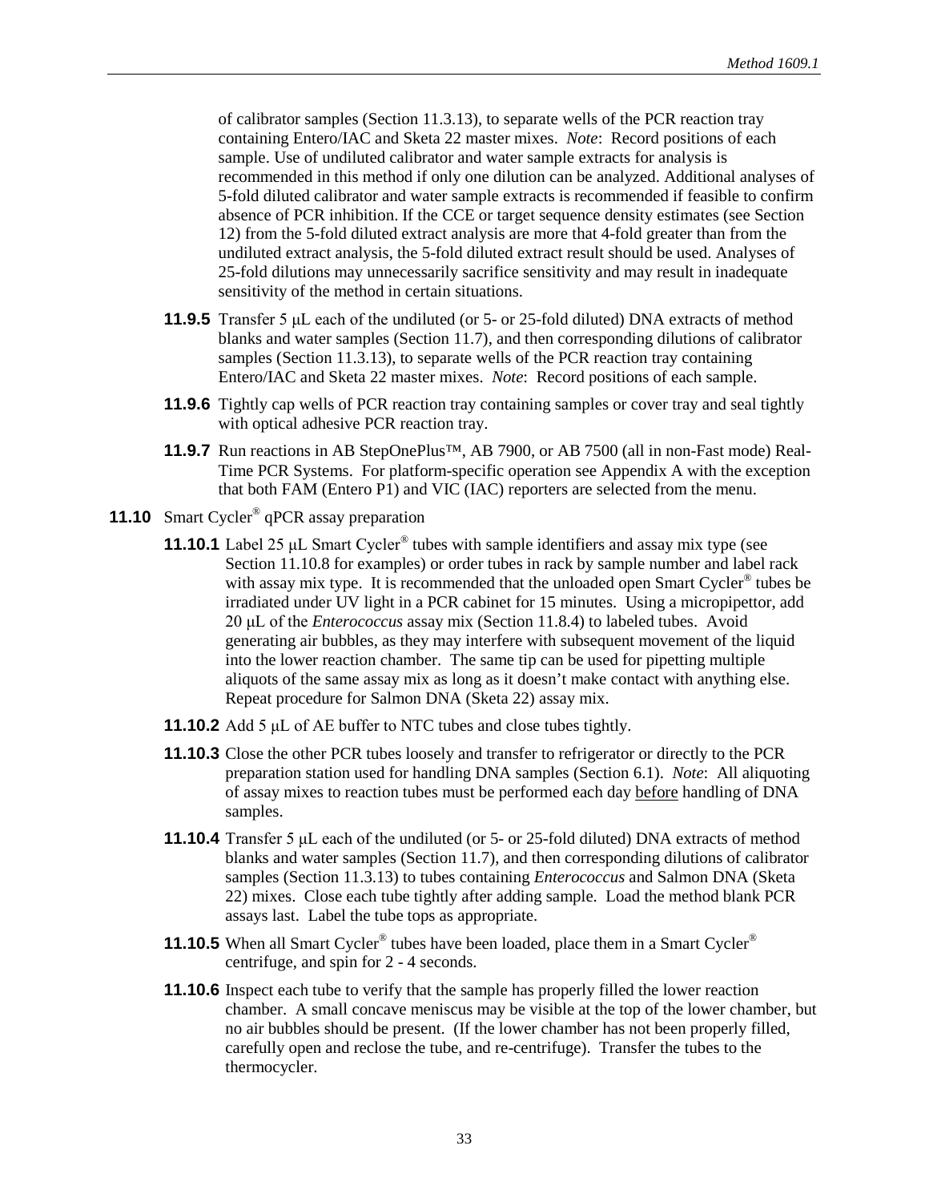of calibrator samples (Section 11.3.13), to separate wells of the PCR reaction tray containing Entero/IAC and Sketa 22 master mixes. *Note*: Record positions of each sample. Use of undiluted calibrator and water sample extracts for analysis is recommended in this method if only one dilution can be analyzed. Additional analyses of 5-fold diluted calibrator and water sample extracts is recommended if feasible to confirm absence of PCR inhibition. If the CCE or target sequence density estimates (see Section 12) from the 5-fold diluted extract analysis are more that 4-fold greater than from the undiluted extract analysis, the 5-fold diluted extract result should be used. Analyses of 25-fold dilutions may unnecessarily sacrifice sensitivity and may result in inadequate sensitivity of the method in certain situations.

**11.9.5** Transfer 5 µL each of the undiluted (or 5- or 25-fold diluted) DNA extracts of method blanks and water samples (Section 11.7), and then corresponding dilutions of calibrator samples (Section 11.3.13), to separate wells of the PCR reaction tray containing Entero/IAC and Sketa 22 master mixes. *Note*: Record positions of each sample.

**11.9.6** Tightly cap wells of PCR reaction tray containing samples or cover tray and seal tightly with optical adhesive PCR reaction tray.

**11.9.7** Run reactions in AB StepOnePlus™, AB 7900, or AB 7500 (all in non-Fast mode) Real-Time PCR Systems. For platform-specific operation see Appendix A with the exception that both FAM (Entero P1) and VIC (IAC) reporters are selected from the menu.

**11.10** Smart Cycler® qPCR assay preparation

**11.10.1** Label 25 µL Smart Cycler® tubes with sample identifiers and assay mix type (see Section 11.10.8 for examples) or order tubes in rack by sample number and label rack with assay mix type. It is recommended that the unloaded open Smart Cycler® tubes be irradiated under UV light in a PCR cabinet for 15 minutes. Using a micropipettor, add 20 µL of the *Enterococcus* assay mix (Section 11.8.4) to labeled tubes. Avoid generating air bubbles, as they may interfere with subsequent movement of the liquid into the lower reaction chamber. The same tip can be used for pipetting multiple aliquots of the same assay mix as long as it doesn't make contact with anything else. Repeat procedure for Salmon DNA (Sketa 22) assay mix.

**11.10.2** Add 5 µL of AE buffer to NTC tubes and close tubes tightly.

**11.10.3** Close the other PCR tubes loosely and transfer to refrigerator or directly to the PCR preparation station used for handling DNA samples (Section 6.1). *Note*: All aliquoting of assay mixes to reaction tubes must be performed each day before handling of DNA samples.

**11.10.4** Transfer 5 µL each of the undiluted (or 5- or 25-fold diluted) DNA extracts of method blanks and water samples (Section 11.7), and then corresponding dilutions of calibrator samples (Section 11.3.13) to tubes containing *Enterococcus* and Salmon DNA (Sketa 22) mixes. Close each tube tightly after adding sample. Load the method blank PCR assays last. Label the tube tops as appropriate.

**11.10.5** When all Smart Cycler® tubes have been loaded, place them in a Smart Cycler® centrifuge, and spin for 2 - 4 seconds.

**11.10.6** Inspect each tube to verify that the sample has properly filled the lower reaction chamber. A small concave meniscus may be visible at the top of the lower chamber, but no air bubbles should be present. (If the lower chamber has not been properly filled, carefully open and reclose the tube, and re-centrifuge). Transfer the tubes to the thermocycler.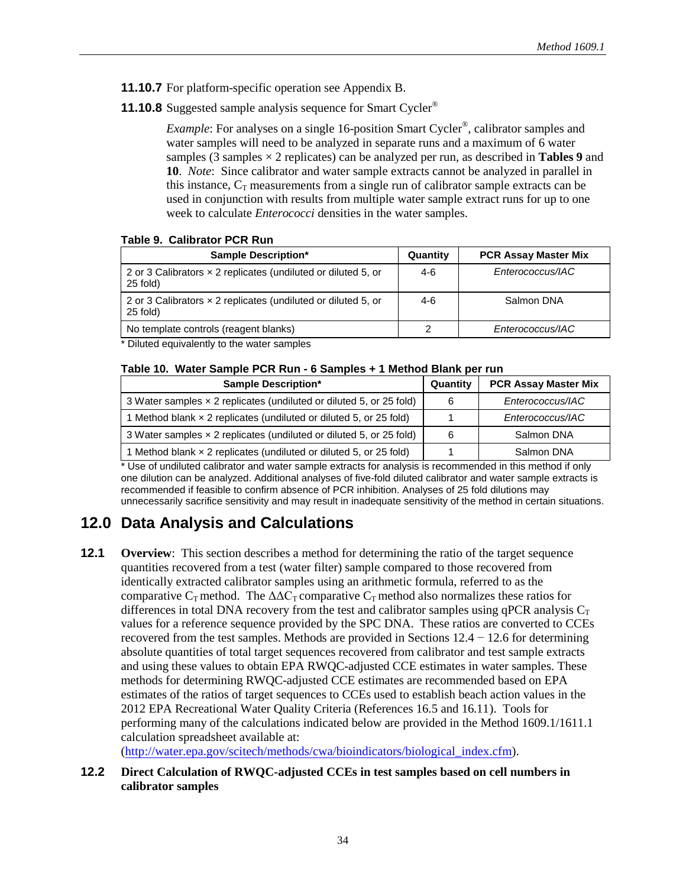**11.10.7** For platform-specific operation see Appendix B.

**11.10.8** Suggested sample analysis sequence for Smart Cycler®

*Example*: For analyses on a single 16-position Smart Cycler®, calibrator samples and water samples will need to be analyzed in separate runs and a maximum of 6 water samples (3 samples × 2 replicates) can be analyzed per run, as described in **Tables 9** and **10**. *Note*: Since calibrator and water sample extracts cannot be analyzed in parallel in this instance, $C_T$ measurements from a single run of calibrator sample extracts can be used in conjunction with results from multiple water sample extract runs for up to one week to calculate *Enterococci* densities in the water samples.

**Table 9. Calibrator PCR Run**

| Sample Description* | Quantity | PCR Assay Master Mix |
|---|---|---|
| 2 or 3 Calibrators × 2 replicates (undiluted or diluted 5, or 25 fold) | 4-6 | *Enterococcus/IAC* |
| 2 or 3 Calibrators × 2 replicates (undiluted or diluted 5, or 25 fold) | 4-6 | Salmon DNA |
| No template controls (reagent blanks) | 2 | *Enterococcus/IAC* |

\* Diluted equivalently to the water samples

**Table 10. Water Sample PCR Run - 6 Samples + 1 Method Blank per run**

| Sample Description* | Quantity | PCR Assay Master Mix |
|---|---|---|
| 3 Water samples × 2 replicates (undiluted or diluted 5, or 25 fold) | 6 | *Enterococcus/IAC* |
| 1 Method blank × 2 replicates (undiluted or diluted 5, or 25 fold) | 1 | *Enterococcus/IAC* |
| 3 Water samples × 2 replicates (undiluted or diluted 5, or 25 fold) | 6 | Salmon DNA |
| 1 Method blank × 2 replicates (undiluted or diluted 5, or 25 fold) | 1 | Salmon DNA |

\* Use of undiluted calibrator and water sample extracts for analysis is recommended in this method if only one dilution can be analyzed. Additional analyses of five-fold diluted calibrator and water sample extracts is recommended if feasible to confirm absence of PCR inhibition. Analyses of 25 fold dilutions may unnecessarily sacrifice sensitivity and may result in inadequate sensitivity of the method in certain situations.

# 12.0 Data Analysis and Calculations

**12.1** **Overview**: This section describes a method for determining the ratio of the target sequence quantities recovered from a test (water filter) sample compared to those recovered from identically extracted calibrator samples using an arithmetic formula, referred to as the comparative $C_T$ method. The $\Delta\Delta C_T$ comparative $C_T$ method also normalizes these ratios for differences in total DNA recovery from the test and calibrator samples using qPCR analysis $C_T$ values for a reference sequence provided by the SPC DNA. These ratios are converted to CCEs recovered from the test samples. Methods are provided in Sections 12.4 − 12.6 for determining absolute quantities of total target sequences recovered from calibrator and test sample extracts and using these values to obtain EPA RWQC-adjusted CCE estimates in water samples. These methods for determining RWQC-adjusted CCE estimates are recommended based on EPA estimates of the ratios of target sequences to CCEs used to establish beach action values in the 2012 EPA Recreational Water Quality Criteria (References 16.5 and 16.11). Tools for performing many of the calculations indicated below are provided in the Method 1609.1/1611.1 calculation spreadsheet available at: (http://water.epa.gov/scitech/methods/cwa/bioindicators/biological_index.cfm).

**12.2** **Direct Calculation of RWQC-adjusted CCEs in test samples based on cell numbers in calibrator samples**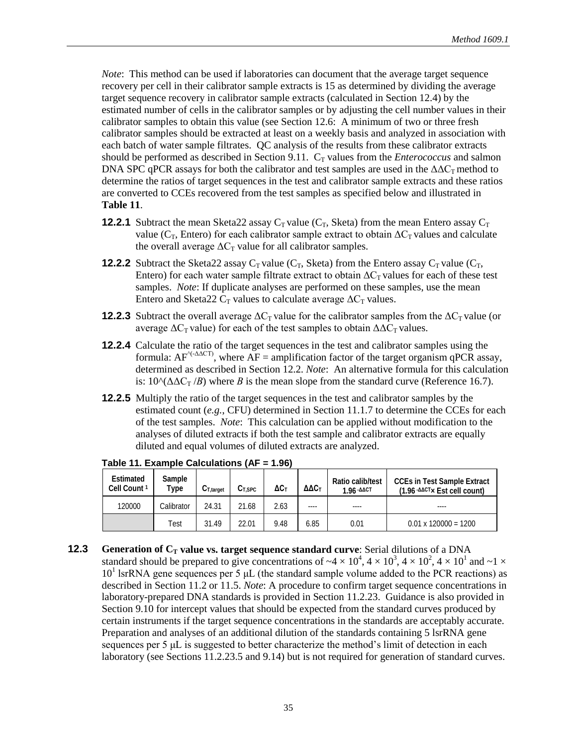*Note*: This method can be used if laboratories can document that the average target sequence recovery per cell in their calibrator sample extracts is 15 as determined by dividing the average target sequence recovery in calibrator sample extracts (calculated in Section 12.4) by the estimated number of cells in the calibrator samples or by adjusting the cell number values in their calibrator samples to obtain this value (see Section 12.6: A minimum of two or three fresh calibrator samples should be extracted at least on a weekly basis and analyzed in association with each batch of water sample filtrates. QC analysis of the results from these calibrator extracts should be performed as described in Section 9.11. $C_T$ values from the *Enterococcus* and salmon DNA SPC qPCR assays for both the calibrator and test samples are used in the $\Delta\Delta C_T$ method to determine the ratios of target sequences in the test and calibrator sample extracts and these ratios are converted to CCEs recovered from the test samples as specified below and illustrated in **Table 11**.

**12.2.1** Subtract the mean Sketa22 assay $C_T$ value ($C_T$, Sketa) from the mean Entero assay $C_T$ value ($C_T$, Entero) for each calibrator sample extract to obtain $\Delta C_T$ values and calculate the overall average $\Delta C_T$ value for all calibrator samples.

**12.2.2** Subtract the Sketa22 assay $C_T$ value ($C_T$, Sketa) from the Entero assay $C_T$ value ($C_T$, Entero) for each water sample filtrate extract to obtain $\Delta C_T$ values for each of these test samples. *Note*: If duplicate analyses are performed on these samples, use the mean Entero and Sketa22 $C_T$ values to calculate average $\Delta C_T$ values.

**12.2.3** Subtract the overall average $\Delta C_T$ value for the calibrator samples from the $\Delta C_T$ value (or average $\Delta C_T$ value) for each of the test samples to obtain $\Delta\Delta C_T$ values.

**12.2.4** Calculate the ratio of the target sequences in the test and calibrator samples using the formula: $AF^{\wedge(-\Delta\Delta CT)}$, where AF = amplification factor of the target organism qPCR assay, determined as described in Section 12.2. *Note*: An alternative formula for this calculation is: $10^\wedge(\Delta\Delta C_T / B)$ where *B* is the mean slope from the standard curve (Reference 16.7).

**12.2.5** Multiply the ratio of the target sequences in the test and calibrator samples by the estimated count (*e.g.*, CFU) determined in Section 11.1.7 to determine the CCEs for each of the test samples. *Note*: This calculation can be applied without modification to the analyses of diluted extracts if both the test sample and calibrator extracts are equally diluted and equal volumes of diluted extracts are analyzed.

**Table 11. Example Calculations (AF = 1.96)**

| Estimated Cell Count [1] | Sample Type | $C_{T,target}$ | $C_{T,SPC}$ | $\Delta C_T$ | $\Delta\Delta C_T$ | Ratio calib/test $1.96^{-\Delta\Delta CT}$ | CCEs in Test Sample Extract ($1.96^{-\Delta\Delta CT}$× Est cell count) |
|---|---|---|---|---|---|---|---|
| 120000 | Calibrator | 24.31 | 21.68 | 2.63 | ---- | ---- | ---- |
| | Test | 31.49 | 22.01 | 9.48 | 6.85 | 0.01 | 0.01 x 120000 = 1200 |

**12.3 Generation of $C_T$ value vs. target sequence standard curve**: Serial dilutions of a DNA standard should be prepared to give concentrations of ~$4 \times 10^4$, $4 \times 10^3$, $4 \times 10^2$, $4 \times 10^1$ and ~$1 \times 10^1$ lsrRNA gene sequences per 5 µL (the standard sample volume added to the PCR reactions) as described in Section 11.2 or 11.5. *Note*: A procedure to confirm target sequence concentrations in laboratory-prepared DNA standards is provided in Section 11.2.23. Guidance is also provided in Section 9.10 for intercept values that should be expected from the standard curves produced by certain instruments if the target sequence concentrations in the standards are acceptably accurate. Preparation and analyses of an additional dilution of the standards containing 5 lsrRNA gene sequences per 5 µL is suggested to better characterize the method's limit of detection in each laboratory (see Sections 11.2.23.5 and 9.14) but is not required for generation of standard curves.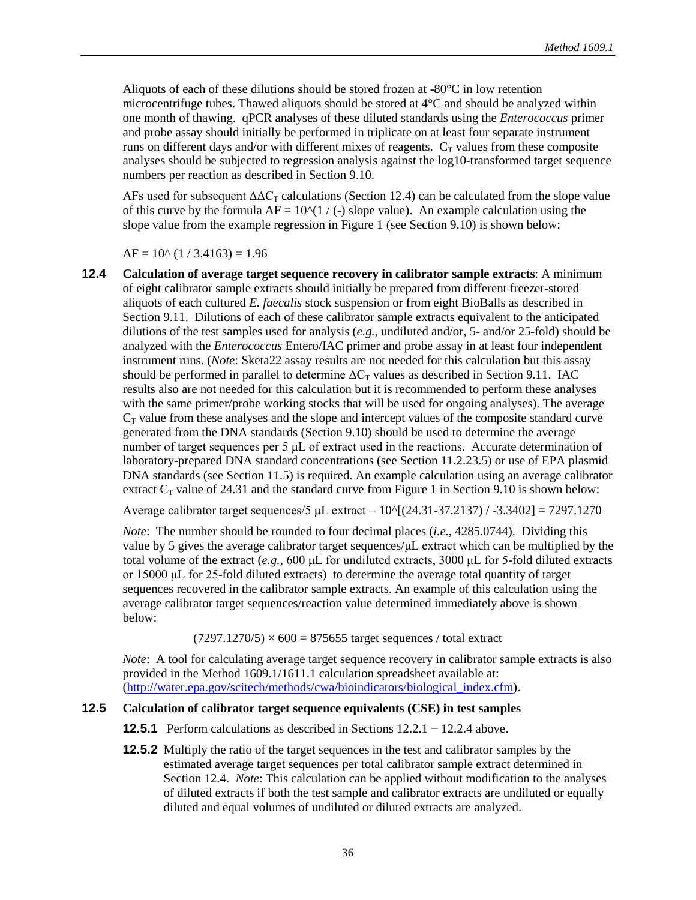Aliquots of each of these dilutions should be stored frozen at -80°C in low retention microcentrifuge tubes. Thawed aliquots should be stored at 4°C and should be analyzed within one month of thawing. qPCR analyses of these diluted standards using the *Enterococcus* primer and probe assay should initially be performed in triplicate on at least four separate instrument runs on different days and/or with different mixes of reagents. $C_T$ values from these composite analyses should be subjected to regression analysis against the log10-transformed target sequence numbers per reaction as described in Section 9.10.

AFs used for subsequent $\Delta\Delta C_T$ calculations (Section 12.4) can be calculated from the slope value of this curve by the formula AF = 10^(1 / (-) slope value). An example calculation using the slope value from the example regression in Figure 1 (see Section 9.10) is shown below:

AF = 10^ (1 / 3.4163) = 1.96

**12.4 Calculation of average target sequence recovery in calibrator sample extracts**: A minimum of eight calibrator sample extracts should initially be prepared from different freezer-stored aliquots of each cultured *E. faecalis* stock suspension or from eight BioBalls as described in Section 9.11. Dilutions of each of these calibrator sample extracts equivalent to the anticipated dilutions of the test samples used for analysis (*e.g.,* undiluted and/or, 5- and/or 25-fold) should be analyzed with the *Enterococcus* Entero/IAC primer and probe assay in at least four independent instrument runs. (*Note*: Sketa22 assay results are not needed for this calculation but this assay should be performed in parallel to determine $\Delta C_T$ values as described in Section 9.11. IAC results also are not needed for this calculation but it is recommended to perform these analyses with the same primer/probe working stocks that will be used for ongoing analyses). The average $C_T$ value from these analyses and the slope and intercept values of the composite standard curve generated from the DNA standards (Section 9.10) should be used to determine the average number of target sequences per 5 µL of extract used in the reactions. Accurate determination of laboratory-prepared DNA standard concentrations (see Section 11.2.23.5) or use of EPA plasmid DNA standards (see Section 11.5) is required. An example calculation using an average calibrator extract $C_T$ value of 24.31 and the standard curve from Figure 1 in Section 9.10 is shown below:

Average calibrator target sequences/5 µL extract = 10^[(24.31-37.2137) / -3.3402] = 7297.1270

*Note*: The number should be rounded to four decimal places (*i.e*., 4285.0744). Dividing this value by 5 gives the average calibrator target sequences/µL extract which can be multiplied by the total volume of the extract (*e.g.,* 600 µL for undiluted extracts, 3000 µL for 5-fold diluted extracts or 15000 µL for 25-fold diluted extracts) to determine the average total quantity of target sequences recovered in the calibrator sample extracts. An example of this calculation using the average calibrator target sequences/reaction value determined immediately above is shown below:

$(7297.1270/5) \times 600$ = 875655 target sequences / total extract

*Note*: A tool for calculating average target sequence recovery in calibrator sample extracts is also provided in the Method 1609.1/1611.1 calculation spreadsheet available at: (http://water.epa.gov/scitech/methods/cwa/bioindicators/biological_index.cfm).

**12.5 Calculation of calibrator target sequence equivalents (CSE) in test samples**

**12.5.1** Perform calculations as described in Sections 12.2.1 − 12.2.4 above.

**12.5.2** Multiply the ratio of the target sequences in the test and calibrator samples by the estimated average target sequences per total calibrator sample extract determined in Section 12.4. *Note*: This calculation can be applied without modification to the analyses of diluted extracts if both the test sample and calibrator extracts are undiluted or equally diluted and equal volumes of undiluted or diluted extracts are analyzed.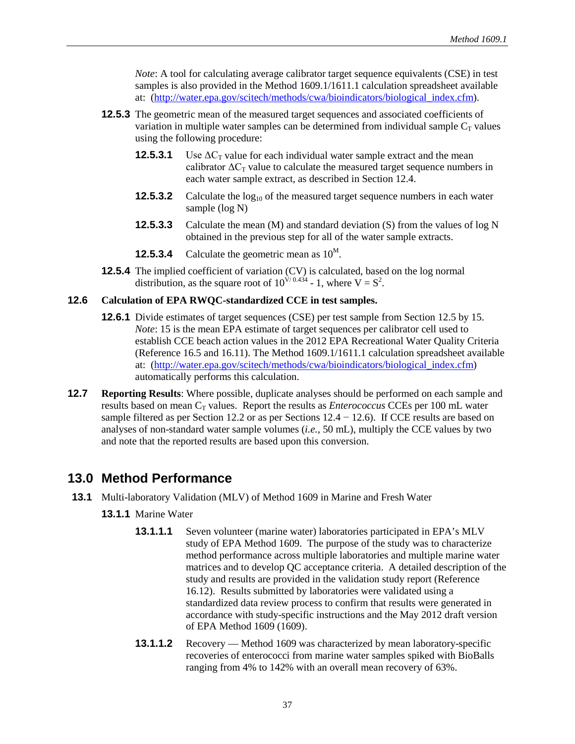*Note*: A tool for calculating average calibrator target sequence equivalents (CSE) in test samples is also provided in the Method 1609.1/1611.1 calculation spreadsheet available at: (http://water.epa.gov/scitech/methods/cwa/bioindicators/biological_index.cfm).

**12.5.3** The geometric mean of the measured target sequences and associated coefficients of variation in multiple water samples can be determined from individual sample $C_T$ values using the following procedure:

**12.5.3.1** Use $\Delta C_T$ value for each individual water sample extract and the mean calibrator $\Delta C_T$ value to calculate the measured target sequence numbers in each water sample extract, as described in Section 12.4.

**12.5.3.2** Calculate the $\log_{10}$ of the measured target sequence numbers in each water sample (log N)

**12.5.3.3** Calculate the mean (M) and standard deviation (S) from the values of log N obtained in the previous step for all of the water sample extracts.

**12.5.3.4** Calculate the geometric mean as $10^M$.

**12.5.4** The implied coefficient of variation (CV) is calculated, based on the log normal distribution, as the square root of $10^{V/0.434} - 1$, where $V = S^2$.

## 12.6 Calculation of EPA RWQC-standardized CCE in test samples.

**12.6.1** Divide estimates of target sequences (CSE) per test sample from Section 12.5 by 15. *Note*: 15 is the mean EPA estimate of target sequences per calibrator cell used to establish CCE beach action values in the 2012 EPA Recreational Water Quality Criteria (Reference 16.5 and 16.11). The Method 1609.1/1611.1 calculation spreadsheet available at: (http://water.epa.gov/scitech/methods/cwa/bioindicators/biological_index.cfm) automatically performs this calculation.

**12.7** **Reporting Results**: Where possible, duplicate analyses should be performed on each sample and results based on mean $C_T$ values. Report the results as *Enterococcus* CCEs per 100 mL water sample filtered as per Section 12.2 or as per Sections 12.4 − 12.6). If CCE results are based on analyses of non-standard water sample volumes (*i.e.*, 50 mL), multiply the CCE values by two and note that the reported results are based upon this conversion.

# 13.0 Method Performance

**13.1** Multi-laboratory Validation (MLV) of Method 1609 in Marine and Fresh Water

**13.1.1** Marine Water

**13.1.1.1** Seven volunteer (marine water) laboratories participated in EPA's MLV study of EPA Method 1609. The purpose of the study was to characterize method performance across multiple laboratories and multiple marine water matrices and to develop QC acceptance criteria. A detailed description of the study and results are provided in the validation study report (Reference 16.12). Results submitted by laboratories were validated using a standardized data review process to confirm that results were generated in accordance with study-specific instructions and the May 2012 draft version of EPA Method 1609 (1609).

**13.1.1.2** Recovery — Method 1609 was characterized by mean laboratory-specific recoveries of enterococci from marine water samples spiked with BioBalls ranging from 4% to 142% with an overall mean recovery of 63%.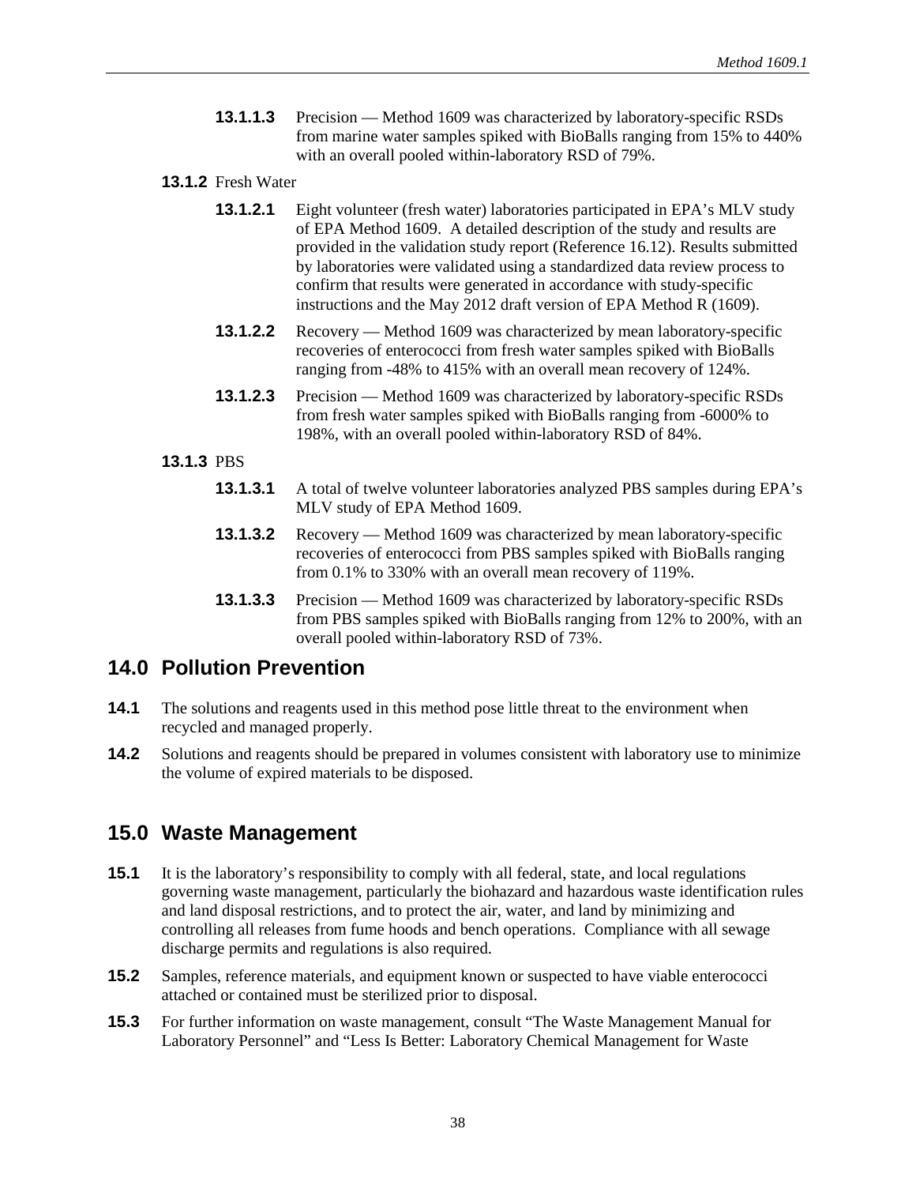**13.1.1.3** Precision — Method 1609 was characterized by laboratory-specific RSDs from marine water samples spiked with BioBalls ranging from 15% to 440% with an overall pooled within-laboratory RSD of 79%.

**13.1.2** Fresh Water

**13.1.2.1** Eight volunteer (fresh water) laboratories participated in EPA's MLV study of EPA Method 1609. A detailed description of the study and results are provided in the validation study report (Reference 16.12). Results submitted by laboratories were validated using a standardized data review process to confirm that results were generated in accordance with study-specific instructions and the May 2012 draft version of EPA Method R (1609).

**13.1.2.2** Recovery — Method 1609 was characterized by mean laboratory-specific recoveries of enterococci from fresh water samples spiked with BioBalls ranging from -48% to 415% with an overall mean recovery of 124%.

**13.1.2.3** Precision — Method 1609 was characterized by laboratory-specific RSDs from fresh water samples spiked with BioBalls ranging from -6000% to 198%, with an overall pooled within-laboratory RSD of 84%.

**13.1.3** PBS

**13.1.3.1** A total of twelve volunteer laboratories analyzed PBS samples during EPA's MLV study of EPA Method 1609.

**13.1.3.2** Recovery — Method 1609 was characterized by mean laboratory-specific recoveries of enterococci from PBS samples spiked with BioBalls ranging from 0.1% to 330% with an overall mean recovery of 119%.

**13.1.3.3** Precision — Method 1609 was characterized by laboratory-specific RSDs from PBS samples spiked with BioBalls ranging from 12% to 200%, with an overall pooled within-laboratory RSD of 73%.

## 14.0 Pollution Prevention

**14.1** The solutions and reagents used in this method pose little threat to the environment when recycled and managed properly.

**14.2** Solutions and reagents should be prepared in volumes consistent with laboratory use to minimize the volume of expired materials to be disposed.

## 15.0 Waste Management

**15.1** It is the laboratory's responsibility to comply with all federal, state, and local regulations governing waste management, particularly the biohazard and hazardous waste identification rules and land disposal restrictions, and to protect the air, water, and land by minimizing and controlling all releases from fume hoods and bench operations. Compliance with all sewage discharge permits and regulations is also required.

**15.2** Samples, reference materials, and equipment known or suspected to have viable enterococci attached or contained must be sterilized prior to disposal.

**15.3** For further information on waste management, consult "The Waste Management Manual for Laboratory Personnel" and "Less Is Better: Laboratory Chemical Management for Waste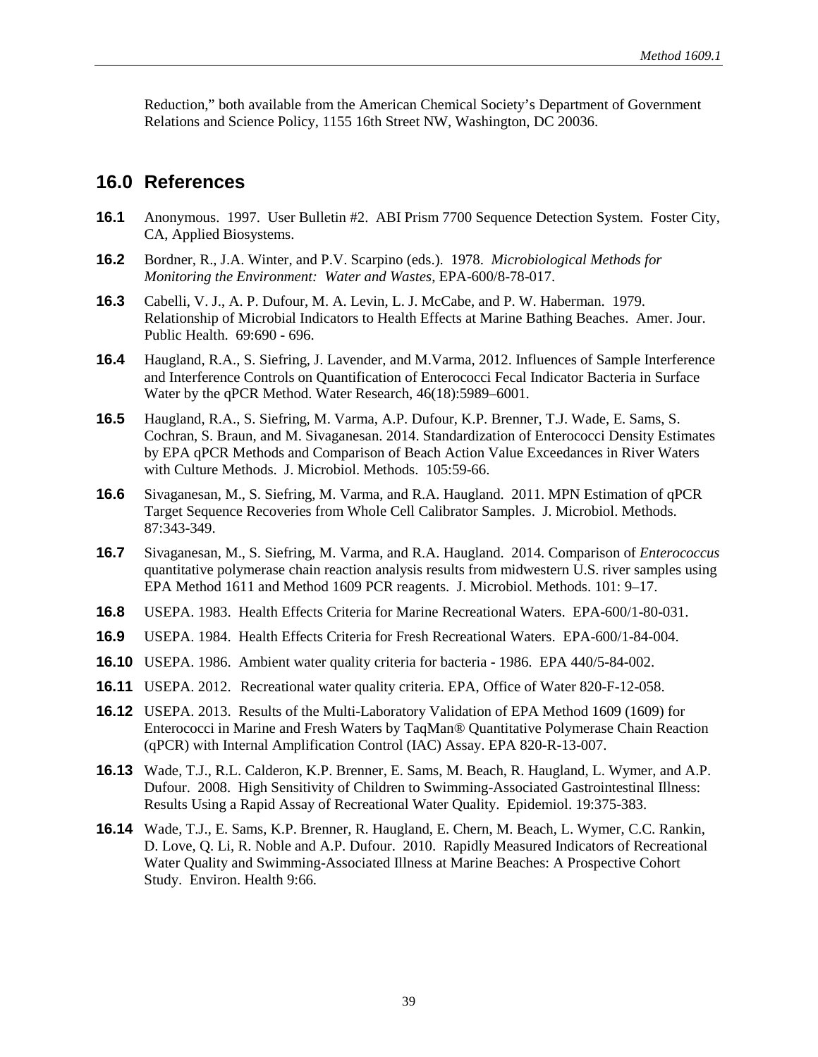Reduction," both available from the American Chemical Society's Department of Government Relations and Science Policy, 1155 16th Street NW, Washington, DC 20036.

## 16.0 References

**16.1** Anonymous. 1997. User Bulletin #2. ABI Prism 7700 Sequence Detection System. Foster City, CA, Applied Biosystems.

**16.2** Bordner, R., J.A. Winter, and P.V. Scarpino (eds.). 1978. *Microbiological Methods for Monitoring the Environment: Water and Wastes*, EPA-600/8-78-017.

**16.3** Cabelli, V. J., A. P. Dufour, M. A. Levin, L. J. McCabe, and P. W. Haberman. 1979. Relationship of Microbial Indicators to Health Effects at Marine Bathing Beaches. Amer. Jour. Public Health. 69:690 - 696.

**16.4** Haugland, R.A., S. Siefring, J. Lavender, and M.Varma, 2012. Influences of Sample Interference and Interference Controls on Quantification of Enterococci Fecal Indicator Bacteria in Surface Water by the qPCR Method. Water Research, 46(18):5989–6001.

**16.5** Haugland, R.A., S. Siefring, M. Varma, A.P. Dufour, K.P. Brenner, T.J. Wade, E. Sams, S. Cochran, S. Braun, and M. Sivaganesan. 2014. Standardization of Enterococci Density Estimates by EPA qPCR Methods and Comparison of Beach Action Value Exceedances in River Waters with Culture Methods. J. Microbiol. Methods. 105:59-66.

**16.6** Sivaganesan, M., S. Siefring, M. Varma, and R.A. Haugland. 2011. MPN Estimation of qPCR Target Sequence Recoveries from Whole Cell Calibrator Samples. J. Microbiol. Methods. 87:343-349.

**16.7** Sivaganesan, M., S. Siefring, M. Varma, and R.A. Haugland. 2014. Comparison of *Enterococcus* quantitative polymerase chain reaction analysis results from midwestern U.S. river samples using EPA Method 1611 and Method 1609 PCR reagents. J. Microbiol. Methods. 101: 9–17.

**16.8** USEPA. 1983. Health Effects Criteria for Marine Recreational Waters. EPA-600/1-80-031.

**16.9** USEPA. 1984. Health Effects Criteria for Fresh Recreational Waters. EPA-600/1-84-004.

**16.10** USEPA. 1986. Ambient water quality criteria for bacteria - 1986. EPA 440/5-84-002.

**16.11** USEPA. 2012. Recreational water quality criteria. EPA, Office of Water 820-F-12-058.

**16.12** USEPA. 2013. Results of the Multi-Laboratory Validation of EPA Method 1609 (1609) for Enterococci in Marine and Fresh Waters by TaqMan® Quantitative Polymerase Chain Reaction (qPCR) with Internal Amplification Control (IAC) Assay. EPA 820-R-13-007.

**16.13** Wade, T.J., R.L. Calderon, K.P. Brenner, E. Sams, M. Beach, R. Haugland, L. Wymer, and A.P. Dufour. 2008. High Sensitivity of Children to Swimming-Associated Gastrointestinal Illness: Results Using a Rapid Assay of Recreational Water Quality. Epidemiol. 19:375-383.

**16.14** Wade, T.J., E. Sams, K.P. Brenner, R. Haugland, E. Chern, M. Beach, L. Wymer, C.C. Rankin, D. Love, Q. Li, R. Noble and A.P. Dufour. 2010. Rapidly Measured Indicators of Recreational Water Quality and Swimming-Associated Illness at Marine Beaches: A Prospective Cohort Study. Environ. Health 9:66.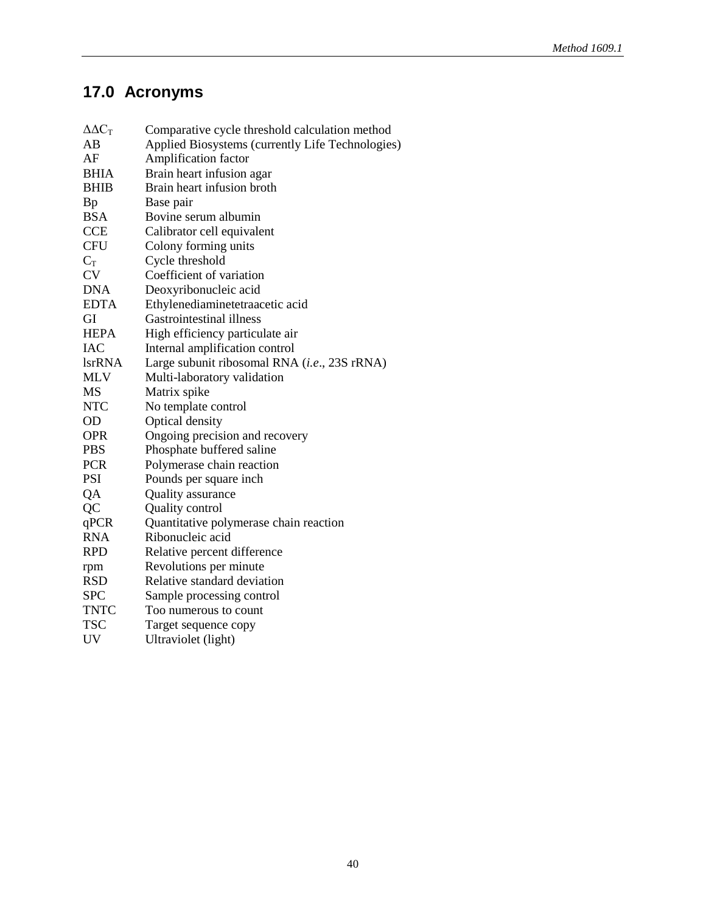## 17.0 Acronyms

| | |
|---|---|
| $\Delta\Delta C_T$ | Comparative cycle threshold calculation method |
| AB | Applied Biosystems (currently Life Technologies) |
| AF | Amplification factor |
| BHIA | Brain heart infusion agar |
| BHIB | Brain heart infusion broth |
| Bp | Base pair |
| BSA | Bovine serum albumin |
| CCE | Calibrator cell equivalent |
| CFU | Colony forming units |
| $C_T$ | Cycle threshold |
| CV | Coefficient of variation |
| DNA | Deoxyribonucleic acid |
| EDTA | Ethylenediaminetetraacetic acid |
| GI | Gastrointestinal illness |
| HEPA | High efficiency particulate air |
| IAC | Internal amplification control |
| lsrRNA | Large subunit ribosomal RNA (*i.e.*, 23S rRNA) |
| MLV | Multi-laboratory validation |
| MS | Matrix spike |
| NTC | No template control |
| OD | Optical density |
| OPR | Ongoing precision and recovery |
| PBS | Phosphate buffered saline |
| PCR | Polymerase chain reaction |
| PSI | Pounds per square inch |
| QA | Quality assurance |
| QC | Quality control |
| qPCR | Quantitative polymerase chain reaction |
| RNA | Ribonucleic acid |
| RPD | Relative percent difference |
| rpm | Revolutions per minute |
| RSD | Relative standard deviation |
| SPC | Sample processing control |
| TNTC | Too numerous to count |
| TSC | Target sequence copy |
| UV | Ultraviolet (light) |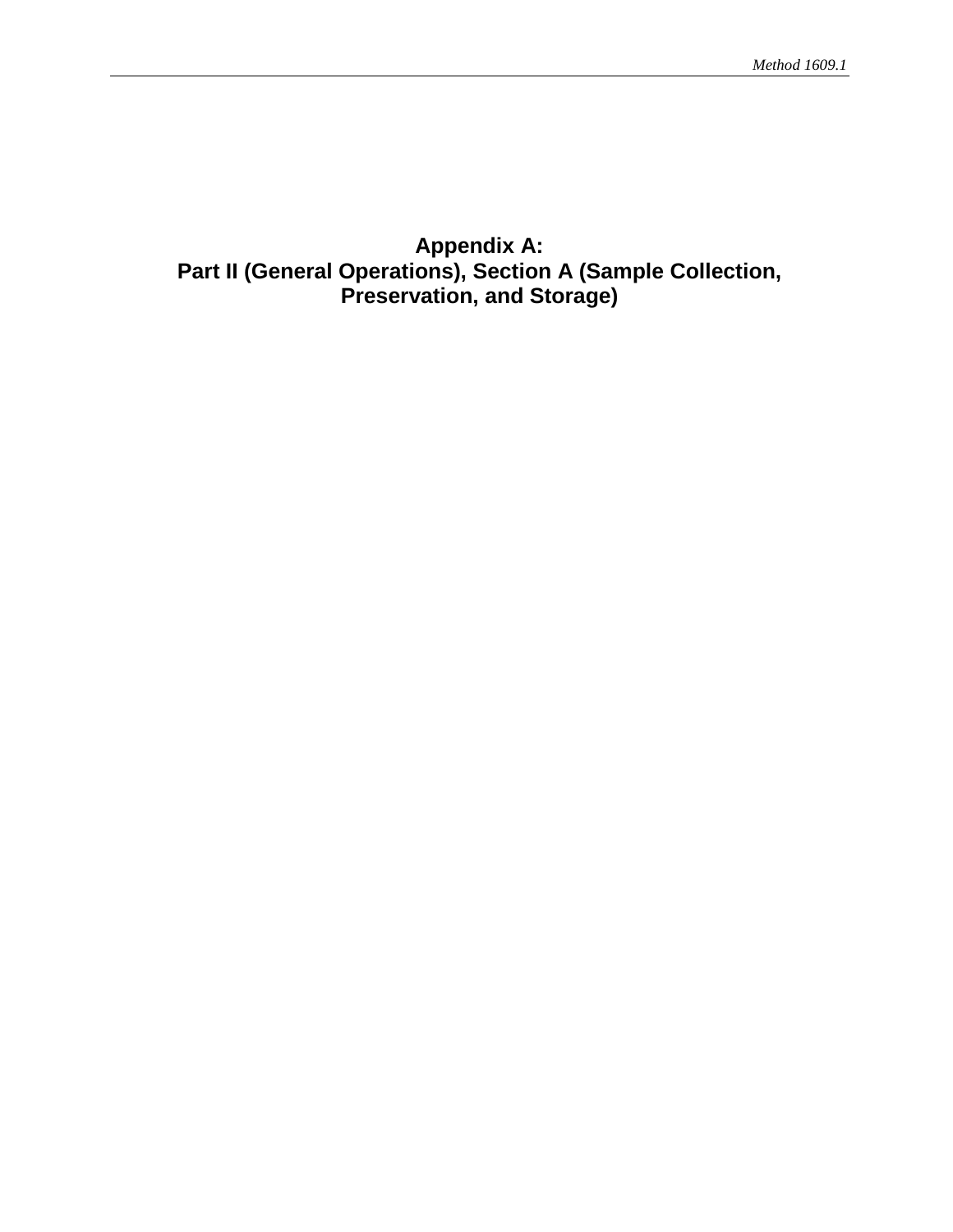# Appendix A:
# Part II (General Operations), Section A (Sample Collection, Preservation, and Storage)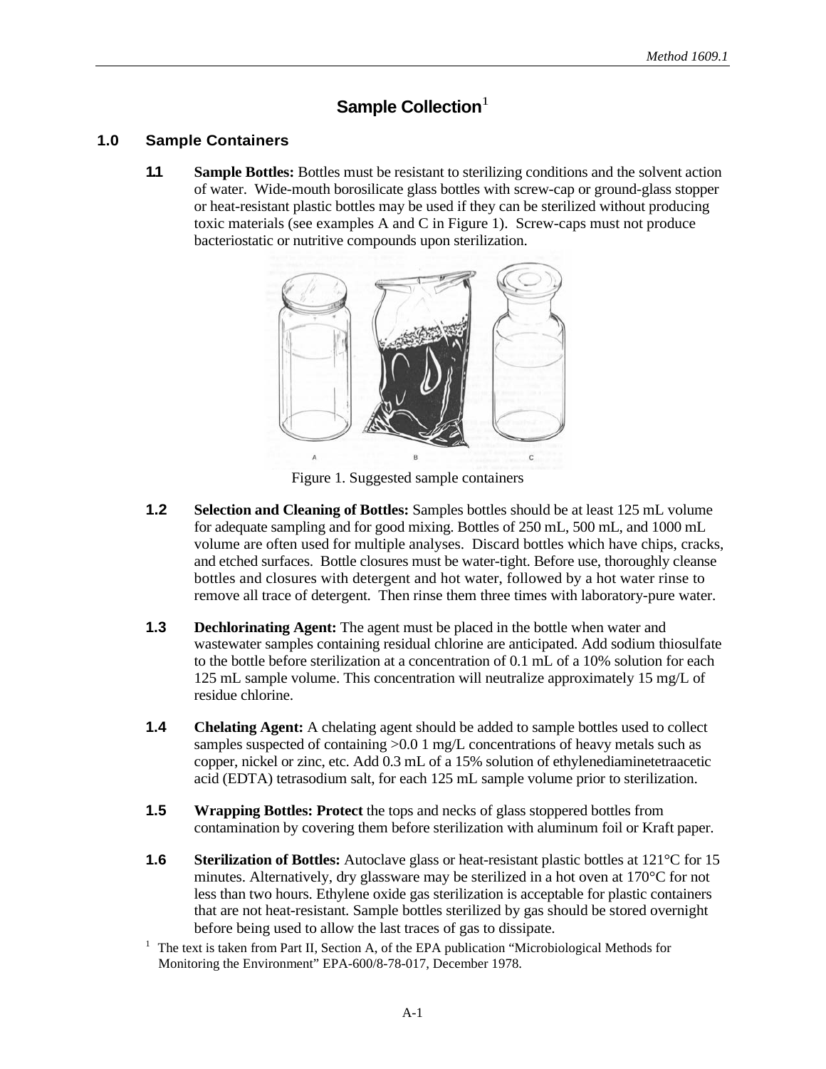# Sample Collection[1]

## 1.0 Sample Containers

**1.1 Sample Bottles:** Bottles must be resistant to sterilizing conditions and the solvent action of water. Wide-mouth borosilicate glass bottles with screw-cap or ground-glass stopper or heat-resistant plastic bottles may be used if they can be sterilized without producing toxic materials (see examples A and C in Figure 1). Screw-caps must not produce bacteriostatic or nutritive compounds upon sterilization.

Figure 1. Suggested sample containers

**1.2 Selection and Cleaning of Bottles:** Samples bottles should be at least 125 mL volume for adequate sampling and for good mixing. Bottles of 250 mL, 500 mL, and 1000 mL volume are often used for multiple analyses. Discard bottles which have chips, cracks, and etched surfaces. Bottle closures must be water-tight. Before use, thoroughly cleanse bottles and closures with detergent and hot water, followed by a hot water rinse to remove all trace of detergent. Then rinse them three times with laboratory-pure water.

**1.3 Dechlorinating Agent:** The agent must be placed in the bottle when water and wastewater samples containing residual chlorine are anticipated. Add sodium thiosulfate to the bottle before sterilization at a concentration of 0.1 mL of a 10% solution for each 125 mL sample volume. This concentration will neutralize approximately 15 mg/L of residue chlorine.

**1.4 Chelating Agent:** A chelating agent should be added to sample bottles used to collect samples suspected of containing >0.0 1 mg/L concentrations of heavy metals such as copper, nickel or zinc, etc. Add 0.3 mL of a 15% solution of ethylenediaminetetraacetic acid (EDTA) tetrasodium salt, for each 125 mL sample volume prior to sterilization.

**1.5 Wrapping Bottles: Protect** the tops and necks of glass stoppered bottles from contamination by covering them before sterilization with aluminum foil or Kraft paper.

**1.6 Sterilization of Bottles:** Autoclave glass or heat-resistant plastic bottles at 121°C for 15 minutes. Alternatively, dry glassware may be sterilized in a hot oven at 170°C for not less than two hours. Ethylene oxide gas sterilization is acceptable for plastic containers that are not heat-resistant. Sample bottles sterilized by gas should be stored overnight before being used to allow the last traces of gas to dissipate.

[1] The text is taken from Part II, Section A, of the EPA publication "Microbiological Methods for Monitoring the Environment" EPA-600/8-78-017, December 1978.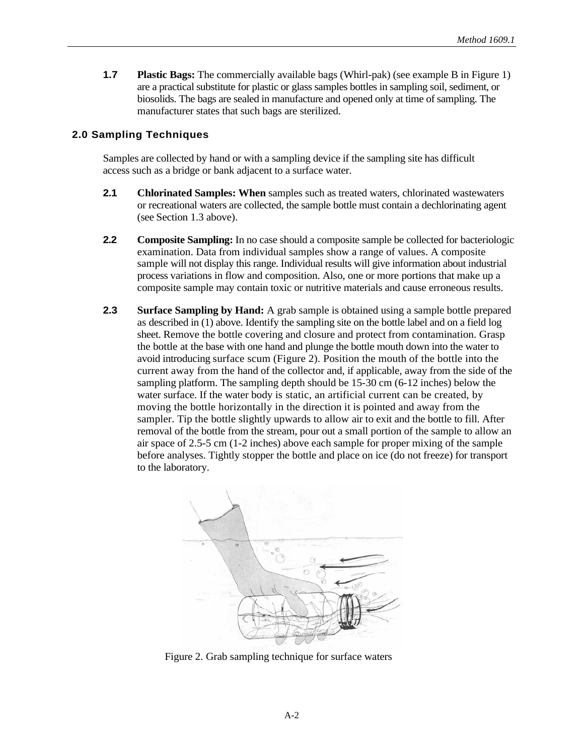**1.7 Plastic Bags:** The commercially available bags (Whirl-pak) (see example B in Figure 1) are a practical substitute for plastic or glass samples bottles in sampling soil, sediment, or biosolids. The bags are sealed in manufacture and opened only at time of sampling. The manufacturer states that such bags are sterilized.

## 2.0 Sampling Techniques

Samples are collected by hand or with a sampling device if the sampling site has difficult access such as a bridge or bank adjacent to a surface water.

**2.1 Chlorinated Samples: When** samples such as treated waters, chlorinated wastewaters or recreational waters are collected, the sample bottle must contain a dechlorinating agent (see Section 1.3 above).

**2.2 Composite Sampling:** In no case should a composite sample be collected for bacteriologic examination. Data from individual samples show a range of values. A composite sample will not display this range. Individual results will give information about industrial process variations in flow and composition. Also, one or more portions that make up a composite sample may contain toxic or nutritive materials and cause erroneous results.

**2.3 Surface Sampling by Hand:** A grab sample is obtained using a sample bottle prepared as described in (1) above. Identify the sampling site on the bottle label and on a field log sheet. Remove the bottle covering and closure and protect from contamination. Grasp the bottle at the base with one hand and plunge the bottle mouth down into the water to avoid introducing surface scum (Figure 2). Position the mouth of the bottle into the current away from the hand of the collector and, if applicable, away from the side of the sampling platform. The sampling depth should be 15-30 cm (6-12 inches) below the water surface. If the water body is static, an artificial current can be created, by moving the bottle horizontally in the direction it is pointed and away from the sampler. Tip the bottle slightly upwards to allow air to exit and the bottle to fill. After removal of the bottle from the stream, pour out a small portion of the sample to allow an air space of 2.5-5 cm (1-2 inches) above each sample for proper mixing of the sample before analyses. Tightly stopper the bottle and place on ice (do not freeze) for transport to the laboratory.

Figure 2. Grab sampling technique for surface waters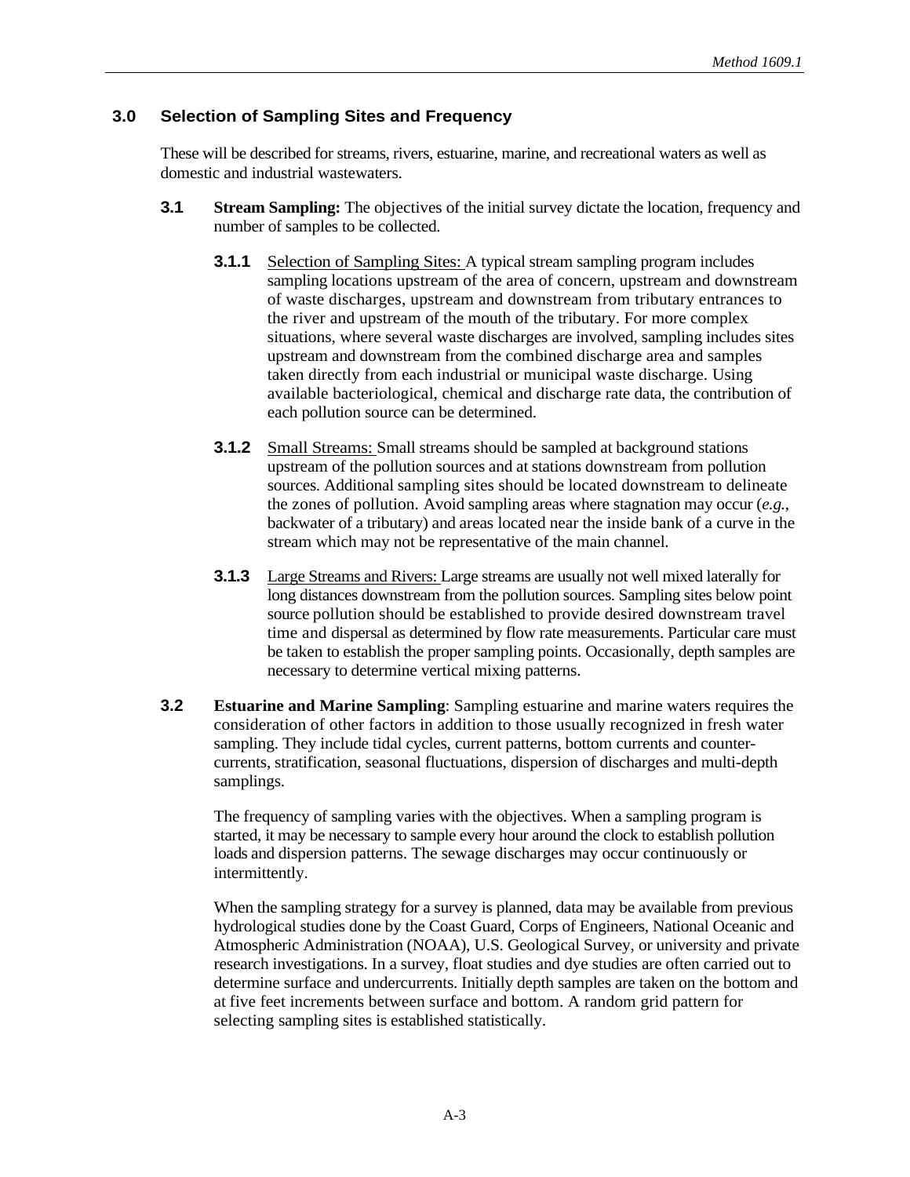## 3.0 Selection of Sampling Sites and Frequency

These will be described for streams, rivers, estuarine, marine, and recreational waters as well as domestic and industrial wastewaters.

**3.1** **Stream Sampling:** The objectives of the initial survey dictate the location, frequency and number of samples to be collected.

**3.1.1** Selection of Sampling Sites: A typical stream sampling program includes sampling locations upstream of the area of concern, upstream and downstream of waste discharges, upstream and downstream from tributary entrances to the river and upstream of the mouth of the tributary. For more complex situations, where several waste discharges are involved, sampling includes sites upstream and downstream from the combined discharge area and samples taken directly from each industrial or municipal waste discharge. Using available bacteriological, chemical and discharge rate data, the contribution of each pollution source can be determined.

**3.1.2** Small Streams: Small streams should be sampled at background stations upstream of the pollution sources and at stations downstream from pollution sources. Additional sampling sites should be located downstream to delineate the zones of pollution. Avoid sampling areas where stagnation may occur (*e.g.*, backwater of a tributary) and areas located near the inside bank of a curve in the stream which may not be representative of the main channel.

**3.1.3** Large Streams and Rivers: Large streams are usually not well mixed laterally for long distances downstream from the pollution sources. Sampling sites below point source pollution should be established to provide desired downstream travel time and dispersal as determined by flow rate measurements. Particular care must be taken to establish the proper sampling points. Occasionally, depth samples are necessary to determine vertical mixing patterns.

**3.2** **Estuarine and Marine Sampling**: Sampling estuarine and marine waters requires the consideration of other factors in addition to those usually recognized in fresh water sampling. They include tidal cycles, current patterns, bottom currents and counter-currents, stratification, seasonal fluctuations, dispersion of discharges and multi-depth samplings.

The frequency of sampling varies with the objectives. When a sampling program is started, it may be necessary to sample every hour around the clock to establish pollution loads and dispersion patterns. The sewage discharges may occur continuously or intermittently.

When the sampling strategy for a survey is planned, data may be available from previous hydrological studies done by the Coast Guard, Corps of Engineers, National Oceanic and Atmospheric Administration (NOAA), U.S. Geological Survey, or university and private research investigations. In a survey, float studies and dye studies are often carried out to determine surface and undercurrents. Initially depth samples are taken on the bottom and at five feet increments between surface and bottom. A random grid pattern for selecting sampling sites is established statistically.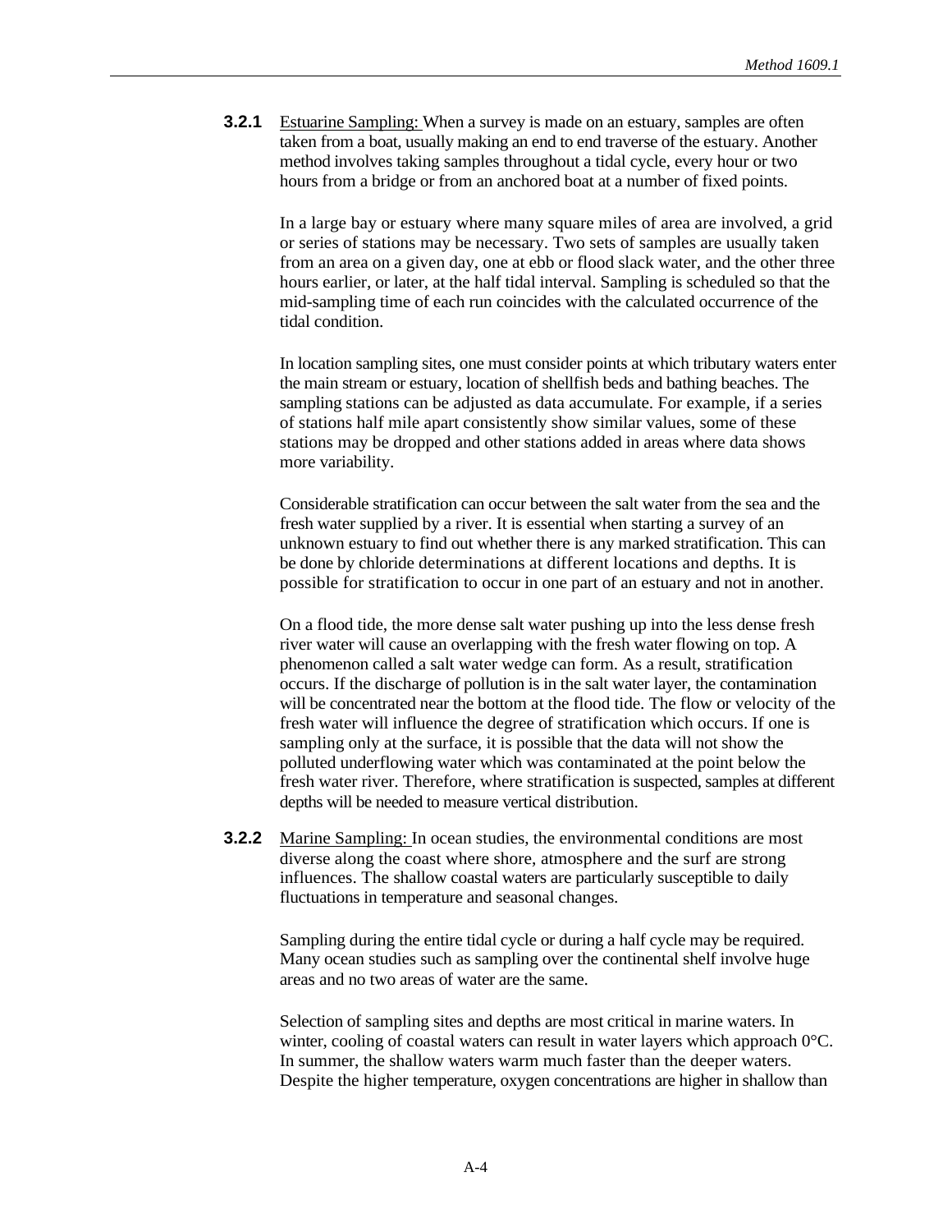**3.2.1** Estuarine Sampling: When a survey is made on an estuary, samples are often taken from a boat, usually making an end to end traverse of the estuary. Another method involves taking samples throughout a tidal cycle, every hour or two hours from a bridge or from an anchored boat at a number of fixed points.

In a large bay or estuary where many square miles of area are involved, a grid or series of stations may be necessary. Two sets of samples are usually taken from an area on a given day, one at ebb or flood slack water, and the other three hours earlier, or later, at the half tidal interval. Sampling is scheduled so that the mid-sampling time of each run coincides with the calculated occurrence of the tidal condition.

In location sampling sites, one must consider points at which tributary waters enter the main stream or estuary, location of shellfish beds and bathing beaches. The sampling stations can be adjusted as data accumulate. For example, if a series of stations half mile apart consistently show similar values, some of these stations may be dropped and other stations added in areas where data shows more variability.

Considerable stratification can occur between the salt water from the sea and the fresh water supplied by a river. It is essential when starting a survey of an unknown estuary to find out whether there is any marked stratification. This can be done by chloride determinations at different locations and depths. It is possible for stratification to occur in one part of an estuary and not in another.

On a flood tide, the more dense salt water pushing up into the less dense fresh river water will cause an overlapping with the fresh water flowing on top. A phenomenon called a salt water wedge can form. As a result, stratification occurs. If the discharge of pollution is in the salt water layer, the contamination will be concentrated near the bottom at the flood tide. The flow or velocity of the fresh water will influence the degree of stratification which occurs. If one is sampling only at the surface, it is possible that the data will not show the polluted underflowing water which was contaminated at the point below the fresh water river. Therefore, where stratification is suspected, samples at different depths will be needed to measure vertical distribution.

**3.2.2** Marine Sampling: In ocean studies, the environmental conditions are most diverse along the coast where shore, atmosphere and the surf are strong influences. The shallow coastal waters are particularly susceptible to daily fluctuations in temperature and seasonal changes.

Sampling during the entire tidal cycle or during a half cycle may be required. Many ocean studies such as sampling over the continental shelf involve huge areas and no two areas of water are the same.

Selection of sampling sites and depths are most critical in marine waters. In winter, cooling of coastal waters can result in water layers which approach 0°C. In summer, the shallow waters warm much faster than the deeper waters. Despite the higher temperature, oxygen concentrations are higher in shallow than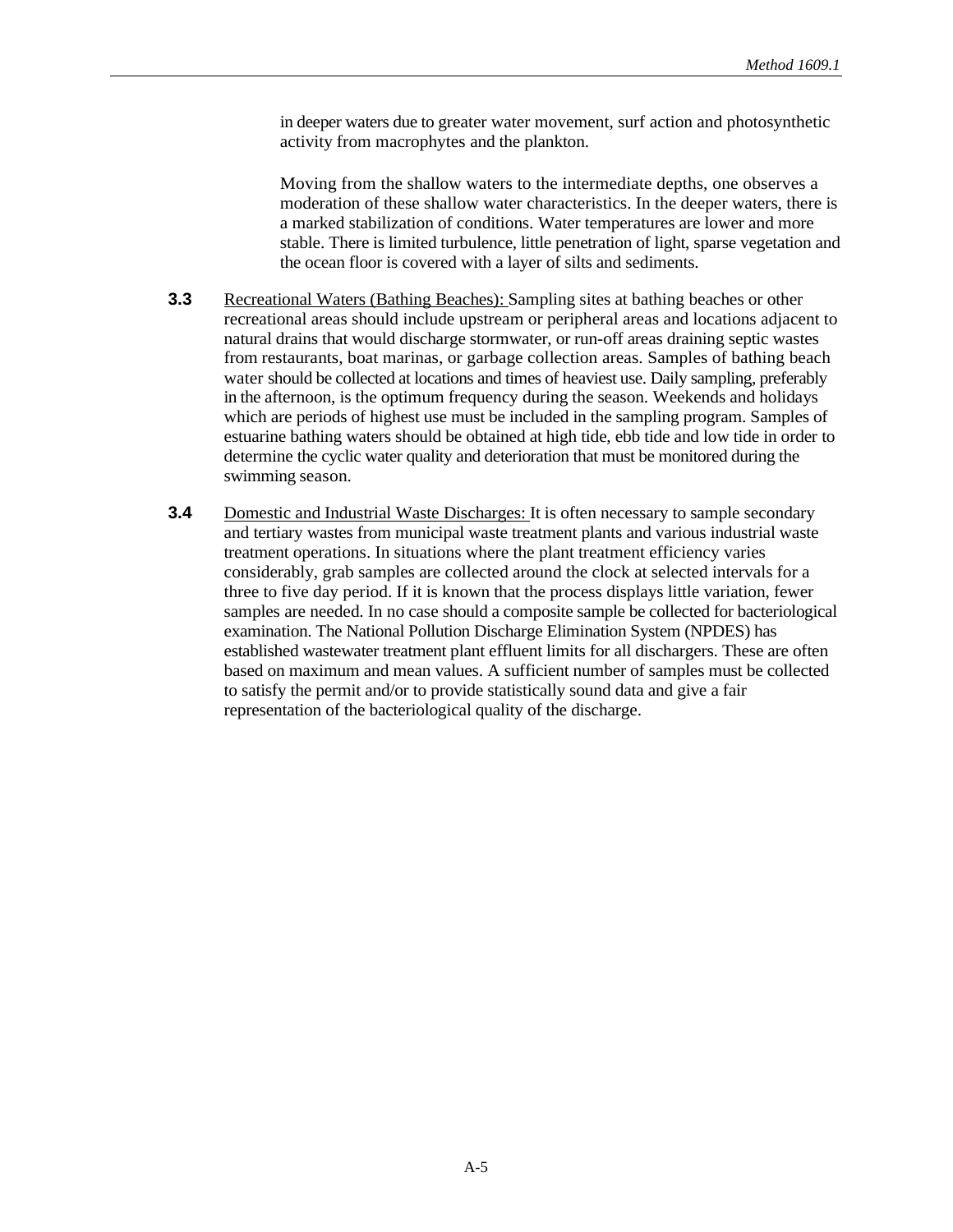in deeper waters due to greater water movement, surf action and photosynthetic activity from macrophytes and the plankton.

Moving from the shallow waters to the intermediate depths, one observes a moderation of these shallow water characteristics. In the deeper waters, there is a marked stabilization of conditions. Water temperatures are lower and more stable. There is limited turbulence, little penetration of light, sparse vegetation and the ocean floor is covered with a layer of silts and sediments.

**3.3** Recreational Waters (Bathing Beaches): Sampling sites at bathing beaches or other recreational areas should include upstream or peripheral areas and locations adjacent to natural drains that would discharge stormwater, or run-off areas draining septic wastes from restaurants, boat marinas, or garbage collection areas. Samples of bathing beach water should be collected at locations and times of heaviest use. Daily sampling, preferably in the afternoon, is the optimum frequency during the season. Weekends and holidays which are periods of highest use must be included in the sampling program. Samples of estuarine bathing waters should be obtained at high tide, ebb tide and low tide in order to determine the cyclic water quality and deterioration that must be monitored during the swimming season.

**3.4** Domestic and Industrial Waste Discharges: It is often necessary to sample secondary and tertiary wastes from municipal waste treatment plants and various industrial waste treatment operations. In situations where the plant treatment efficiency varies considerably, grab samples are collected around the clock at selected intervals for a three to five day period. If it is known that the process displays little variation, fewer samples are needed. In no case should a composite sample be collected for bacteriological examination. The National Pollution Discharge Elimination System (NPDES) has established wastewater treatment plant effluent limits for all dischargers. These are often based on maximum and mean values. A sufficient number of samples must be collected to satisfy the permit and/or to provide statistically sound data and give a fair representation of the bacteriological quality of the discharge.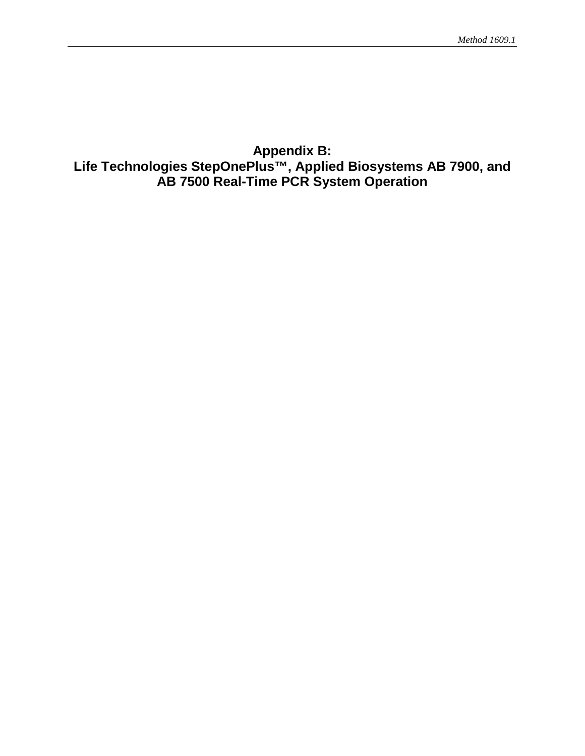# Appendix B:
# Life Technologies StepOnePlus™, Applied Biosystems AB 7900, and AB 7500 Real-Time PCR System Operation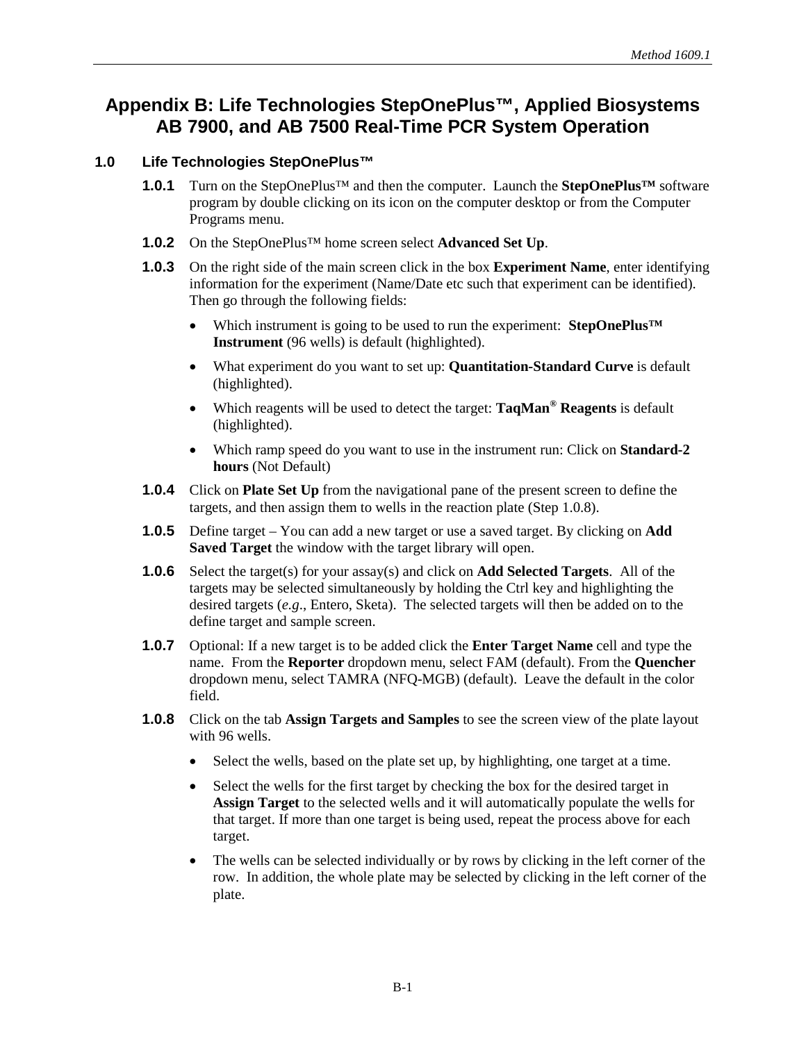# Appendix B: Life Technologies StepOnePlus™, Applied Biosystems AB 7900, and AB 7500 Real-Time PCR System Operation

## 1.0 Life Technologies StepOnePlus™

**1.0.1** Turn on the StepOnePlus™ and then the computer. Launch the **StepOnePlus™** software program by double clicking on its icon on the computer desktop or from the Computer Programs menu.

**1.0.2** On the StepOnePlus™ home screen select **Advanced Set Up**.

**1.0.3** On the right side of the main screen click in the box **Experiment Name**, enter identifying information for the experiment (Name/Date etc such that experiment can be identified). Then go through the following fields:

- Which instrument is going to be used to run the experiment: **StepOnePlus™ Instrument** (96 wells) is default (highlighted).
- What experiment do you want to set up: **Quantitation-Standard Curve** is default (highlighted).
- Which reagents will be used to detect the target: **TaqMan® Reagents** is default (highlighted).
- Which ramp speed do you want to use in the instrument run: Click on **Standard-2 hours** (Not Default)

**1.0.4** Click on **Plate Set Up** from the navigational pane of the present screen to define the targets, and then assign them to wells in the reaction plate (Step 1.0.8).

**1.0.5** Define target – You can add a new target or use a saved target. By clicking on **Add Saved Target** the window with the target library will open.

**1.0.6** Select the target(s) for your assay(s) and click on **Add Selected Targets**. All of the targets may be selected simultaneously by holding the Ctrl key and highlighting the desired targets (*e.g*., Entero, Sketa). The selected targets will then be added on to the define target and sample screen.

**1.0.7** Optional: If a new target is to be added click the **Enter Target Name** cell and type the name. From the **Reporter** dropdown menu, select FAM (default). From the **Quencher** dropdown menu, select TAMRA (NFQ-MGB) (default). Leave the default in the color field.

**1.0.8** Click on the tab **Assign Targets and Samples** to see the screen view of the plate layout with 96 wells.

- Select the wells, based on the plate set up, by highlighting, one target at a time.
- Select the wells for the first target by checking the box for the desired target in **Assign Target** to the selected wells and it will automatically populate the wells for that target. If more than one target is being used, repeat the process above for each target.
- The wells can be selected individually or by rows by clicking in the left corner of the row. In addition, the whole plate may be selected by clicking in the left corner of the plate.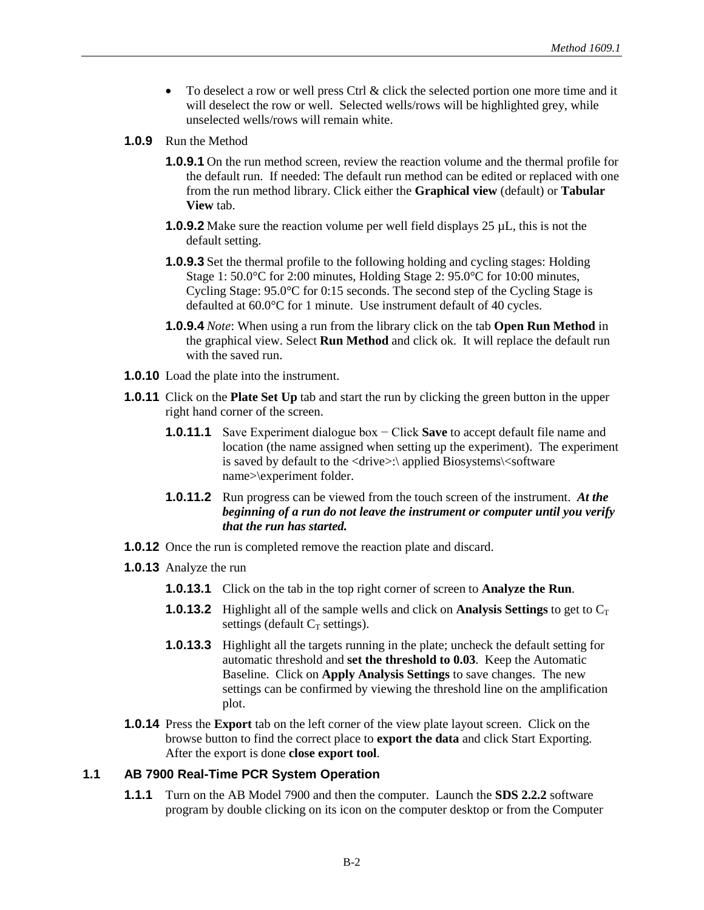- To deselect a row or well press Ctrl & click the selected portion one more time and it will deselect the row or well. Selected wells/rows will be highlighted grey, while unselected wells/rows will remain white.

**1.0.9** Run the Method

**1.0.9.1** On the run method screen, review the reaction volume and the thermal profile for the default run. If needed: The default run method can be edited or replaced with one from the run method library. Click either the **Graphical view** (default) or **Tabular View** tab.

**1.0.9.2** Make sure the reaction volume per well field displays 25 µL, this is not the default setting.

**1.0.9.3** Set the thermal profile to the following holding and cycling stages: Holding Stage 1: 50.0°C for 2:00 minutes, Holding Stage 2: 95.0°C for 10:00 minutes, Cycling Stage: 95.0°C for 0:15 seconds. The second step of the Cycling Stage is defaulted at 60.0°C for 1 minute. Use instrument default of 40 cycles.

**1.0.9.4** *Note*: When using a run from the library click on the tab **Open Run Method** in the graphical view. Select **Run Method** and click ok. It will replace the default run with the saved run.

**1.0.10** Load the plate into the instrument.

**1.0.11** Click on the **Plate Set Up** tab and start the run by clicking the green button in the upper right hand corner of the screen.

**1.0.11.1** Save Experiment dialogue box − Click **Save** to accept default file name and location (the name assigned when setting up the experiment). The experiment is saved by default to the <drive>:\ applied Biosystems\<software name>\experiment folder.

**1.0.11.2** Run progress can be viewed from the touch screen of the instrument. ***At the beginning of a run do not leave the instrument or computer until you verify that the run has started.***

**1.0.12** Once the run is completed remove the reaction plate and discard.

**1.0.13** Analyze the run

**1.0.13.1** Click on the tab in the top right corner of screen to **Analyze the Run**.

**1.0.13.2** Highlight all of the sample wells and click on **Analysis Settings** to get to $C_T$ settings (default $C_T$ settings).

**1.0.13.3** Highlight all the targets running in the plate; uncheck the default setting for automatic threshold and **set the threshold to 0.03**. Keep the Automatic Baseline. Click on **Apply Analysis Settings** to save changes. The new settings can be confirmed by viewing the threshold line on the amplification plot.

**1.0.14** Press the **Export** tab on the left corner of the view plate layout screen. Click on the browse button to find the correct place to **export the data** and click Start Exporting. After the export is done **close export tool**.

## 1.1 AB 7900 Real-Time PCR System Operation

**1.1.1** Turn on the AB Model 7900 and then the computer. Launch the **SDS 2.2.2** software program by double clicking on its icon on the computer desktop or from the Computer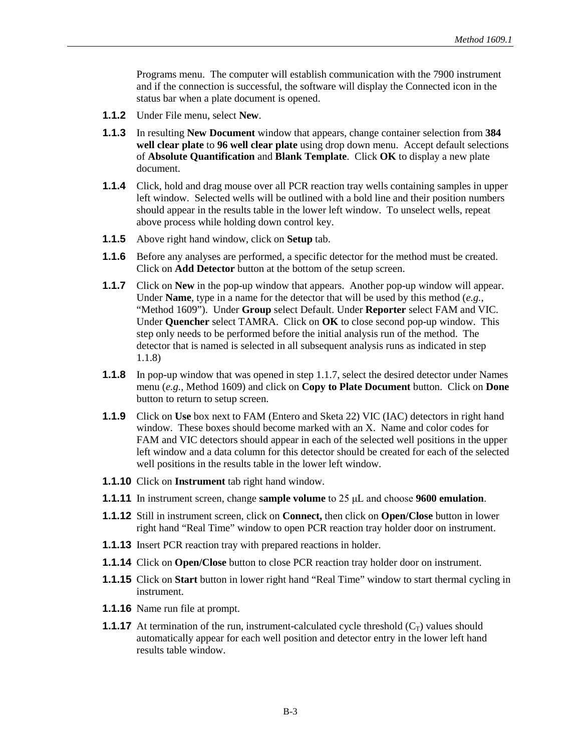Programs menu. The computer will establish communication with the 7900 instrument and if the connection is successful, the software will display the Connected icon in the status bar when a plate document is opened.

**1.1.2** Under File menu, select **New**.

**1.1.3** In resulting **New Document** window that appears, change container selection from **384 well clear plate** to **96 well clear plate** using drop down menu. Accept default selections of **Absolute Quantification** and **Blank Template**. Click **OK** to display a new plate document.

**1.1.4** Click, hold and drag mouse over all PCR reaction tray wells containing samples in upper left window. Selected wells will be outlined with a bold line and their position numbers should appear in the results table in the lower left window. To unselect wells, repeat above process while holding down control key.

**1.1.5** Above right hand window, click on **Setup** tab.

**1.1.6** Before any analyses are performed, a specific detector for the method must be created. Click on **Add Detector** button at the bottom of the setup screen.

**1.1.7** Click on **New** in the pop-up window that appears. Another pop-up window will appear. Under **Name**, type in a name for the detector that will be used by this method (*e.g.*, "Method 1609"). Under **Group** select Default. Under **Reporter** select FAM and VIC. Under **Quencher** select TAMRA. Click on **OK** to close second pop-up window. This step only needs to be performed before the initial analysis run of the method. The detector that is named is selected in all subsequent analysis runs as indicated in step 1.1.8)

**1.1.8** In pop-up window that was opened in step 1.1.7, select the desired detector under Names menu (*e.g.*, Method 1609) and click on **Copy to Plate Document** button. Click on **Done** button to return to setup screen.

**1.1.9** Click on **Use** box next to FAM (Entero and Sketa 22) VIC (IAC) detectors in right hand window. These boxes should become marked with an X. Name and color codes for FAM and VIC detectors should appear in each of the selected well positions in the upper left window and a data column for this detector should be created for each of the selected well positions in the results table in the lower left window.

**1.1.10** Click on **Instrument** tab right hand window.

**1.1.11** In instrument screen, change **sample volume** to 25 μL and choose **9600 emulation**.

**1.1.12** Still in instrument screen, click on **Connect,** then click on **Open/Close** button in lower right hand "Real Time" window to open PCR reaction tray holder door on instrument.

**1.1.13** Insert PCR reaction tray with prepared reactions in holder.

**1.1.14** Click on **Open/Close** button to close PCR reaction tray holder door on instrument.

**1.1.15** Click on **Start** button in lower right hand "Real Time" window to start thermal cycling in instrument.

**1.1.16** Name run file at prompt.

**1.1.17** At termination of the run, instrument-calculated cycle threshold ($C_T$) values should automatically appear for each well position and detector entry in the lower left hand results table window.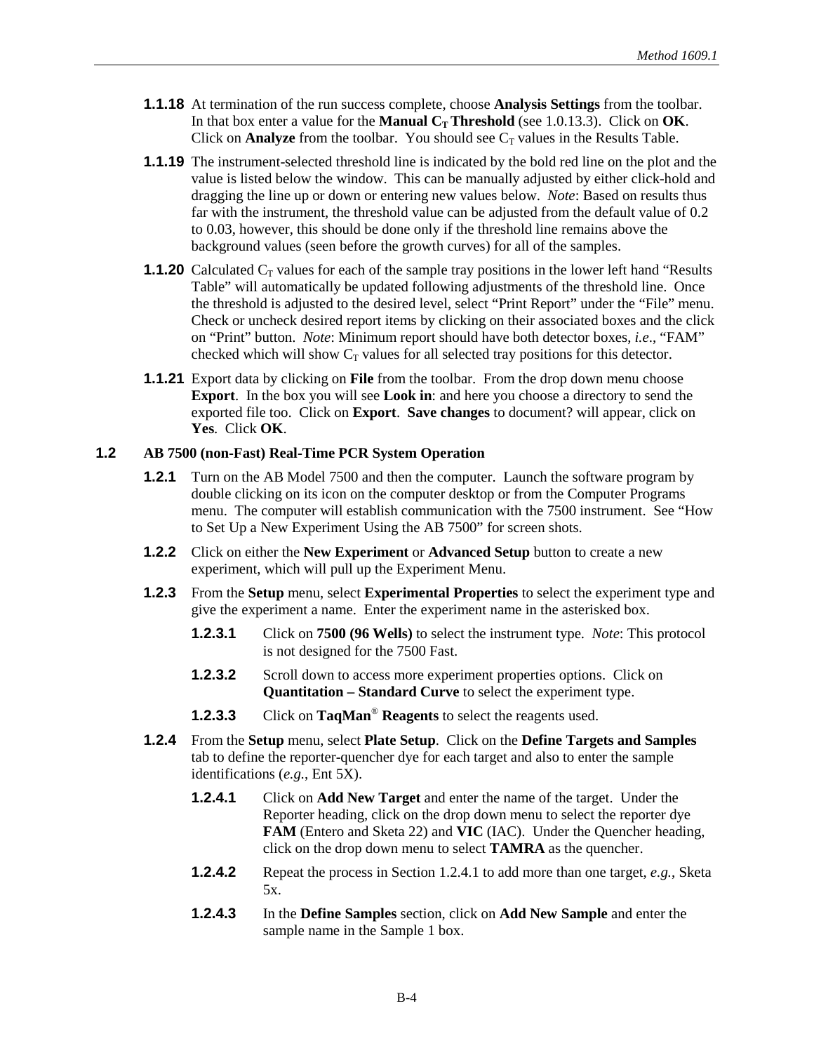**1.1.18** At termination of the run success complete, choose **Analysis Settings** from the toolbar. In that box enter a value for the **Manual $C_T$ Threshold** (see 1.0.13.3). Click on **OK**. Click on **Analyze** from the toolbar. You should see $C_T$ values in the Results Table.

**1.1.19** The instrument-selected threshold line is indicated by the bold red line on the plot and the value is listed below the window. This can be manually adjusted by either click-hold and dragging the line up or down or entering new values below. *Note*: Based on results thus far with the instrument, the threshold value can be adjusted from the default value of 0.2 to 0.03, however, this should be done only if the threshold line remains above the background values (seen before the growth curves) for all of the samples.

**1.1.20** Calculated $C_T$ values for each of the sample tray positions in the lower left hand "Results Table" will automatically be updated following adjustments of the threshold line. Once the threshold is adjusted to the desired level, select "Print Report" under the "File" menu. Check or uncheck desired report items by clicking on their associated boxes and the click on "Print" button. *Note*: Minimum report should have both detector boxes, *i.e*., "FAM" checked which will show $C_T$ values for all selected tray positions for this detector.

**1.1.21** Export data by clicking on **File** from the toolbar. From the drop down menu choose **Export**. In the box you will see **Look in**: and here you choose a directory to send the exported file too. Click on **Export**. **Save changes** to document? will appear, click on **Yes**. Click **OK**.

## 1.2 AB 7500 (non-Fast) Real-Time PCR System Operation

**1.2.1** Turn on the AB Model 7500 and then the computer. Launch the software program by double clicking on its icon on the computer desktop or from the Computer Programs menu. The computer will establish communication with the 7500 instrument. See "How to Set Up a New Experiment Using the AB 7500" for screen shots.

**1.2.2** Click on either the **New Experiment** or **Advanced Setup** button to create a new experiment, which will pull up the Experiment Menu.

**1.2.3** From the **Setup** menu, select **Experimental Properties** to select the experiment type and give the experiment a name. Enter the experiment name in the asterisked box.

**1.2.3.1** Click on **7500 (96 Wells)** to select the instrument type. *Note*: This protocol is not designed for the 7500 Fast.

**1.2.3.2** Scroll down to access more experiment properties options. Click on **Quantitation – Standard Curve** to select the experiment type.

**1.2.3.3** Click on **TaqMan® Reagents** to select the reagents used.

**1.2.4** From the **Setup** menu, select **Plate Setup**. Click on the **Define Targets and Samples** tab to define the reporter-quencher dye for each target and also to enter the sample identifications (*e.g.*, Ent 5X).

**1.2.4.1** Click on **Add New Target** and enter the name of the target. Under the Reporter heading, click on the drop down menu to select the reporter dye **FAM** (Entero and Sketa 22) and **VIC** (IAC). Under the Quencher heading, click on the drop down menu to select **TAMRA** as the quencher.

**1.2.4.2** Repeat the process in Section 1.2.4.1 to add more than one target, *e.g.*, Sketa 5x.

**1.2.4.3** In the **Define Samples** section, click on **Add New Sample** and enter the sample name in the Sample 1 box.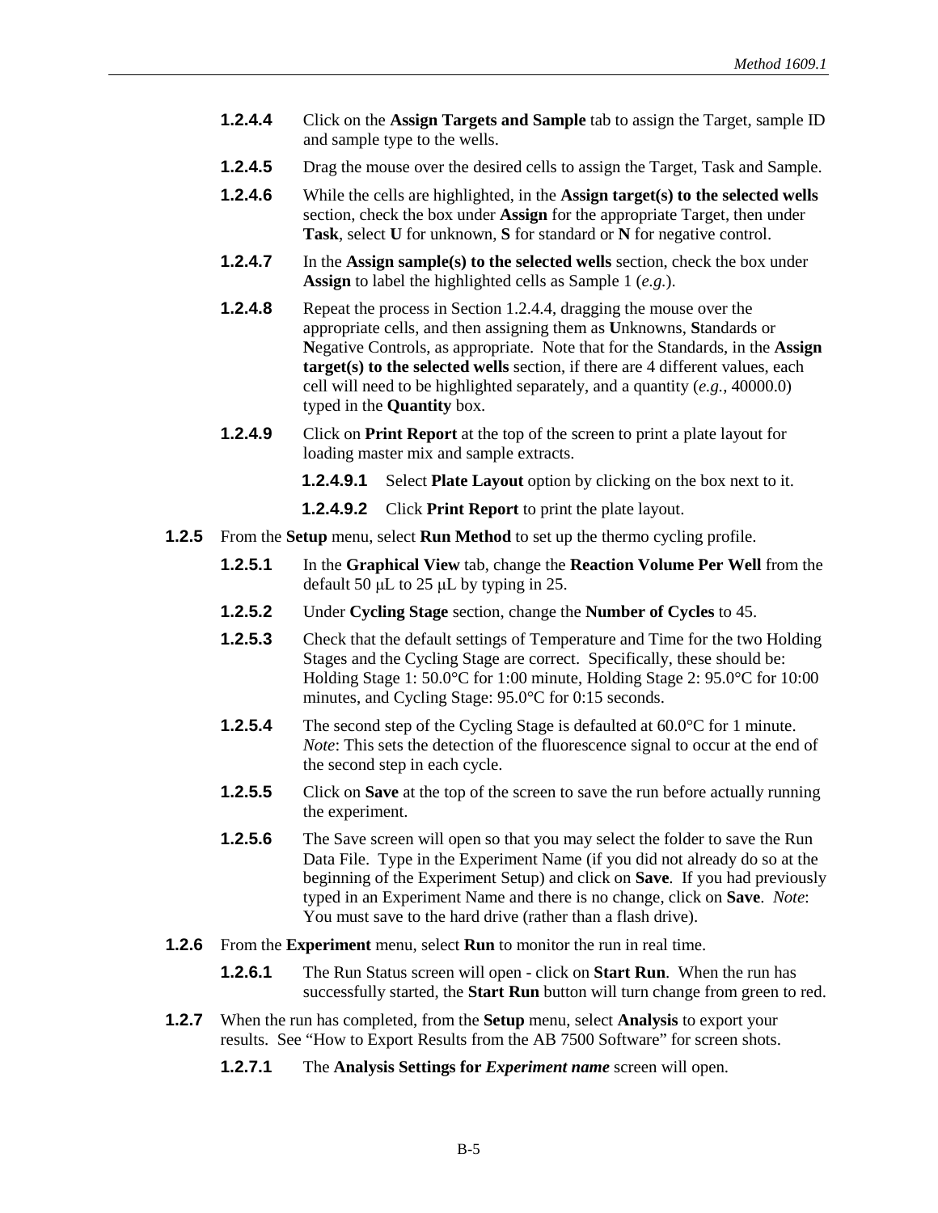**1.2.4.4** Click on the **Assign Targets and Sample** tab to assign the Target, sample ID and sample type to the wells.

**1.2.4.5** Drag the mouse over the desired cells to assign the Target, Task and Sample.

**1.2.4.6** While the cells are highlighted, in the **Assign target(s) to the selected wells** section, check the box under **Assign** for the appropriate Target, then under **Task**, select **U** for unknown, **S** for standard or **N** for negative control.

**1.2.4.7** In the **Assign sample(s) to the selected wells** section, check the box under **Assign** to label the highlighted cells as Sample 1 (*e.g.*).

**1.2.4.8** Repeat the process in Section 1.2.4.4, dragging the mouse over the appropriate cells, and then assigning them as **U**nknowns, **S**tandards or **N**egative Controls, as appropriate. Note that for the Standards, in the **Assign target(s) to the selected wells** section, if there are 4 different values, each cell will need to be highlighted separately, and a quantity (*e.g.*, 40000.0) typed in the **Quantity** box.

**1.2.4.9** Click on **Print Report** at the top of the screen to print a plate layout for loading master mix and sample extracts.

**1.2.4.9.1** Select **Plate Layout** option by clicking on the box next to it.

**1.2.4.9.2** Click **Print Report** to print the plate layout.

**1.2.5** From the **Setup** menu, select **Run Method** to set up the thermo cycling profile.

**1.2.5.1** In the **Graphical View** tab, change the **Reaction Volume Per Well** from the default 50 μL to 25 μL by typing in 25.

**1.2.5.2** Under **Cycling Stage** section, change the **Number of Cycles** to 45.

**1.2.5.3** Check that the default settings of Temperature and Time for the two Holding Stages and the Cycling Stage are correct. Specifically, these should be: Holding Stage 1: 50.0°C for 1:00 minute, Holding Stage 2: 95.0°C for 10:00 minutes, and Cycling Stage: 95.0°C for 0:15 seconds.

**1.2.5.4** The second step of the Cycling Stage is defaulted at 60.0°C for 1 minute. *Note*: This sets the detection of the fluorescence signal to occur at the end of the second step in each cycle.

**1.2.5.5** Click on **Save** at the top of the screen to save the run before actually running the experiment.

**1.2.5.6** The Save screen will open so that you may select the folder to save the Run Data File. Type in the Experiment Name (if you did not already do so at the beginning of the Experiment Setup) and click on **Save**. If you had previously typed in an Experiment Name and there is no change, click on **Save**. *Note*: You must save to the hard drive (rather than a flash drive).

**1.2.6** From the **Experiment** menu, select **Run** to monitor the run in real time.

**1.2.6.1** The Run Status screen will open - click on **Start Run**. When the run has successfully started, the **Start Run** button will turn change from green to red.

**1.2.7** When the run has completed, from the **Setup** menu, select **Analysis** to export your results. See "How to Export Results from the AB 7500 Software" for screen shots.

**1.2.7.1** The **Analysis Settings for *Experiment name*** screen will open.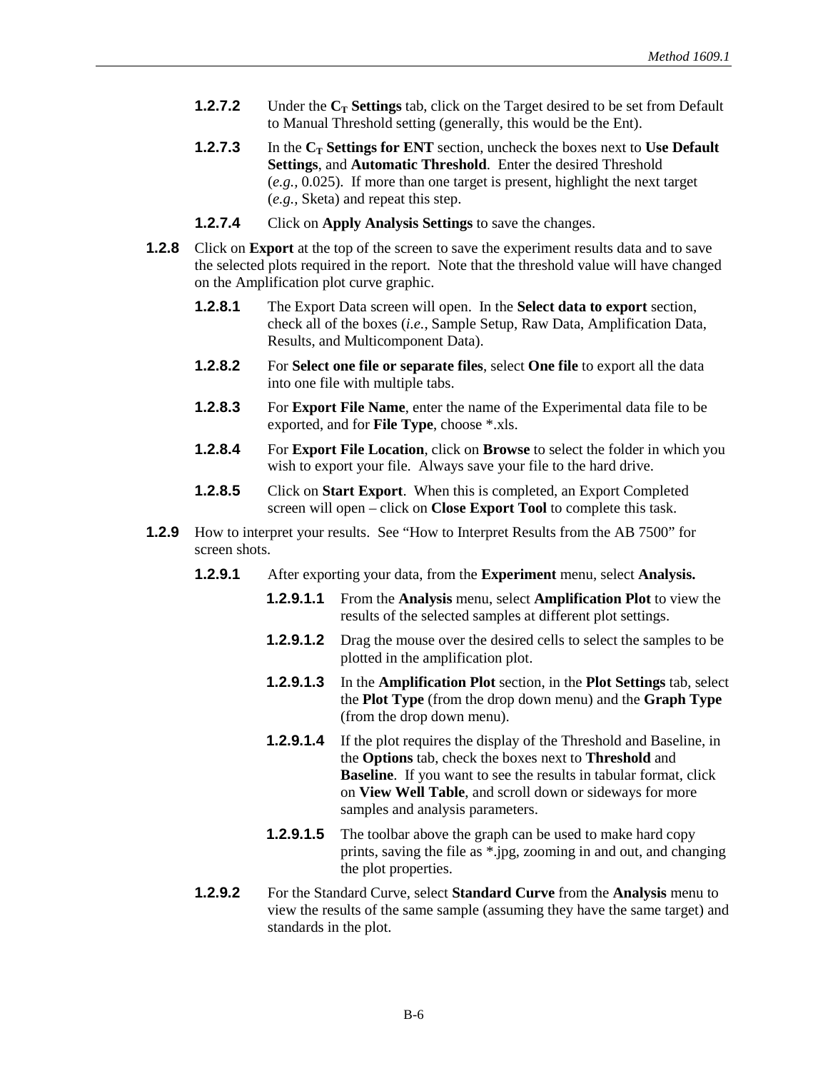**1.2.7.2** Under the $C_T$ **Settings** tab, click on the Target desired to be set from Default to Manual Threshold setting (generally, this would be the Ent).

**1.2.7.3** In the $C_T$ **Settings for ENT** section, uncheck the boxes next to **Use Default Settings**, and **Automatic Threshold**. Enter the desired Threshold (*e.g.,* 0.025). If more than one target is present, highlight the next target (*e.g.,* Sketa) and repeat this step.

**1.2.7.4** Click on **Apply Analysis Settings** to save the changes.

**1.2.8** Click on **Export** at the top of the screen to save the experiment results data and to save the selected plots required in the report. Note that the threshold value will have changed on the Amplification plot curve graphic.

**1.2.8.1** The Export Data screen will open. In the **Select data to export** section, check all of the boxes (*i.e.,* Sample Setup, Raw Data, Amplification Data, Results, and Multicomponent Data).

**1.2.8.2** For **Select one file or separate files**, select **One file** to export all the data into one file with multiple tabs.

**1.2.8.3** For **Export File Name**, enter the name of the Experimental data file to be exported, and for **File Type**, choose *.xls.

**1.2.8.4** For **Export File Location**, click on **Browse** to select the folder in which you wish to export your file. Always save your file to the hard drive.

**1.2.8.5** Click on **Start Export**. When this is completed, an Export Completed screen will open – click on **Close Export Tool** to complete this task.

**1.2.9** How to interpret your results. See "How to Interpret Results from the AB 7500" for screen shots.

**1.2.9.1** After exporting your data, from the **Experiment** menu, select **Analysis.**

**1.2.9.1.1** From the **Analysis** menu, select **Amplification Plot** to view the results of the selected samples at different plot settings.

**1.2.9.1.2** Drag the mouse over the desired cells to select the samples to be plotted in the amplification plot.

**1.2.9.1.3** In the **Amplification Plot** section, in the **Plot Settings** tab, select the **Plot Type** (from the drop down menu) and the **Graph Type** (from the drop down menu).

**1.2.9.1.4** If the plot requires the display of the Threshold and Baseline, in the **Options** tab, check the boxes next to **Threshold** and **Baseline**. If you want to see the results in tabular format, click on **View Well Table**, and scroll down or sideways for more samples and analysis parameters.

**1.2.9.1.5** The toolbar above the graph can be used to make hard copy prints, saving the file as *.jpg, zooming in and out, and changing the plot properties.

**1.2.9.2** For the Standard Curve, select **Standard Curve** from the **Analysis** menu to view the results of the same sample (assuming they have the same target) and standards in the plot.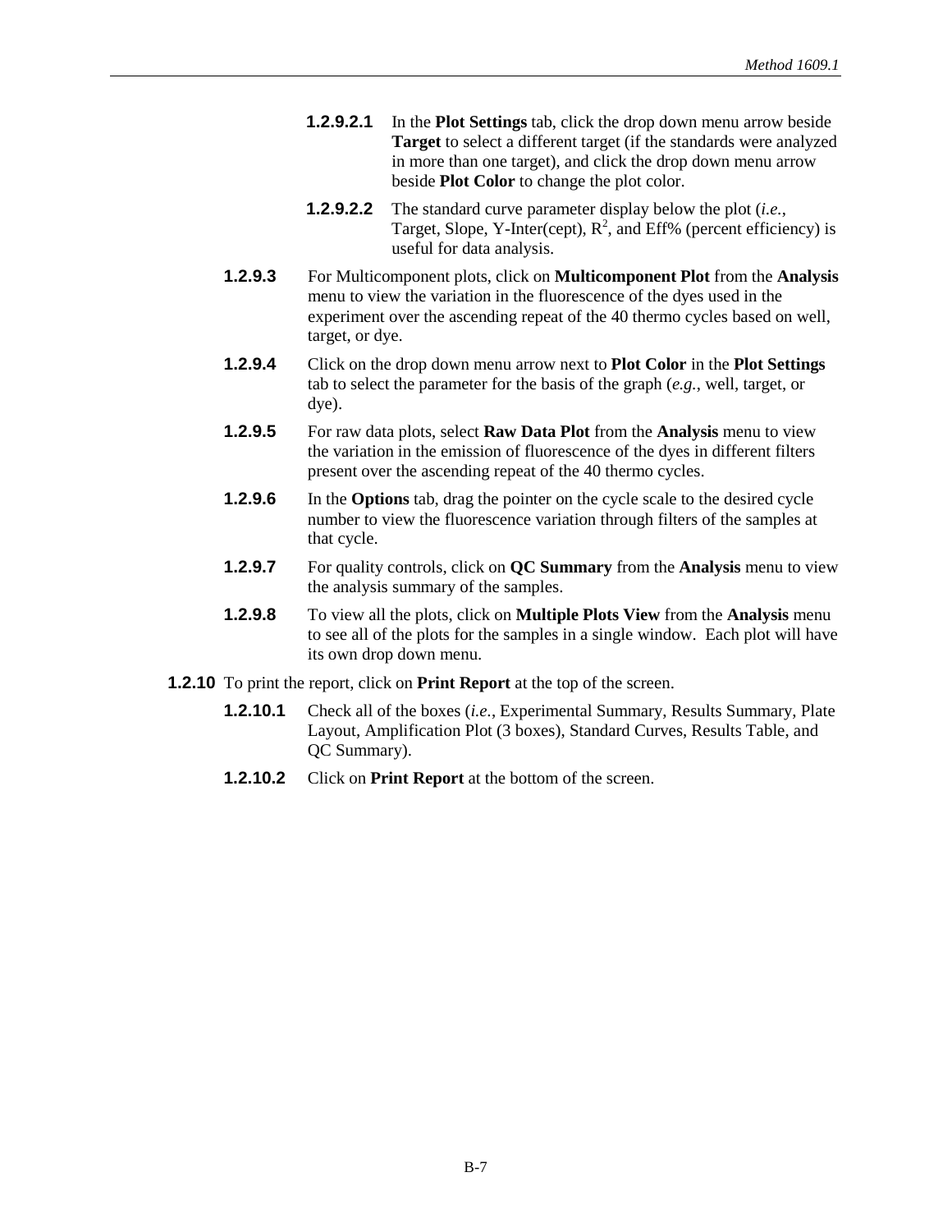**1.2.9.2.1** In the **Plot Settings** tab, click the drop down menu arrow beside **Target** to select a different target (if the standards were analyzed in more than one target), and click the drop down menu arrow beside **Plot Color** to change the plot color.

**1.2.9.2.2** The standard curve parameter display below the plot (*i.e.*, Target, Slope, Y-Inter(cept), $R^2$, and Eff% (percent efficiency) is useful for data analysis.

**1.2.9.3** For Multicomponent plots, click on **Multicomponent Plot** from the **Analysis** menu to view the variation in the fluorescence of the dyes used in the experiment over the ascending repeat of the 40 thermo cycles based on well, target, or dye.

**1.2.9.4** Click on the drop down menu arrow next to **Plot Color** in the **Plot Settings** tab to select the parameter for the basis of the graph (*e.g.*, well, target, or dye).

**1.2.9.5** For raw data plots, select **Raw Data Plot** from the **Analysis** menu to view the variation in the emission of fluorescence of the dyes in different filters present over the ascending repeat of the 40 thermo cycles.

**1.2.9.6** In the **Options** tab, drag the pointer on the cycle scale to the desired cycle number to view the fluorescence variation through filters of the samples at that cycle.

**1.2.9.7** For quality controls, click on **QC Summary** from the **Analysis** menu to view the analysis summary of the samples.

**1.2.9.8** To view all the plots, click on **Multiple Plots View** from the **Analysis** menu to see all of the plots for the samples in a single window. Each plot will have its own drop down menu.

**1.2.10** To print the report, click on **Print Report** at the top of the screen.

**1.2.10.1** Check all of the boxes (*i.e.*, Experimental Summary, Results Summary, Plate Layout, Amplification Plot (3 boxes), Standard Curves, Results Table, and QC Summary).

**1.2.10.2** Click on **Print Report** at the bottom of the screen.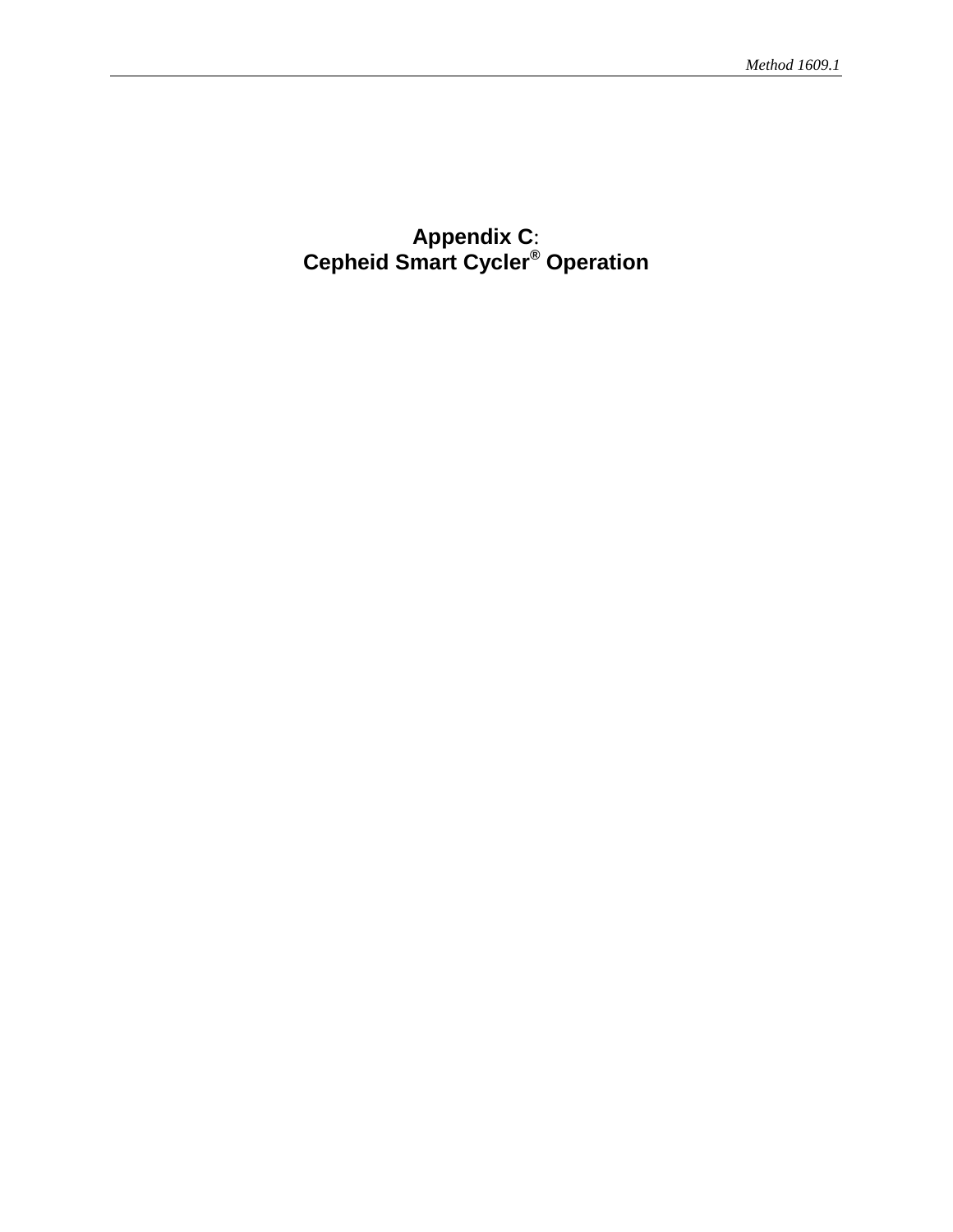# Appendix C:
# Cepheid Smart Cycler® Operation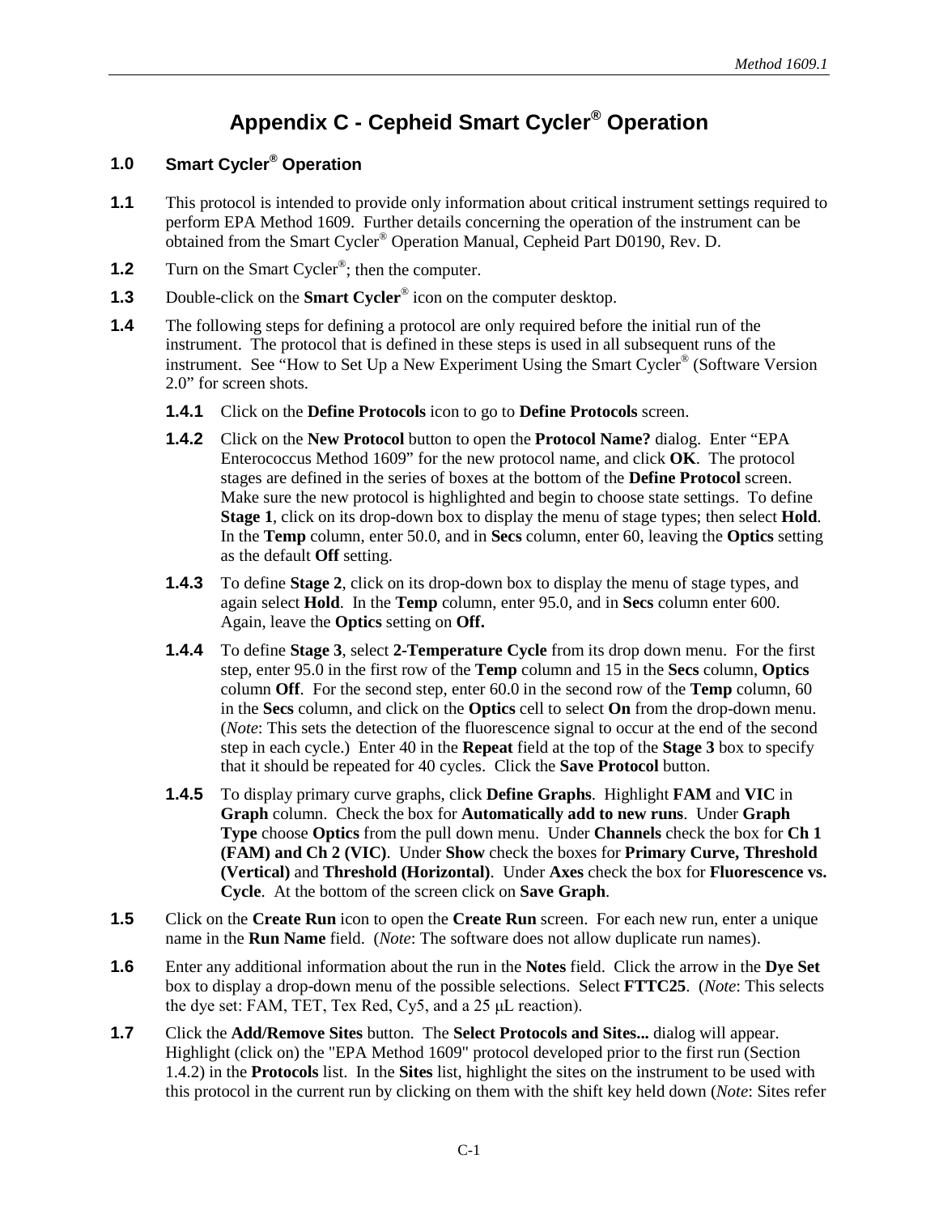# Appendix C - Cepheid Smart Cycler® Operation

## 1.0 Smart Cycler® Operation

**1.1** This protocol is intended to provide only information about critical instrument settings required to perform EPA Method 1609. Further details concerning the operation of the instrument can be obtained from the Smart Cycler® Operation Manual, Cepheid Part D0190, Rev. D.

**1.2** Turn on the Smart Cycler®; then the computer.

**1.3** Double-click on the **Smart Cycler®** icon on the computer desktop.

**1.4** The following steps for defining a protocol are only required before the initial run of the instrument. The protocol that is defined in these steps is used in all subsequent runs of the instrument. See "How to Set Up a New Experiment Using the Smart Cycler® (Software Version 2.0" for screen shots.

**1.4.1** Click on the **Define Protocols** icon to go to **Define Protocols** screen.

**1.4.2** Click on the **New Protocol** button to open the **Protocol Name?** dialog. Enter "EPA Enterococcus Method 1609" for the new protocol name, and click **OK**. The protocol stages are defined in the series of boxes at the bottom of the **Define Protocol** screen. Make sure the new protocol is highlighted and begin to choose state settings. To define **Stage 1**, click on its drop-down box to display the menu of stage types; then select **Hold**. In the **Temp** column, enter 50.0, and in **Secs** column, enter 60, leaving the **Optics** setting as the default **Off** setting.

**1.4.3** To define **Stage 2**, click on its drop-down box to display the menu of stage types, and again select **Hold**. In the **Temp** column, enter 95.0, and in **Secs** column enter 600. Again, leave the **Optics** setting on **Off.**

**1.4.4** To define **Stage 3**, select **2-Temperature Cycle** from its drop down menu. For the first step, enter 95.0 in the first row of the **Temp** column and 15 in the **Secs** column, **Optics** column **Off**. For the second step, enter 60.0 in the second row of the **Temp** column, 60 in the **Secs** column, and click on the **Optics** cell to select **On** from the drop-down menu. (*Note*: This sets the detection of the fluorescence signal to occur at the end of the second step in each cycle.) Enter 40 in the **Repeat** field at the top of the **Stage 3** box to specify that it should be repeated for 40 cycles. Click the **Save Protocol** button.

**1.4.5** To display primary curve graphs, click **Define Graphs**. Highlight **FAM** and **VIC** in **Graph** column. Check the box for **Automatically add to new runs**. Under **Graph Type** choose **Optics** from the pull down menu. Under **Channels** check the box for **Ch 1 (FAM) and Ch 2 (VIC)**. Under **Show** check the boxes for **Primary Curve, Threshold (Vertical)** and **Threshold (Horizontal)**. Under **Axes** check the box for **Fluorescence vs. Cycle**. At the bottom of the screen click on **Save Graph**.

**1.5** Click on the **Create Run** icon to open the **Create Run** screen. For each new run, enter a unique name in the **Run Name** field. (*Note*: The software does not allow duplicate run names).

**1.6** Enter any additional information about the run in the **Notes** field. Click the arrow in the **Dye Set** box to display a drop-down menu of the possible selections. Select **FTTC25**. (*Note*: This selects the dye set: FAM, TET, Tex Red, Cy5, and a 25 μL reaction).

**1.7** Click the **Add/Remove Sites** button. The **Select Protocols and Sites...** dialog will appear. Highlight (click on) the "EPA Method 1609" protocol developed prior to the first run (Section 1.4.2) in the **Protocols** list. In the **Sites** list, highlight the sites on the instrument to be used with this protocol in the current run by clicking on them with the shift key held down (*Note*: Sites refer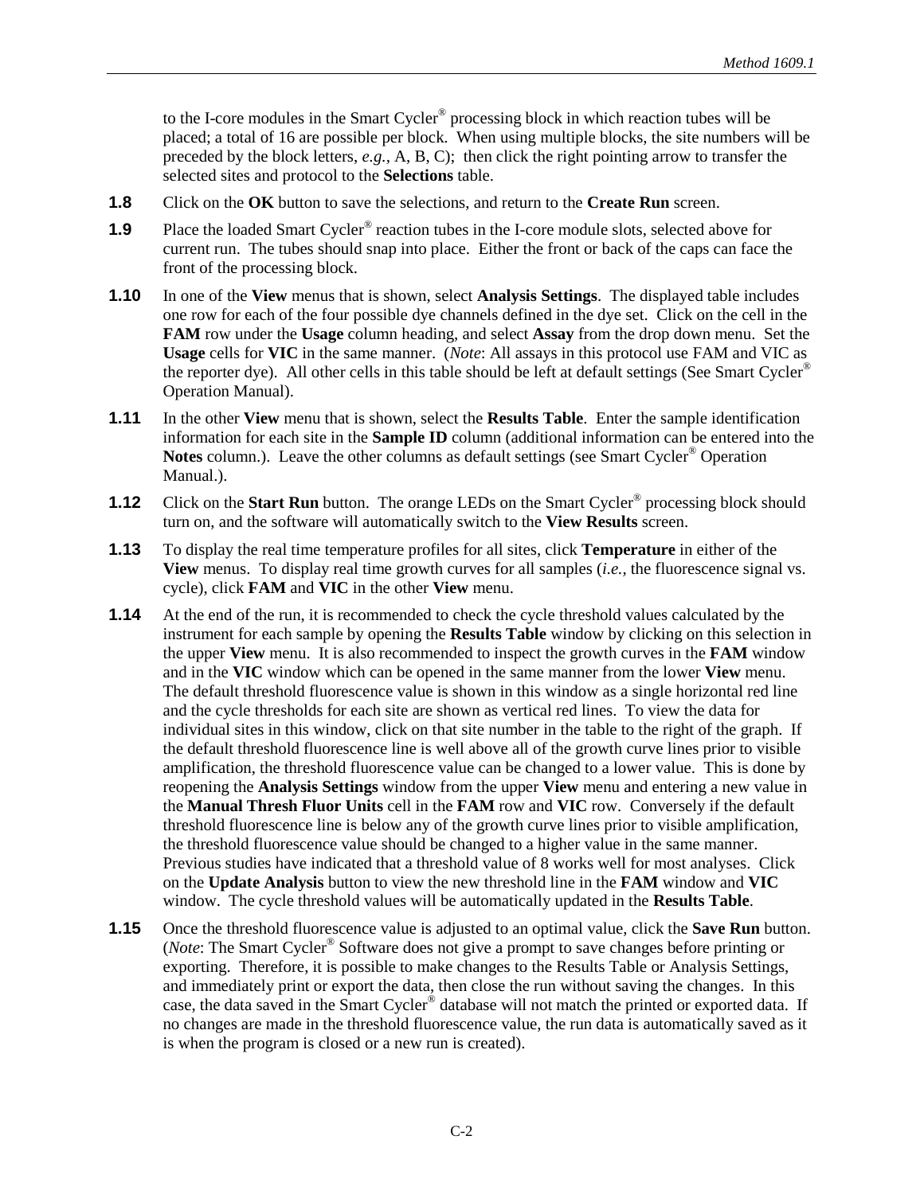to the I-core modules in the Smart Cycler® processing block in which reaction tubes will be placed; a total of 16 are possible per block. When using multiple blocks, the site numbers will be preceded by the block letters, *e.g.*, A, B, C); then click the right pointing arrow to transfer the selected sites and protocol to the **Selections** table.

**1.8** Click on the **OK** button to save the selections, and return to the **Create Run** screen.

**1.9** Place the loaded Smart Cycler® reaction tubes in the I-core module slots, selected above for current run. The tubes should snap into place. Either the front or back of the caps can face the front of the processing block.

**1.10** In one of the **View** menus that is shown, select **Analysis Settings**. The displayed table includes one row for each of the four possible dye channels defined in the dye set. Click on the cell in the **FAM** row under the **Usage** column heading, and select **Assay** from the drop down menu. Set the **Usage** cells for **VIC** in the same manner. (*Note*: All assays in this protocol use FAM and VIC as the reporter dye). All other cells in this table should be left at default settings (See Smart Cycler® Operation Manual).

**1.11** In the other **View** menu that is shown, select the **Results Table**. Enter the sample identification information for each site in the **Sample ID** column (additional information can be entered into the **Notes** column.). Leave the other columns as default settings (see Smart Cycler® Operation Manual.).

**1.12** Click on the **Start Run** button. The orange LEDs on the Smart Cycler® processing block should turn on, and the software will automatically switch to the **View Results** screen.

**1.13** To display the real time temperature profiles for all sites, click **Temperature** in either of the **View** menus. To display real time growth curves for all samples (*i.e.*, the fluorescence signal vs. cycle), click **FAM** and **VIC** in the other **View** menu.

**1.14** At the end of the run, it is recommended to check the cycle threshold values calculated by the instrument for each sample by opening the **Results Table** window by clicking on this selection in the upper **View** menu. It is also recommended to inspect the growth curves in the **FAM** window and in the **VIC** window which can be opened in the same manner from the lower **View** menu. The default threshold fluorescence value is shown in this window as a single horizontal red line and the cycle thresholds for each site are shown as vertical red lines. To view the data for individual sites in this window, click on that site number in the table to the right of the graph. If the default threshold fluorescence line is well above all of the growth curve lines prior to visible amplification, the threshold fluorescence value can be changed to a lower value. This is done by reopening the **Analysis Settings** window from the upper **View** menu and entering a new value in the **Manual Thresh Fluor Units** cell in the **FAM** row and **VIC** row. Conversely if the default threshold fluorescence line is below any of the growth curve lines prior to visible amplification, the threshold fluorescence value should be changed to a higher value in the same manner. Previous studies have indicated that a threshold value of 8 works well for most analyses. Click on the **Update Analysis** button to view the new threshold line in the **FAM** window and **VIC** window. The cycle threshold values will be automatically updated in the **Results Table**.

**1.15** Once the threshold fluorescence value is adjusted to an optimal value, click the **Save Run** button. (*Note*: The Smart Cycler® Software does not give a prompt to save changes before printing or exporting. Therefore, it is possible to make changes to the Results Table or Analysis Settings, and immediately print or export the data, then close the run without saving the changes. In this case, the data saved in the Smart Cycler® database will not match the printed or exported data. If no changes are made in the threshold fluorescence value, the run data is automatically saved as it is when the program is closed or a new run is created).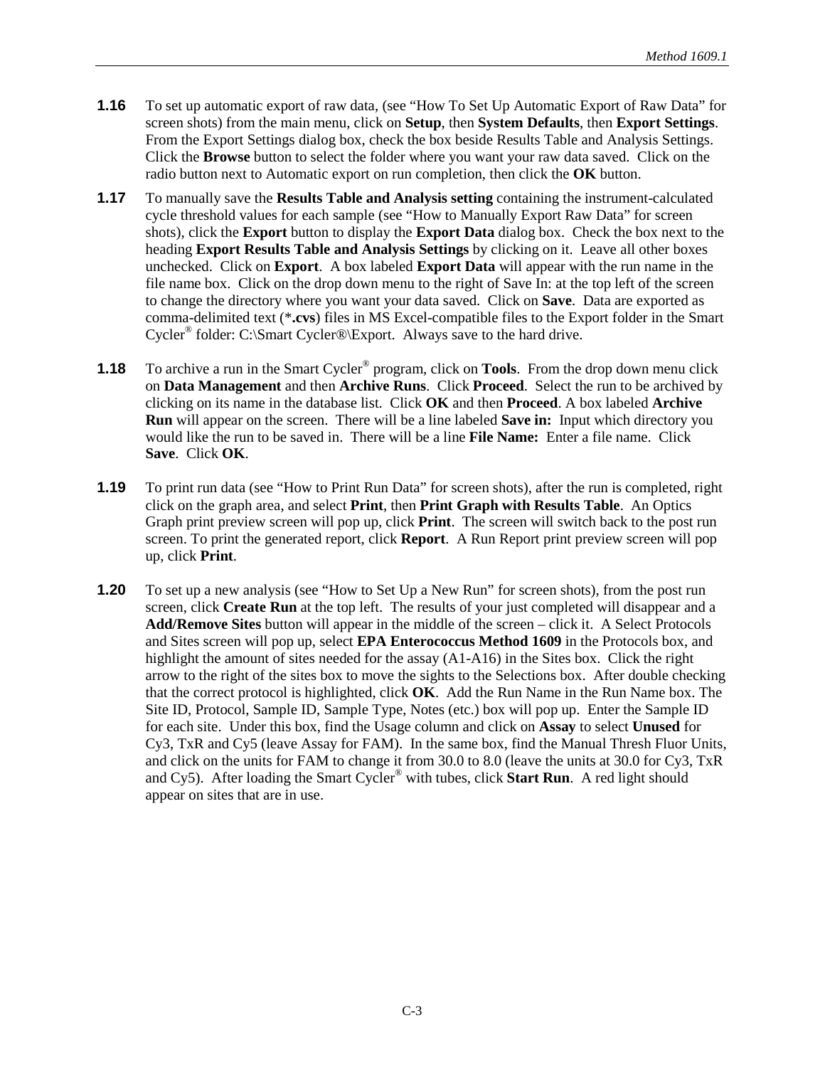**1.16** To set up automatic export of raw data, (see "How To Set Up Automatic Export of Raw Data" for screen shots) from the main menu, click on **Setup**, then **System Defaults**, then **Export Settings**. From the Export Settings dialog box, check the box beside Results Table and Analysis Settings. Click the **Browse** button to select the folder where you want your raw data saved. Click on the radio button next to Automatic export on run completion, then click the **OK** button.

**1.17** To manually save the **Results Table and Analysis setting** containing the instrument-calculated cycle threshold values for each sample (see "How to Manually Export Raw Data" for screen shots), click the **Export** button to display the **Export Data** dialog box. Check the box next to the heading **Export Results Table and Analysis Settings** by clicking on it. Leave all other boxes unchecked. Click on **Export**. A box labeled **Export Data** will appear with the run name in the file name box. Click on the drop down menu to the right of Save In: at the top left of the screen to change the directory where you want your data saved. Click on **Save**. Data are exported as comma-delimited text (***.cvs**) files in MS Excel-compatible files to the Export folder in the Smart Cycler® folder: C:\Smart Cycler®\Export. Always save to the hard drive.

**1.18** To archive a run in the Smart Cycler® program, click on **Tools**. From the drop down menu click on **Data Management** and then **Archive Runs**. Click **Proceed**. Select the run to be archived by clicking on its name in the database list. Click **OK** and then **Proceed**. A box labeled **Archive Run** will appear on the screen. There will be a line labeled **Save in:** Input which directory you would like the run to be saved in. There will be a line **File Name:** Enter a file name. Click **Save**. Click **OK**.

**1.19** To print run data (see "How to Print Run Data" for screen shots), after the run is completed, right click on the graph area, and select **Print**, then **Print Graph with Results Table**. An Optics Graph print preview screen will pop up, click **Print**. The screen will switch back to the post run screen. To print the generated report, click **Report**. A Run Report print preview screen will pop up, click **Print**.

**1.20** To set up a new analysis (see "How to Set Up a New Run" for screen shots), from the post run screen, click **Create Run** at the top left. The results of your just completed will disappear and a **Add/Remove Sites** button will appear in the middle of the screen – click it. A Select Protocols and Sites screen will pop up, select **EPA Enterococcus Method 1609** in the Protocols box, and highlight the amount of sites needed for the assay (A1-A16) in the Sites box. Click the right arrow to the right of the sites box to move the sights to the Selections box. After double checking that the correct protocol is highlighted, click **OK**. Add the Run Name in the Run Name box. The Site ID, Protocol, Sample ID, Sample Type, Notes (etc.) box will pop up. Enter the Sample ID for each site. Under this box, find the Usage column and click on **Assay** to select **Unused** for Cy3, TxR and Cy5 (leave Assay for FAM). In the same box, find the Manual Thresh Fluor Units, and click on the units for FAM to change it from 30.0 to 8.0 (leave the units at 30.0 for Cy3, TxR and Cy5). After loading the Smart Cycler® with tubes, click **Start Run**. A red light should appear on sites that are in use.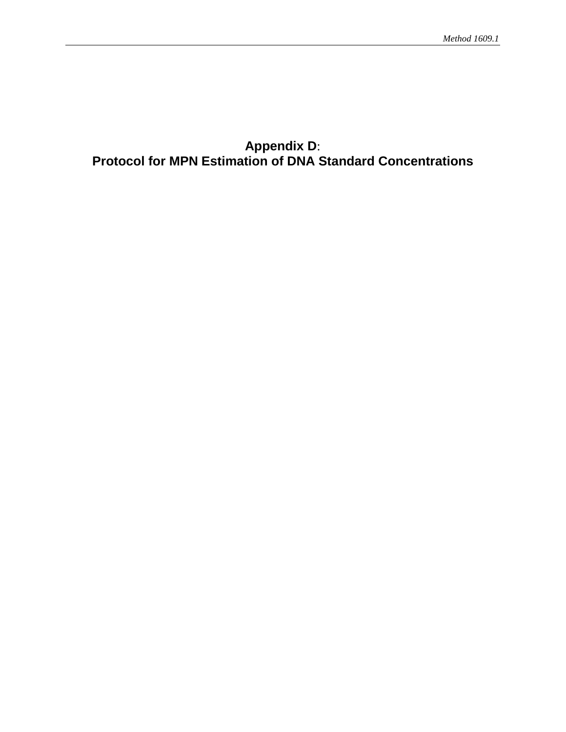# Appendix D:
# Protocol for MPN Estimation of DNA Standard Concentrations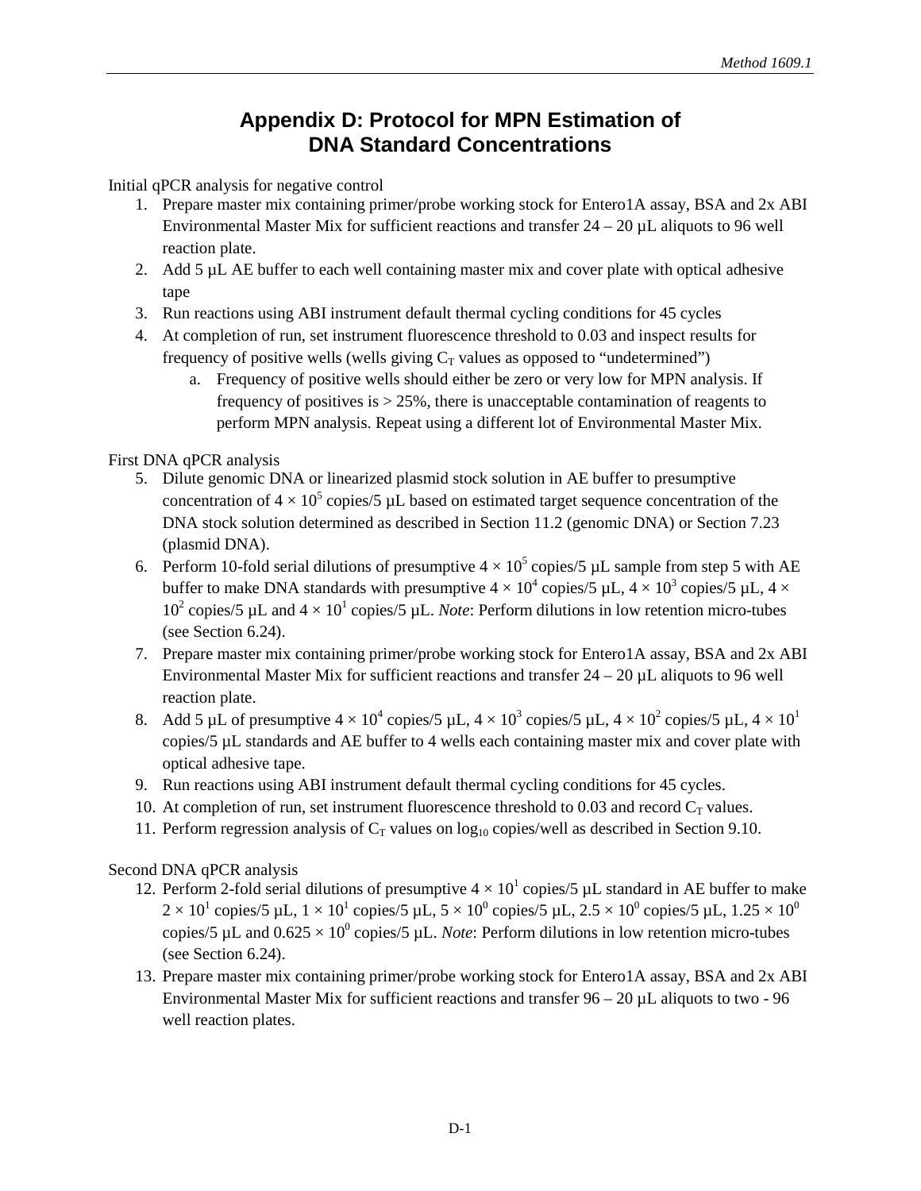# Appendix D: Protocol for MPN Estimation of DNA Standard Concentrations

Initial qPCR analysis for negative control

1. Prepare master mix containing primer/probe working stock for Entero1A assay, BSA and 2x ABI Environmental Master Mix for sufficient reactions and transfer 24 – 20 µL aliquots to 96 well reaction plate.
2. Add 5 µL AE buffer to each well containing master mix and cover plate with optical adhesive tape
3. Run reactions using ABI instrument default thermal cycling conditions for 45 cycles
4. At completion of run, set instrument fluorescence threshold to 0.03 and inspect results for frequency of positive wells (wells giving $C_T$ values as opposed to "undetermined")
   a. Frequency of positive wells should either be zero or very low for MPN analysis. If frequency of positives is > 25%, there is unacceptable contamination of reagents to perform MPN analysis. Repeat using a different lot of Environmental Master Mix.

First DNA qPCR analysis

5. Dilute genomic DNA or linearized plasmid stock solution in AE buffer to presumptive concentration of $4 \times 10^5$ copies/5 µL based on estimated target sequence concentration of the DNA stock solution determined as described in Section 11.2 (genomic DNA) or Section 7.23 (plasmid DNA).
6. Perform 10-fold serial dilutions of presumptive $4 \times 10^5$ copies/5 µL sample from step 5 with AE buffer to make DNA standards with presumptive $4 \times 10^4$ copies/5 µL, $4 \times 10^3$ copies/5 µL, $4 \times 10^2$ copies/5 µL and $4 \times 10^1$ copies/5 µL. *Note*: Perform dilutions in low retention micro-tubes (see Section 6.24).
7. Prepare master mix containing primer/probe working stock for Entero1A assay, BSA and 2x ABI Environmental Master Mix for sufficient reactions and transfer 24 – 20 µL aliquots to 96 well reaction plate.
8. Add 5 µL of presumptive $4 \times 10^4$ copies/5 µL, $4 \times 10^3$ copies/5 µL, $4 \times 10^2$ copies/5 µL, $4 \times 10^1$ copies/5 µL standards and AE buffer to 4 wells each containing master mix and cover plate with optical adhesive tape.
9. Run reactions using ABI instrument default thermal cycling conditions for 45 cycles.
10. At completion of run, set instrument fluorescence threshold to 0.03 and record $C_T$ values.
11. Perform regression analysis of $C_T$ values on $\log_{10}$ copies/well as described in Section 9.10.

Second DNA qPCR analysis

12. Perform 2-fold serial dilutions of presumptive $4 \times 10^1$ copies/5 µL standard in AE buffer to make $2 \times 10^1$ copies/5 µL, $1 \times 10^1$ copies/5 µL, $5 \times 10^0$ copies/5 µL, $2.5 \times 10^0$ copies/5 µL, $1.25 \times 10^0$ copies/5 µL and $0.625 \times 10^0$ copies/5 µL. *Note*: Perform dilutions in low retention micro-tubes (see Section 6.24).
13. Prepare master mix containing primer/probe working stock for Entero1A assay, BSA and 2x ABI Environmental Master Mix for sufficient reactions and transfer 96 – 20 µL aliquots to two - 96 well reaction plates.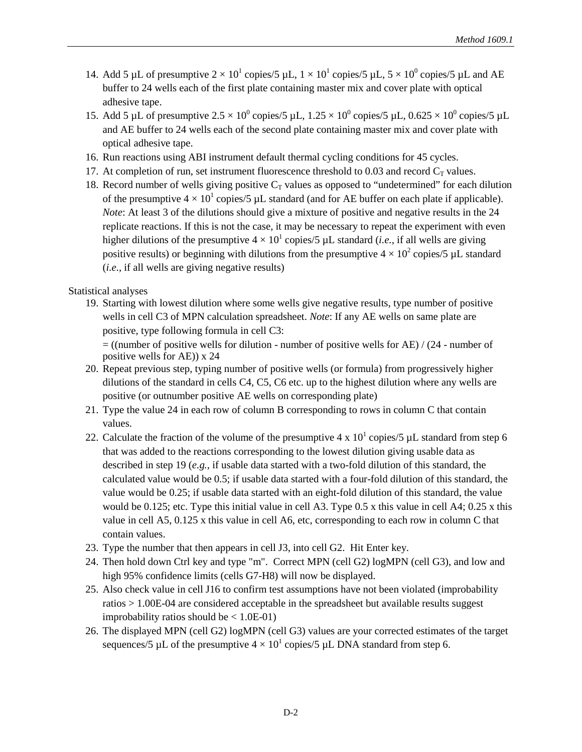14. Add 5 µL of presumptive $2 \times 10^1$ copies/5 µL, $1 \times 10^1$ copies/5 µL, $5 \times 10^0$ copies/5 µL and AE buffer to 24 wells each of the first plate containing master mix and cover plate with optical adhesive tape.
15. Add 5 µL of presumptive $2.5 \times 10^0$ copies/5 µL, $1.25 \times 10^0$ copies/5 µL, $0.625 \times 10^0$ copies/5 µL and AE buffer to 24 wells each of the second plate containing master mix and cover plate with optical adhesive tape.
16. Run reactions using ABI instrument default thermal cycling conditions for 45 cycles.
17. At completion of run, set instrument fluorescence threshold to 0.03 and record $C_T$ values.
18. Record number of wells giving positive $C_T$ values as opposed to "undetermined" for each dilution of the presumptive $4 \times 10^1$ copies/5 µL standard (and for AE buffer on each plate if applicable). *Note*: At least 3 of the dilutions should give a mixture of positive and negative results in the 24 replicate reactions. If this is not the case, it may be necessary to repeat the experiment with even higher dilutions of the presumptive $4 \times 10^1$ copies/5 µL standard (*i.e.*, if all wells are giving positive results) or beginning with dilutions from the presumptive $4 \times 10^2$ copies/5 µL standard (*i.e.*, if all wells are giving negative results)

Statistical analyses

19. Starting with lowest dilution where some wells give negative results, type number of positive wells in cell C3 of MPN calculation spreadsheet. *Note*: If any AE wells on same plate are positive, type following formula in cell C3:
    = ((number of positive wells for dilution - number of positive wells for AE) / (24 - number of positive wells for AE)) x 24
20. Repeat previous step, typing number of positive wells (or formula) from progressively higher dilutions of the standard in cells C4, C5, C6 etc. up to the highest dilution where any wells are positive (or outnumber positive AE wells on corresponding plate)
21. Type the value 24 in each row of column B corresponding to rows in column C that contain values.
22. Calculate the fraction of the volume of the presumptive $4 \times 10^1$ copies/5 µL standard from step 6 that was added to the reactions corresponding to the lowest dilution giving usable data as described in step 19 (*e.g.*, if usable data started with a two-fold dilution of this standard, the calculated value would be 0.5; if usable data started with a four-fold dilution of this standard, the value would be 0.25; if usable data started with an eight-fold dilution of this standard, the value would be 0.125; etc. Type this initial value in cell A3. Type 0.5 x this value in cell A4; 0.25 x this value in cell A5, 0.125 x this value in cell A6, etc, corresponding to each row in column C that contain values.
23. Type the number that then appears in cell J3, into cell G2. Hit Enter key.
24. Then hold down Ctrl key and type "m". Correct MPN (cell G2) logMPN (cell G3), and low and high 95% confidence limits (cells G7-H8) will now be displayed.
25. Also check value in cell J16 to confirm test assumptions have not been violated (improbability ratios > 1.00E-04 are considered acceptable in the spreadsheet but available results suggest improbability ratios should be < 1.0E-01)
26. The displayed MPN (cell G2) logMPN (cell G3) values are your corrected estimates of the target sequences/5 µL of the presumptive $4 \times 10^1$ copies/5 µL DNA standard from step 6.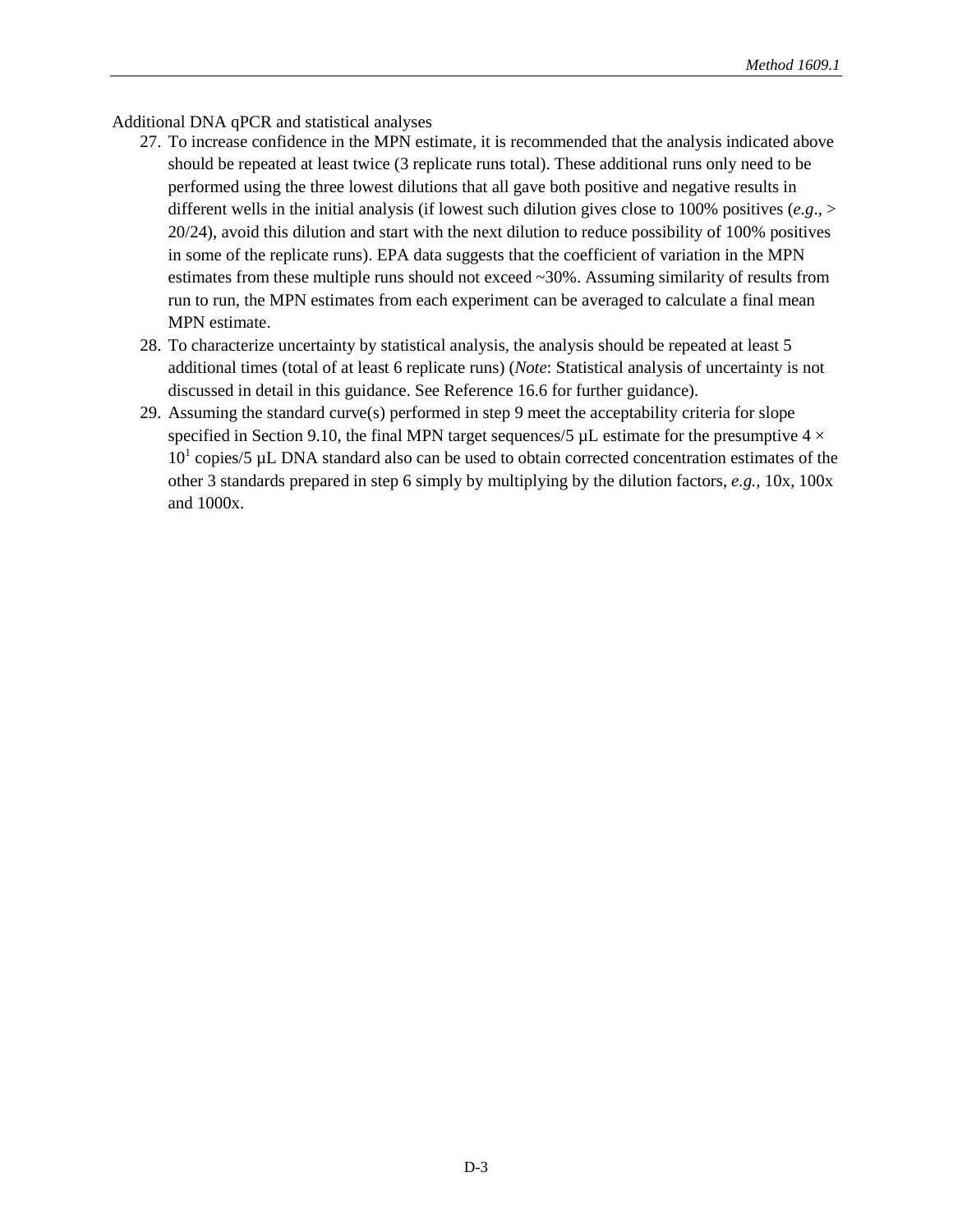Additional DNA qPCR and statistical analyses

27. To increase confidence in the MPN estimate, it is recommended that the analysis indicated above should be repeated at least twice (3 replicate runs total). These additional runs only need to be performed using the three lowest dilutions that all gave both positive and negative results in different wells in the initial analysis (if lowest such dilution gives close to 100% positives (*e.g*., > 20/24), avoid this dilution and start with the next dilution to reduce possibility of 100% positives in some of the replicate runs). EPA data suggests that the coefficient of variation in the MPN estimates from these multiple runs should not exceed ~30%. Assuming similarity of results from run to run, the MPN estimates from each experiment can be averaged to calculate a final mean MPN estimate.
28. To characterize uncertainty by statistical analysis, the analysis should be repeated at least 5 additional times (total of at least 6 replicate runs) (*Note*: Statistical analysis of uncertainty is not discussed in detail in this guidance. See Reference 16.6 for further guidance).
29. Assuming the standard curve(s) performed in step 9 meet the acceptability criteria for slope specified in Section 9.10, the final MPN target sequences/5 µL estimate for the presumptive $4 \times 10^1$ copies/5 µL DNA standard also can be used to obtain corrected concentration estimates of the other 3 standards prepared in step 6 simply by multiplying by the dilution factors, *e.g.*, 10x, 100x and 1000x.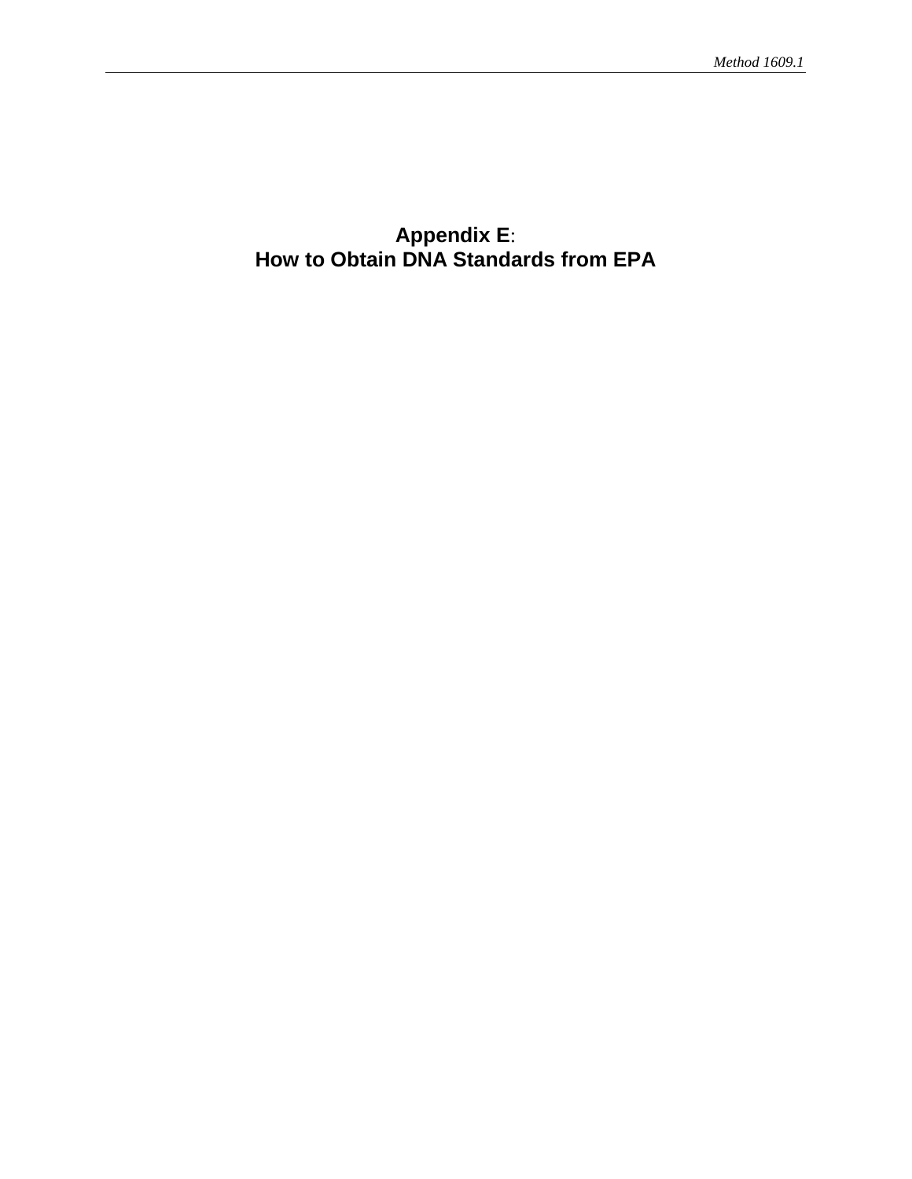# Appendix E: How to Obtain DNA Standards from EPA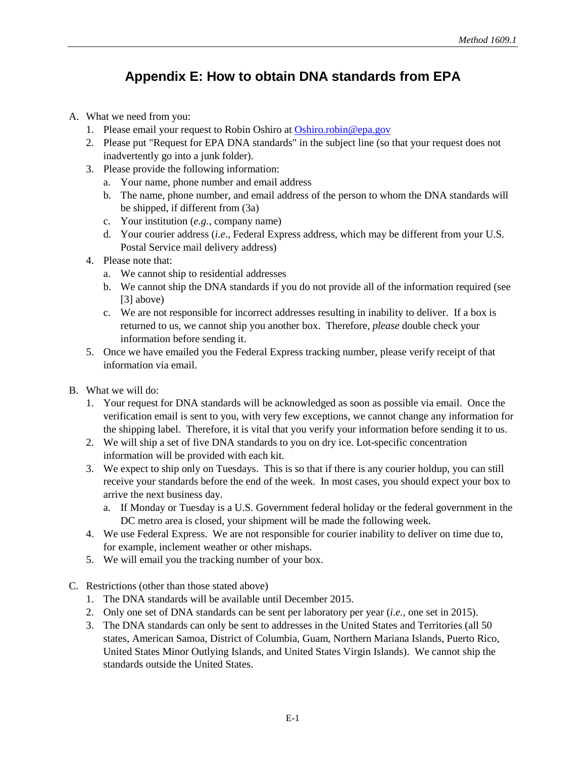# Appendix E: How to obtain DNA standards from EPA

A. What we need from you:

1. Please email your request to Robin Oshiro at [Oshiro.robin@epa.gov](mailto:Oshiro.robin@epa.gov)
2. Please put "Request for EPA DNA standards" in the subject line (so that your request does not inadvertently go into a junk folder).
3. Please provide the following information:
   a. Your name, phone number and email address
   b. The name, phone number, and email address of the person to whom the DNA standards will be shipped, if different from (3a)
   c. Your institution (*e.g.*, company name)
   d. Your courier address (*i.e*., Federal Express address, which may be different from your U.S. Postal Service mail delivery address)
4. Please note that:
   a. We cannot ship to residential addresses
   b. We cannot ship the DNA standards if you do not provide all of the information required (see [3] above)
   c. We are not responsible for incorrect addresses resulting in inability to deliver. If a box is returned to us, we cannot ship you another box. Therefore, *please* double check your information before sending it.
5. Once we have emailed you the Federal Express tracking number, please verify receipt of that information via email.

B. What we will do:

1. Your request for DNA standards will be acknowledged as soon as possible via email. Once the verification email is sent to you, with very few exceptions, we cannot change any information for the shipping label. Therefore, it is vital that you verify your information before sending it to us.
2. We will ship a set of five DNA standards to you on dry ice. Lot-specific concentration information will be provided with each kit.
3. We expect to ship only on Tuesdays. This is so that if there is any courier holdup, you can still receive your standards before the end of the week. In most cases, you should expect your box to arrive the next business day.
   a. If Monday or Tuesday is a U.S. Government federal holiday or the federal government in the DC metro area is closed, your shipment will be made the following week.
4. We use Federal Express. We are not responsible for courier inability to deliver on time due to, for example, inclement weather or other mishaps.
5. We will email you the tracking number of your box.

C. Restrictions (other than those stated above)

1. The DNA standards will be available until December 2015.
2. Only one set of DNA standards can be sent per laboratory per year (*i.e.*, one set in 2015).
3. The DNA standards can only be sent to addresses in the United States and Territories (all 50 states, American Samoa, District of Columbia, Guam, Northern Mariana Islands, Puerto Rico, United States Minor Outlying Islands, and United States Virgin Islands). We cannot ship the standards outside the United States.